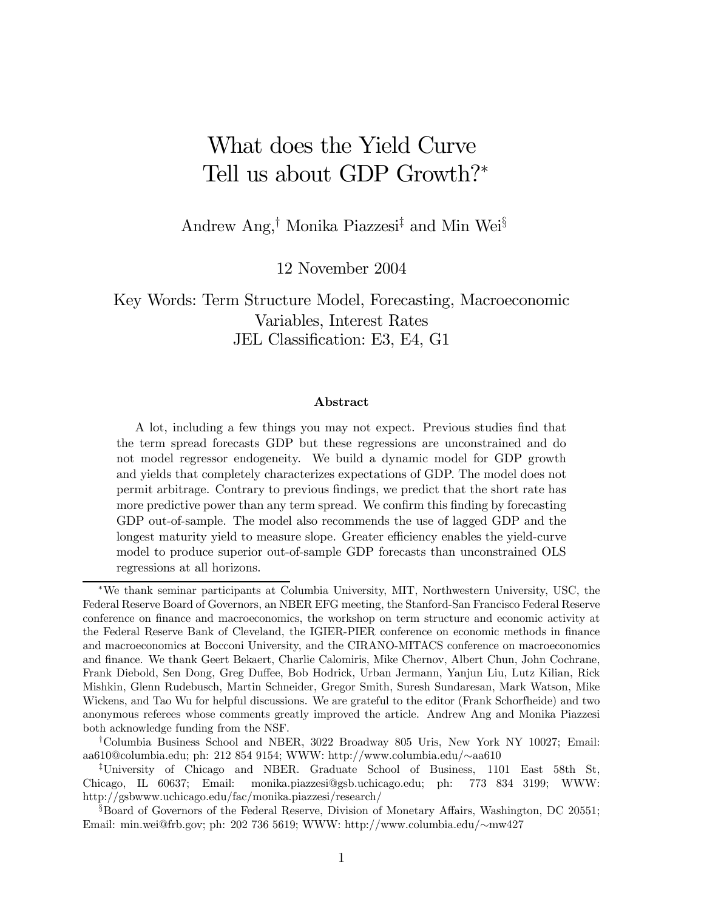# What does the Yield Curve Tell us about GDP Growth?*

Andrew Ang,[†] Monika Piazzesi[‡] and Min Wei[§]

12 November 2004

Key Words: Term Structure Model, Forecasting, Macroeconomic Variables, Interest Rates
JEL Classification: E3, E4, G1

### Abstract

A lot, including a few things you may not expect. Previous studies find that the term spread forecasts GDP but these regressions are unconstrained and do not model regressor endogeneity. We build a dynamic model for GDP growth and yields that completely characterizes expectations of GDP. The model does not permit arbitrage. Contrary to previous findings, we predict that the short rate has more predictive power than any term spread. We confirm this finding by forecasting GDP out-of-sample. The model also recommends the use of lagged GDP and the longest maturity yield to measure slope. Greater efficiency enables the yield-curve model to produce superior out-of-sample GDP forecasts than unconstrained OLS regressions at all horizons.

---

*We thank seminar participants at Columbia University, MIT, Northwestern University, USC, the Federal Reserve Board of Governors, an NBER EFG meeting, the Stanford-San Francisco Federal Reserve conference on finance and macroeconomics, the workshop on term structure and economic activity at the Federal Reserve Bank of Cleveland, the IGIER-PIER conference on economic methods in finance and macroeconomics at Bocconi University, and the CIRANO-MITACS conference on macroeconomics and finance. We thank Geert Bekaert, Charlie Calomiris, Mike Chernov, Albert Chun, John Cochrane, Frank Diebold, Sen Dong, Greg Duffee, Bob Hodrick, Urban Jermann, Yanjun Liu, Lutz Kilian, Rick Mishkin, Glenn Rudebusch, Martin Schneider, Gregor Smith, Suresh Sundaresan, Mark Watson, Mike Wickens, and Tao Wu for helpful discussions. We are grateful to the editor (Frank Schorfheide) and two anonymous referees whose comments greatly improved the article. Andrew Ang and Monika Piazzesi both acknowledge funding from the NSF.

[†]Columbia Business School and NBER, 3022 Broadway 805 Uris, New York NY 10027; Email: aa610@columbia.edu; ph: 212 854 9154; WWW: http://www.columbia.edu/∼aa610

[‡]University of Chicago and NBER. Graduate School of Business, 1101 East 58th St, Chicago, IL 60637; Email: monika.piazzesi@gsb.uchicago.edu; ph: 773 834 3199; WWW: http://gsbwww.uchicago.edu/fac/monika.piazzesi/research/

[§]Board of Governors of the Federal Reserve, Division of Monetary Affairs, Washington, DC 20551; Email: min.wei@frb.gov; ph: 202 736 5619; WWW: http://www.columbia.edu/∼mw427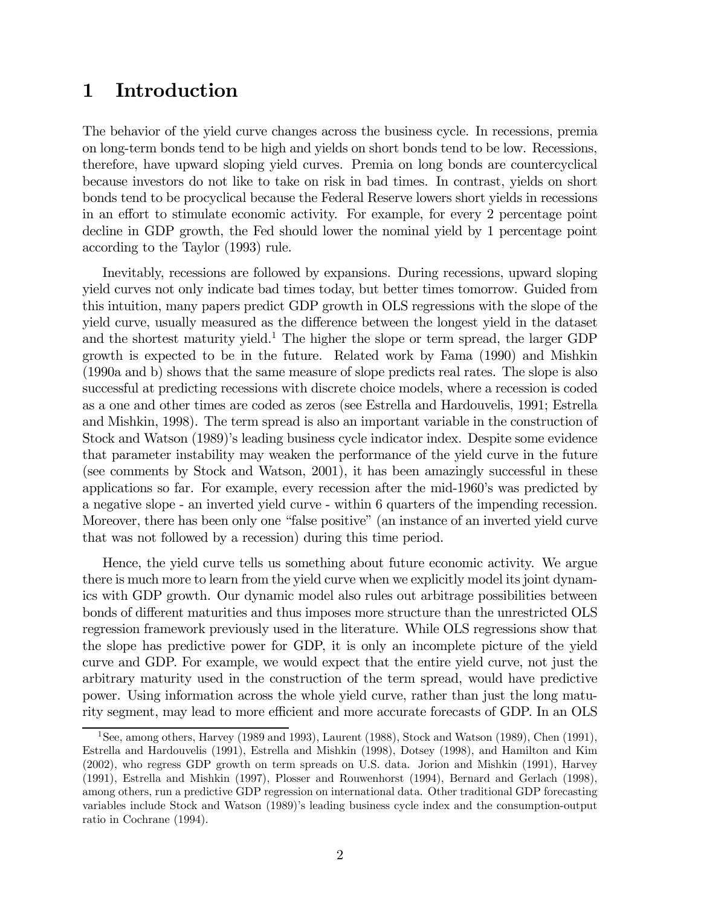# 1 Introduction

The behavior of the yield curve changes across the business cycle. In recessions, premia on long-term bonds tend to be high and yields on short bonds tend to be low. Recessions, therefore, have upward sloping yield curves. Premia on long bonds are countercyclical because investors do not like to take on risk in bad times. In contrast, yields on short bonds tend to be procyclical because the Federal Reserve lowers short yields in recessions in an effort to stimulate economic activity. For example, for every 2 percentage point decline in GDP growth, the Fed should lower the nominal yield by 1 percentage point according to the Taylor (1993) rule.

Inevitably, recessions are followed by expansions. During recessions, upward sloping yield curves not only indicate bad times today, but better times tomorrow. Guided from this intuition, many papers predict GDP growth in OLS regressions with the slope of the yield curve, usually measured as the difference between the longest yield in the dataset and the shortest maturity yield.[1] The higher the slope or term spread, the larger GDP growth is expected to be in the future. Related work by Fama (1990) and Mishkin (1990a and b) shows that the same measure of slope predicts real rates. The slope is also successful at predicting recessions with discrete choice models, where a recession is coded as a one and other times are coded as zeros (see Estrella and Hardouvelis, 1991; Estrella and Mishkin, 1998). The term spread is also an important variable in the construction of Stock and Watson (1989)'s leading business cycle indicator index. Despite some evidence that parameter instability may weaken the performance of the yield curve in the future (see comments by Stock and Watson, 2001), it has been amazingly successful in these applications so far. For example, every recession after the mid-1960's was predicted by a negative slope - an inverted yield curve - within 6 quarters of the impending recession. Moreover, there has been only one "false positive" (an instance of an inverted yield curve that was not followed by a recession) during this time period.

Hence, the yield curve tells us something about future economic activity. We argue there is much more to learn from the yield curve when we explicitly model its joint dynamics with GDP growth. Our dynamic model also rules out arbitrage possibilities between bonds of different maturities and thus imposes more structure than the unrestricted OLS regression framework previously used in the literature. While OLS regressions show that the slope has predictive power for GDP, it is only an incomplete picture of the yield curve and GDP. For example, we would expect that the entire yield curve, not just the arbitrary maturity used in the construction of the term spread, would have predictive power. Using information across the whole yield curve, rather than just the long maturity segment, may lead to more efficient and more accurate forecasts of GDP. In an OLS

[1] See, among others, Harvey (1989 and 1993), Laurent (1988), Stock and Watson (1989), Chen (1991), Estrella and Hardouvelis (1991), Estrella and Mishkin (1998), Dotsey (1998), and Hamilton and Kim (2002), who regress GDP growth on term spreads on U.S. data. Jorion and Mishkin (1991), Harvey (1991), Estrella and Mishkin (1997), Plosser and Rouwenhorst (1994), Bernard and Gerlach (1998), among others, run a predictive GDP regression on international data. Other traditional GDP forecasting variables include Stock and Watson (1989)'s leading business cycle index and the consumption-output ratio in Cochrane (1994).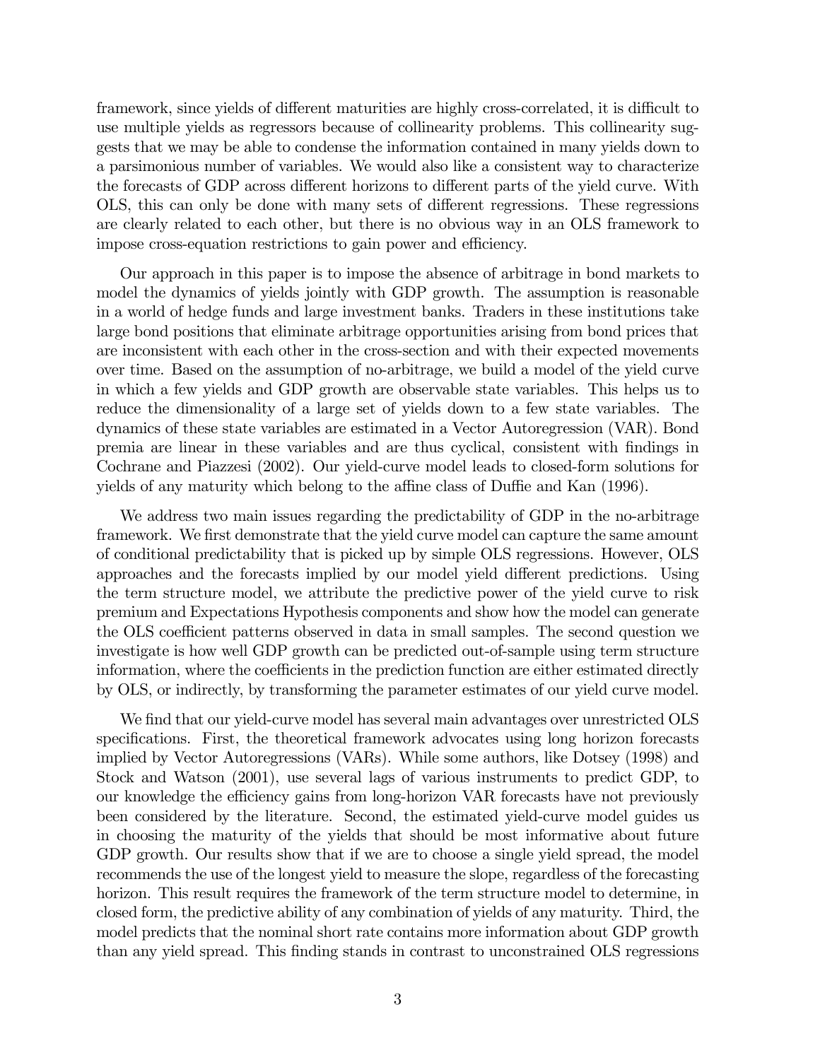framework, since yields of different maturities are highly cross-correlated, it is difficult to use multiple yields as regressors because of collinearity problems. This collinearity suggests that we may be able to condense the information contained in many yields down to a parsimonious number of variables. We would also like a consistent way to characterize the forecasts of GDP across different horizons to different parts of the yield curve. With OLS, this can only be done with many sets of different regressions. These regressions are clearly related to each other, but there is no obvious way in an OLS framework to impose cross-equation restrictions to gain power and efficiency.

Our approach in this paper is to impose the absence of arbitrage in bond markets to model the dynamics of yields jointly with GDP growth. The assumption is reasonable in a world of hedge funds and large investment banks. Traders in these institutions take large bond positions that eliminate arbitrage opportunities arising from bond prices that are inconsistent with each other in the cross-section and with their expected movements over time. Based on the assumption of no-arbitrage, we build a model of the yield curve in which a few yields and GDP growth are observable state variables. This helps us to reduce the dimensionality of a large set of yields down to a few state variables. The dynamics of these state variables are estimated in a Vector Autoregression (VAR). Bond premia are linear in these variables and are thus cyclical, consistent with findings in Cochrane and Piazzesi (2002). Our yield-curve model leads to closed-form solutions for yields of any maturity which belong to the affine class of Duffie and Kan (1996).

We address two main issues regarding the predictability of GDP in the no-arbitrage framework. We first demonstrate that the yield curve model can capture the same amount of conditional predictability that is picked up by simple OLS regressions. However, OLS approaches and the forecasts implied by our model yield different predictions. Using the term structure model, we attribute the predictive power of the yield curve to risk premium and Expectations Hypothesis components and show how the model can generate the OLS coefficient patterns observed in data in small samples. The second question we investigate is how well GDP growth can be predicted out-of-sample using term structure information, where the coefficients in the prediction function are either estimated directly by OLS, or indirectly, by transforming the parameter estimates of our yield curve model.

We find that our yield-curve model has several main advantages over unrestricted OLS specifications. First, the theoretical framework advocates using long horizon forecasts implied by Vector Autoregressions (VARs). While some authors, like Dotsey (1998) and Stock and Watson (2001), use several lags of various instruments to predict GDP, to our knowledge the efficiency gains from long-horizon VAR forecasts have not previously been considered by the literature. Second, the estimated yield-curve model guides us in choosing the maturity of the yields that should be most informative about future GDP growth. Our results show that if we are to choose a single yield spread, the model recommends the use of the longest yield to measure the slope, regardless of the forecasting horizon. This result requires the framework of the term structure model to determine, in closed form, the predictive ability of any combination of yields of any maturity. Third, the model predicts that the nominal short rate contains more information about GDP growth than any yield spread. This finding stands in contrast to unconstrained OLS regressions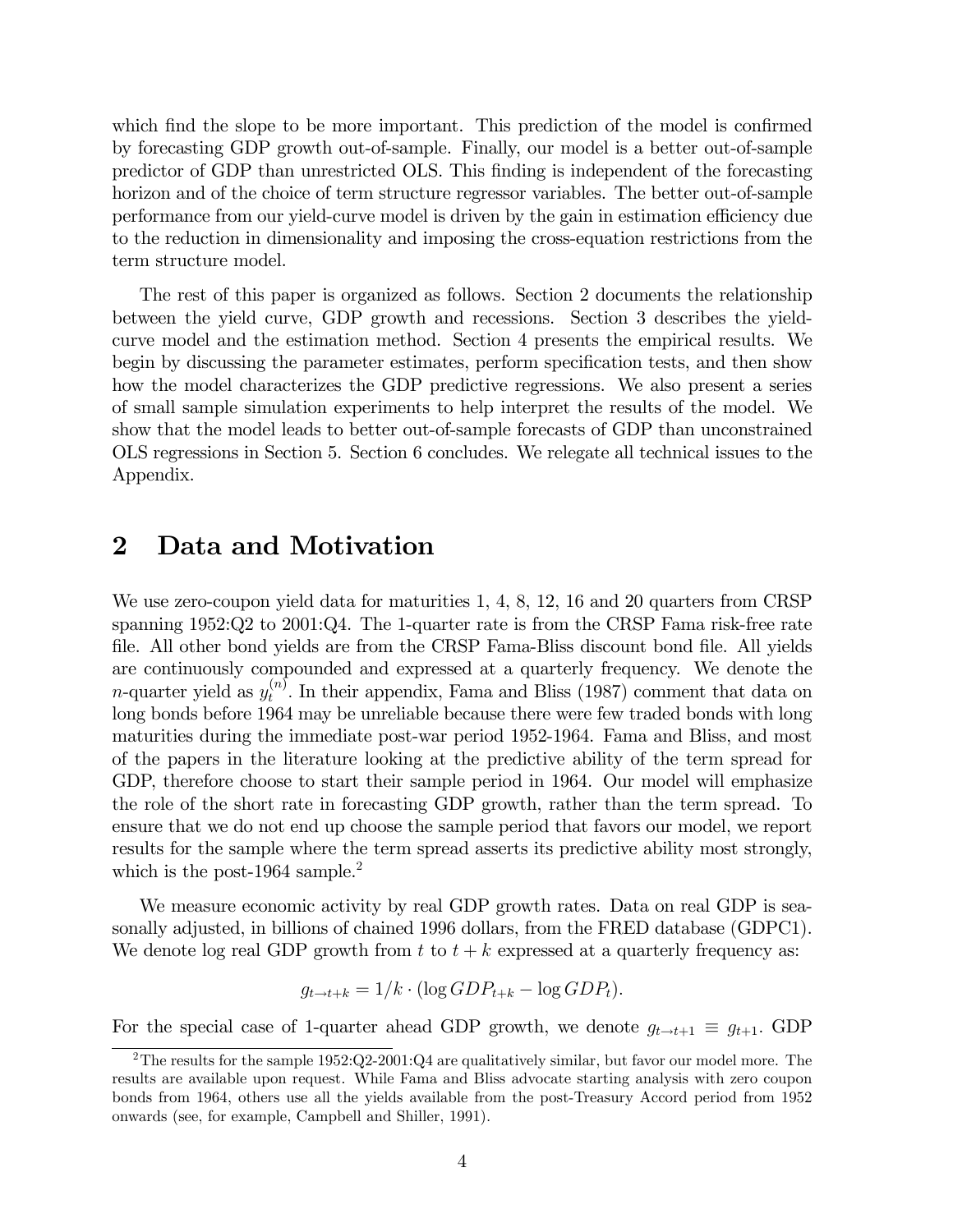which find the slope to be more important. This prediction of the model is confirmed by forecasting GDP growth out-of-sample. Finally, our model is a better out-of-sample predictor of GDP than unrestricted OLS. This finding is independent of the forecasting horizon and of the choice of term structure regressor variables. The better out-of-sample performance from our yield-curve model is driven by the gain in estimation efficiency due to the reduction in dimensionality and imposing the cross-equation restrictions from the term structure model.

The rest of this paper is organized as follows. Section 2 documents the relationship between the yield curve, GDP growth and recessions. Section 3 describes the yield-curve model and the estimation method. Section 4 presents the empirical results. We begin by discussing the parameter estimates, perform specification tests, and then show how the model characterizes the GDP predictive regressions. We also present a series of small sample simulation experiments to help interpret the results of the model. We show that the model leads to better out-of-sample forecasts of GDP than unconstrained OLS regressions in Section 5. Section 6 concludes. We relegate all technical issues to the Appendix.

## 2 Data and Motivation

We use zero-coupon yield data for maturities 1, 4, 8, 12, 16 and 20 quarters from CRSP spanning 1952:Q2 to 2001:Q4. The 1-quarter rate is from the CRSP Fama risk-free rate file. All other bond yields are from the CRSP Fama-Bliss discount bond file. All yields are continuously compounded and expressed at a quarterly frequency. We denote the $n$-quarter yield as $y_t^{(n)}$. In their appendix, Fama and Bliss (1987) comment that data on long bonds before 1964 may be unreliable because there were few traded bonds with long maturities during the immediate post-war period 1952-1964. Fama and Bliss, and most of the papers in the literature looking at the predictive ability of the term spread for GDP, therefore choose to start their sample period in 1964. Our model will emphasize the role of the short rate in forecasting GDP growth, rather than the term spread. To ensure that we do not end up choose the sample period that favors our model, we report results for the sample where the term spread asserts its predictive ability most strongly, which is the post-1964 sample.[2]

We measure economic activity by real GDP growth rates. Data on real GDP is seasonally adjusted, in billions of chained 1996 dollars, from the FRED database (GDPC1). We denote log real GDP growth from $t$ to $t+k$ expressed at a quarterly frequency as:

$$g_{t \to t+k} = 1/k \cdot (\log GDP_{t+k} - \log GDP_t).$$

For the special case of 1-quarter ahead GDP growth, we denote $g_{t \to t+1} \equiv g_{t+1}$. GDP

[2] The results for the sample 1952:Q2-2001:Q4 are qualitatively similar, but favor our model more. The results are available upon request. While Fama and Bliss advocate starting analysis with zero coupon bonds from 1964, others use all the yields available from the post-Treasury Accord period from 1952 onwards (see, for example, Campbell and Shiller, 1991).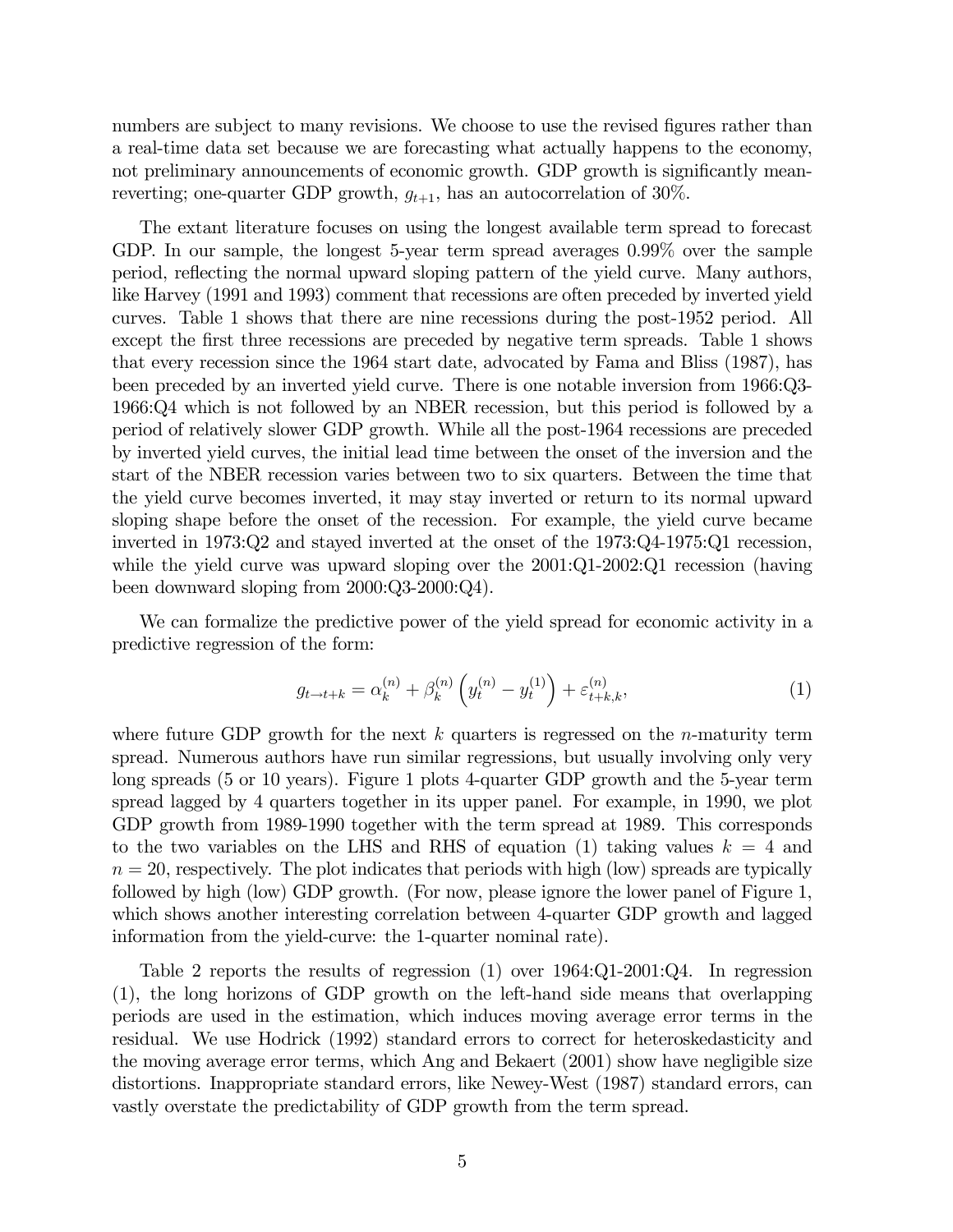numbers are subject to many revisions. We choose to use the revised figures rather than a real-time data set because we are forecasting what actually happens to the economy, not preliminary announcements of economic growth. GDP growth is significantly mean-reverting; one-quarter GDP growth, $g_{t+1}$, has an autocorrelation of 30%.

The extant literature focuses on using the longest available term spread to forecast GDP. In our sample, the longest 5-year term spread averages 0.99% over the sample period, reflecting the normal upward sloping pattern of the yield curve. Many authors, like Harvey (1991 and 1993) comment that recessions are often preceded by inverted yield curves. Table 1 shows that there are nine recessions during the post-1952 period. All except the first three recessions are preceded by negative term spreads. Table 1 shows that every recession since the 1964 start date, advocated by Fama and Bliss (1987), has been preceded by an inverted yield curve. There is one notable inversion from 1966:Q3-1966:Q4 which is not followed by an NBER recession, but this period is followed by a period of relatively slower GDP growth. While all the post-1964 recessions are preceded by inverted yield curves, the initial lead time between the onset of the inversion and the start of the NBER recession varies between two to six quarters. Between the time that the yield curve becomes inverted, it may stay inverted or return to its normal upward sloping shape before the onset of the recession. For example, the yield curve became inverted in 1973:Q2 and stayed inverted at the onset of the 1973:Q4-1975:Q1 recession, while the yield curve was upward sloping over the 2001:Q1-2002:Q1 recession (having been downward sloping from 2000:Q3-2000:Q4).

We can formalize the predictive power of the yield spread for economic activity in a predictive regression of the form:

$$g_{t \to t+k} = \alpha_k^{(n)} + \beta_k^{(n)} \left( y_t^{(n)} - y_t^{(1)} \right) + \varepsilon_{t+k,k}^{(n)}, \tag{1}$$

where future GDP growth for the next $k$ quarters is regressed on the $n$-maturity term spread. Numerous authors have run similar regressions, but usually involving only very long spreads (5 or 10 years). Figure 1 plots 4-quarter GDP growth and the 5-year term spread lagged by 4 quarters together in its upper panel. For example, in 1990, we plot GDP growth from 1989-1990 together with the term spread at 1989. This corresponds to the two variables on the LHS and RHS of equation (1) taking values $k = 4$ and $n = 20$, respectively. The plot indicates that periods with high (low) spreads are typically followed by high (low) GDP growth. (For now, please ignore the lower panel of Figure 1, which shows another interesting correlation between 4-quarter GDP growth and lagged information from the yield-curve: the 1-quarter nominal rate).

Table 2 reports the results of regression (1) over 1964:Q1-2001:Q4. In regression (1), the long horizons of GDP growth on the left-hand side means that overlapping periods are used in the estimation, which induces moving average error terms in the residual. We use Hodrick (1992) standard errors to correct for heteroskedasticity and the moving average error terms, which Ang and Bekaert (2001) show have negligible size distortions. Inappropriate standard errors, like Newey-West (1987) standard errors, can vastly overstate the predictability of GDP growth from the term spread.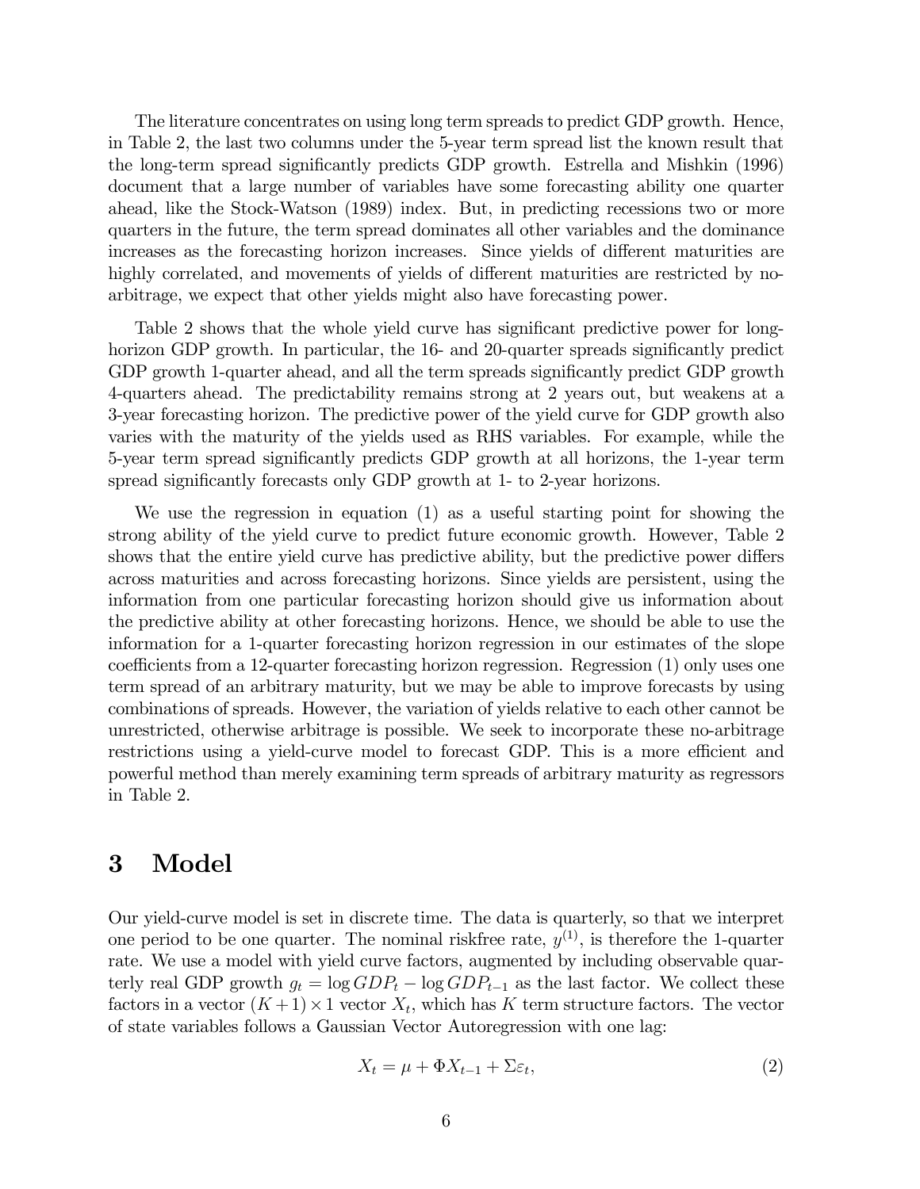The literature concentrates on using long term spreads to predict GDP growth. Hence, in Table 2, the last two columns under the 5-year term spread list the known result that the long-term spread significantly predicts GDP growth. Estrella and Mishkin (1996) document that a large number of variables have some forecasting ability one quarter ahead, like the Stock-Watson (1989) index. But, in predicting recessions two or more quarters in the future, the term spread dominates all other variables and the dominance increases as the forecasting horizon increases. Since yields of different maturities are highly correlated, and movements of yields of different maturities are restricted by no-arbitrage, we expect that other yields might also have forecasting power.

Table 2 shows that the whole yield curve has significant predictive power for long-horizon GDP growth. In particular, the 16- and 20-quarter spreads significantly predict GDP growth 1-quarter ahead, and all the term spreads significantly predict GDP growth 4-quarters ahead. The predictability remains strong at 2 years out, but weakens at a 3-year forecasting horizon. The predictive power of the yield curve for GDP growth also varies with the maturity of the yields used as RHS variables. For example, while the 5-year term spread significantly predicts GDP growth at all horizons, the 1-year term spread significantly forecasts only GDP growth at 1- to 2-year horizons.

We use the regression in equation (1) as a useful starting point for showing the strong ability of the yield curve to predict future economic growth. However, Table 2 shows that the entire yield curve has predictive ability, but the predictive power differs across maturities and across forecasting horizons. Since yields are persistent, using the information from one particular forecasting horizon should give us information about the predictive ability at other forecasting horizons. Hence, we should be able to use the information for a 1-quarter forecasting horizon regression in our estimates of the slope coefficients from a 12-quarter forecasting horizon regression. Regression (1) only uses one term spread of an arbitrary maturity, but we may be able to improve forecasts by using combinations of spreads. However, the variation of yields relative to each other cannot be unrestricted, otherwise arbitrage is possible. We seek to incorporate these no-arbitrage restrictions using a yield-curve model to forecast GDP. This is a more efficient and powerful method than merely examining term spreads of arbitrary maturity as regressors in Table 2.

# 3 Model

Our yield-curve model is set in discrete time. The data is quarterly, so that we interpret one period to be one quarter. The nominal riskfree rate, $y^{(1)}$, is therefore the 1-quarter rate. We use a model with yield curve factors, augmented by including observable quarterly real GDP growth $g_t = \log GDP_t - \log GDP_{t-1}$ as the last factor. We collect these factors in a vector $(K+1) \times 1$ vector $X_t$, which has $K$ term structure factors. The vector of state variables follows a Gaussian Vector Autoregression with one lag:

$$X_t = \mu + \Phi X_{t-1} + \Sigma \varepsilon_t, \tag{2}$$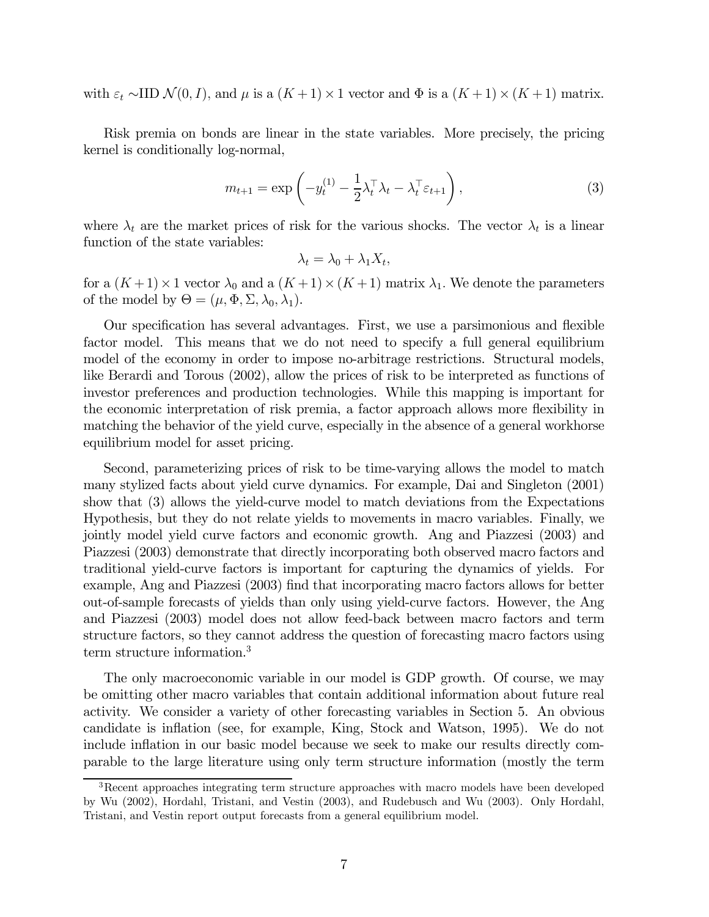with $\varepsilon_t \sim$IID $\mathcal{N}(0, I)$, and $\mu$ is a $(K+1) \times 1$ vector and $\Phi$ is a $(K+1) \times (K+1)$ matrix.

Risk premia on bonds are linear in the state variables. More precisely, the pricing kernel is conditionally log-normal,

$$m_{t+1} = \exp\left(-y_t^{(1)} - \frac{1}{2}\lambda_t^\top \lambda_t - \lambda_t^\top \varepsilon_{t+1}\right), \tag{3}$$

where $\lambda_t$ are the market prices of risk for the various shocks. The vector $\lambda_t$ is a linear function of the state variables:

$$\lambda_t = \lambda_0 + \lambda_1 X_t,$$

for a $(K+1) \times 1$ vector $\lambda_0$ and a $(K+1) \times (K+1)$ matrix $\lambda_1$. We denote the parameters of the model by $\Theta = (\mu, \Phi, \Sigma, \lambda_0, \lambda_1)$.

Our specification has several advantages. First, we use a parsimonious and flexible factor model. This means that we do not need to specify a full general equilibrium model of the economy in order to impose no-arbitrage restrictions. Structural models, like Berardi and Torous (2002), allow the prices of risk to be interpreted as functions of investor preferences and production technologies. While this mapping is important for the economic interpretation of risk premia, a factor approach allows more flexibility in matching the behavior of the yield curve, especially in the absence of a general workhorse equilibrium model for asset pricing.

Second, parameterizing prices of risk to be time-varying allows the model to match many stylized facts about yield curve dynamics. For example, Dai and Singleton (2001) show that (3) allows the yield-curve model to match deviations from the Expectations Hypothesis, but they do not relate yields to movements in macro variables. Finally, we jointly model yield curve factors and economic growth. Ang and Piazzesi (2003) and Piazzesi (2003) demonstrate that directly incorporating both observed macro factors and traditional yield-curve factors is important for capturing the dynamics of yields. For example, Ang and Piazzesi (2003) find that incorporating macro factors allows for better out-of-sample forecasts of yields than only using yield-curve factors. However, the Ang and Piazzesi (2003) model does not allow feed-back between macro factors and term structure factors, so they cannot address the question of forecasting macro factors using term structure information.[3]

The only macroeconomic variable in our model is GDP growth. Of course, we may be omitting other macro variables that contain additional information about future real activity. We consider a variety of other forecasting variables in Section 5. An obvious candidate is inflation (see, for example, King, Stock and Watson, 1995). We do not include inflation in our basic model because we seek to make our results directly comparable to the large literature using only term structure information (mostly the term

[3] Recent approaches integrating term structure approaches with macro models have been developed by Wu (2002), Hordahl, Tristani, and Vestin (2003), and Rudebusch and Wu (2003). Only Hordahl, Tristani, and Vestin report output forecasts from a general equilibrium model.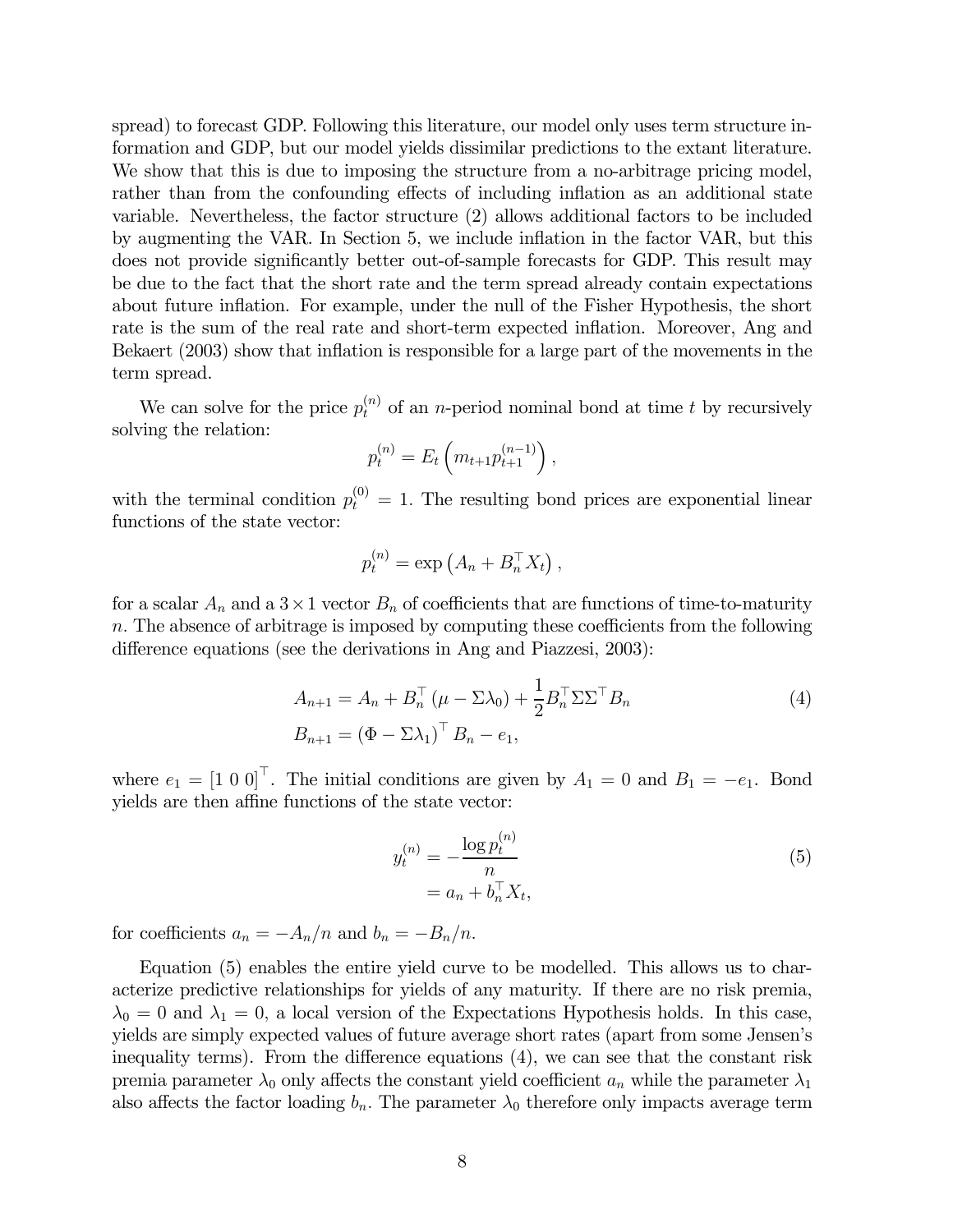spread) to forecast GDP. Following this literature, our model only uses term structure information and GDP, but our model yields dissimilar predictions to the extant literature. We show that this is due to imposing the structure from a no-arbitrage pricing model, rather than from the confounding effects of including inflation as an additional state variable. Nevertheless, the factor structure (2) allows additional factors to be included by augmenting the VAR. In Section 5, we include inflation in the factor VAR, but this does not provide significantly better out-of-sample forecasts for GDP. This result may be due to the fact that the short rate and the term spread already contain expectations about future inflation. For example, under the null of the Fisher Hypothesis, the short rate is the sum of the real rate and short-term expected inflation. Moreover, Ang and Bekaert (2003) show that inflation is responsible for a large part of the movements in the term spread.

We can solve for the price $p_t^{(n)}$ of an $n$-period nominal bond at time $t$ by recursively solving the relation:

$$p_t^{(n)} = E_t\left(m_{t+1} p_{t+1}^{(n-1)}\right),$$

with the terminal condition $p_t^{(0)} = 1$. The resulting bond prices are exponential linear functions of the state vector:

$$p_t^{(n)} = \exp\left(A_n + B_n^\top X_t\right),$$

for a scalar $A_n$ and a $3 \times 1$ vector $B_n$ of coefficients that are functions of time-to-maturity $n$. The absence of arbitrage is imposed by computing these coefficients from the following difference equations (see the derivations in Ang and Piazzesi, 2003):

$$\begin{aligned} A_{n+1} &= A_n + B_n^\top (\mu - \Sigma\lambda_0) + \frac{1}{2} B_n^\top \Sigma\Sigma^\top B_n \\ B_{n+1} &= (\Phi - \Sigma\lambda_1)^\top B_n - e_1, \end{aligned} \tag{4}$$

where $e_1 = [1\ 0\ 0]^\top$. The initial conditions are given by $A_1 = 0$ and $B_1 = -e_1$. Bond yields are then affine functions of the state vector:

$$\begin{aligned} y_t^{(n)} &= -\frac{\log p_t^{(n)}}{n} \\ &= a_n + b_n^\top X_t, \end{aligned} \tag{5}$$

for coefficients $a_n = -A_n/n$ and $b_n = -B_n/n$.

Equation (5) enables the entire yield curve to be modelled. This allows us to characterize predictive relationships for yields of any maturity. If there are no risk premia, $\lambda_0 = 0$ and $\lambda_1 = 0$, a local version of the Expectations Hypothesis holds. In this case, yields are simply expected values of future average short rates (apart from some Jensen's inequality terms). From the difference equations (4), we can see that the constant risk premia parameter $\lambda_0$ only affects the constant yield coefficient $a_n$ while the parameter $\lambda_1$ also affects the factor loading $b_n$. The parameter $\lambda_0$ therefore only impacts average term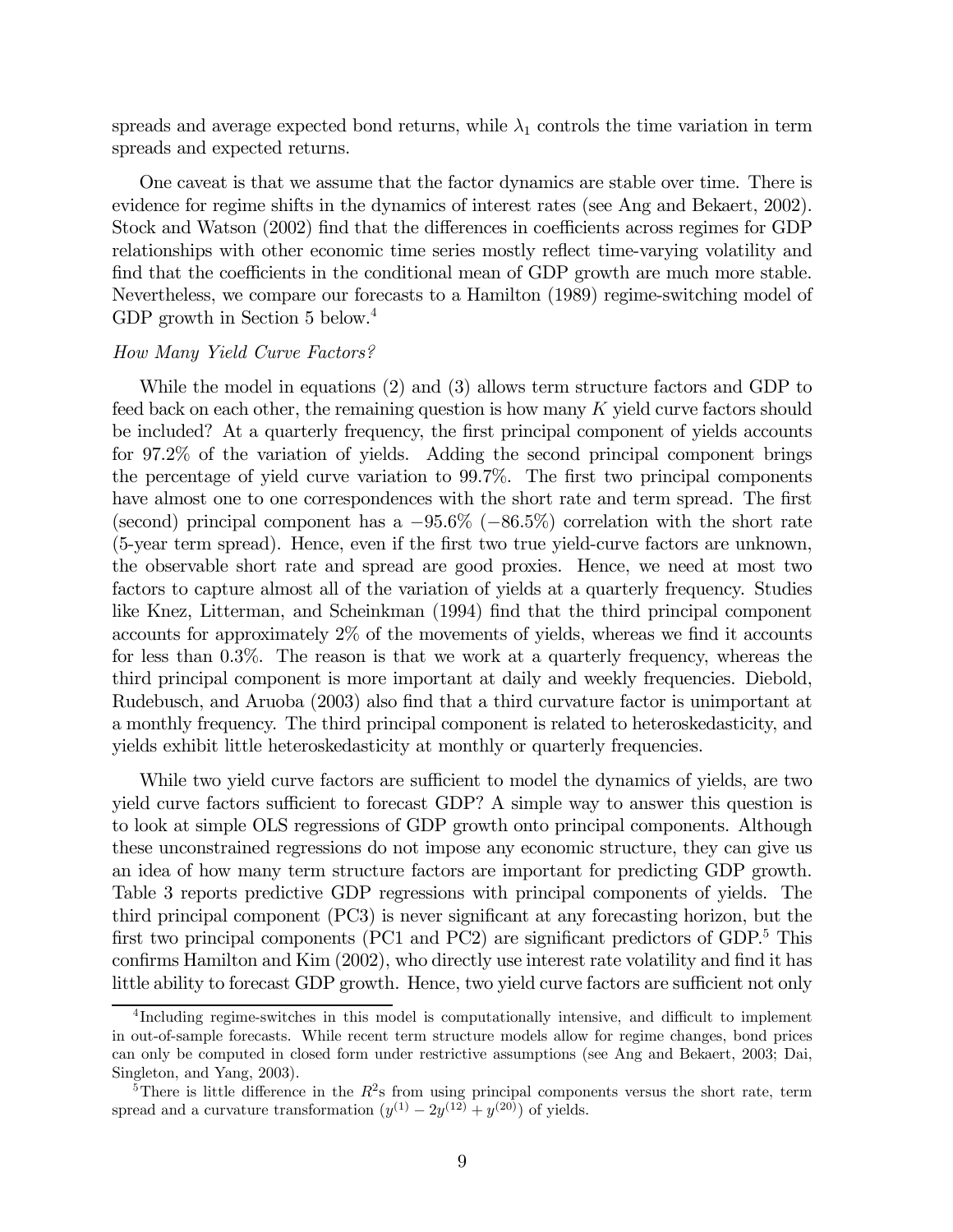spreads and average expected bond returns, while $\lambda_1$ controls the time variation in term spreads and expected returns.

One caveat is that we assume that the factor dynamics are stable over time. There is evidence for regime shifts in the dynamics of interest rates (see Ang and Bekaert, 2002). Stock and Watson (2002) find that the differences in coefficients across regimes for GDP relationships with other economic time series mostly reflect time-varying volatility and find that the coefficients in the conditional mean of GDP growth are much more stable. Nevertheless, we compare our forecasts to a Hamilton (1989) regime-switching model of GDP growth in Section 5 below.[4]

*How Many Yield Curve Factors?*

While the model in equations (2) and (3) allows term structure factors and GDP to feed back on each other, the remaining question is how many $K$ yield curve factors should be included? At a quarterly frequency, the first principal component of yields accounts for 97.2% of the variation of yields. Adding the second principal component brings the percentage of yield curve variation to 99.7%. The first two principal components have almost one to one correspondences with the short rate and term spread. The first (second) principal component has a $-95.6\%$ ($-86.5\%$) correlation with the short rate (5-year term spread). Hence, even if the first two true yield-curve factors are unknown, the observable short rate and spread are good proxies. Hence, we need at most two factors to capture almost all of the variation of yields at a quarterly frequency. Studies like Knez, Litterman, and Scheinkman (1994) find that the third principal component accounts for approximately 2% of the movements of yields, whereas we find it accounts for less than 0.3%. The reason is that we work at a quarterly frequency, whereas the third principal component is more important at daily and weekly frequencies. Diebold, Rudebusch, and Aruoba (2003) also find that a third curvature factor is unimportant at a monthly frequency. The third principal component is related to heteroskedasticity, and yields exhibit little heteroskedasticity at monthly or quarterly frequencies.

While two yield curve factors are sufficient to model the dynamics of yields, are two yield curve factors sufficient to forecast GDP? A simple way to answer this question is to look at simple OLS regressions of GDP growth onto principal components. Although these unconstrained regressions do not impose any economic structure, they can give us an idea of how many term structure factors are important for predicting GDP growth. Table 3 reports predictive GDP regressions with principal components of yields. The third principal component (PC3) is never significant at any forecasting horizon, but the first two principal components (PC1 and PC2) are significant predictors of GDP.[5] This confirms Hamilton and Kim (2002), who directly use interest rate volatility and find it has little ability to forecast GDP growth. Hence, two yield curve factors are sufficient not only

[4] Including regime-switches in this model is computationally intensive, and difficult to implement in out-of-sample forecasts. While recent term structure models allow for regime changes, bond prices can only be computed in closed form under restrictive assumptions (see Ang and Bekaert, 2003; Dai, Singleton, and Yang, 2003).

[5] There is little difference in the $R^2$s from using principal components versus the short rate, term spread and a curvature transformation $(y^{(1)} - 2y^{(12)} + y^{(20)})$ of yields.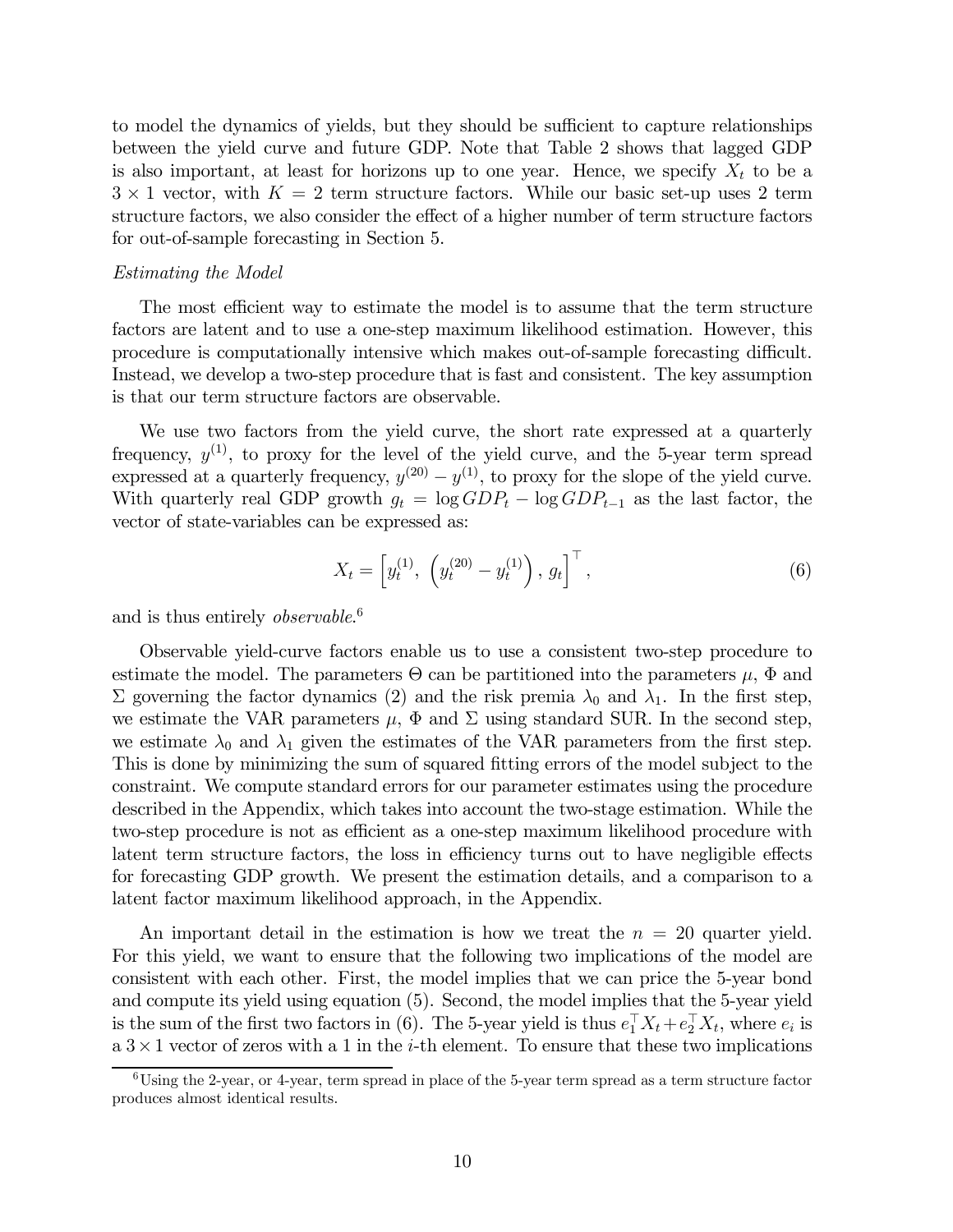to model the dynamics of yields, but they should be sufficient to capture relationships between the yield curve and future GDP. Note that Table 2 shows that lagged GDP is also important, at least for horizons up to one year. Hence, we specify $X_t$ to be a $3 \times 1$ vector, with $K = 2$ term structure factors. While our basic set-up uses 2 term structure factors, we also consider the effect of a higher number of term structure factors for out-of-sample forecasting in Section 5.

*Estimating the Model*

The most efficient way to estimate the model is to assume that the term structure factors are latent and to use a one-step maximum likelihood estimation. However, this procedure is computationally intensive which makes out-of-sample forecasting difficult. Instead, we develop a two-step procedure that is fast and consistent. The key assumption is that our term structure factors are observable.

We use two factors from the yield curve, the short rate expressed at a quarterly frequency, $y^{(1)}$, to proxy for the level of the yield curve, and the 5-year term spread expressed at a quarterly frequency, $y^{(20)} - y^{(1)}$, to proxy for the slope of the yield curve. With quarterly real GDP growth $g_t = \log GDP_t - \log GDP_{t-1}$ as the last factor, the vector of state-variables can be expressed as:

$$X_t = \left[ y_t^{(1)},\ \left( y_t^{(20)} - y_t^{(1)} \right),\ g_t \right]^\top, \tag{6}$$

and is thus entirely *observable*.[6]

Observable yield-curve factors enable us to use a consistent two-step procedure to estimate the model. The parameters $\Theta$ can be partitioned into the parameters $\mu$, $\Phi$ and $\Sigma$ governing the factor dynamics (2) and the risk premia $\lambda_0$ and $\lambda_1$. In the first step, we estimate the VAR parameters $\mu$, $\Phi$ and $\Sigma$ using standard SUR. In the second step, we estimate $\lambda_0$ and $\lambda_1$ given the estimates of the VAR parameters from the first step. This is done by minimizing the sum of squared fitting errors of the model subject to the constraint. We compute standard errors for our parameter estimates using the procedure described in the Appendix, which takes into account the two-stage estimation. While the two-step procedure is not as efficient as a one-step maximum likelihood procedure with latent term structure factors, the loss in efficiency turns out to have negligible effects for forecasting GDP growth. We present the estimation details, and a comparison to a latent factor maximum likelihood approach, in the Appendix.

An important detail in the estimation is how we treat the $n = 20$ quarter yield. For this yield, we want to ensure that the following two implications of the model are consistent with each other. First, the model implies that we can price the 5-year bond and compute its yield using equation (5). Second, the model implies that the 5-year yield is the sum of the first two factors in (6). The 5-year yield is thus $e_1^\top X_t + e_2^\top X_t$, where $e_i$ is a $3 \times 1$ vector of zeros with a 1 in the $i$-th element. To ensure that these two implications

[6] Using the 2-year, or 4-year, term spread in place of the 5-year term spread as a term structure factor produces almost identical results.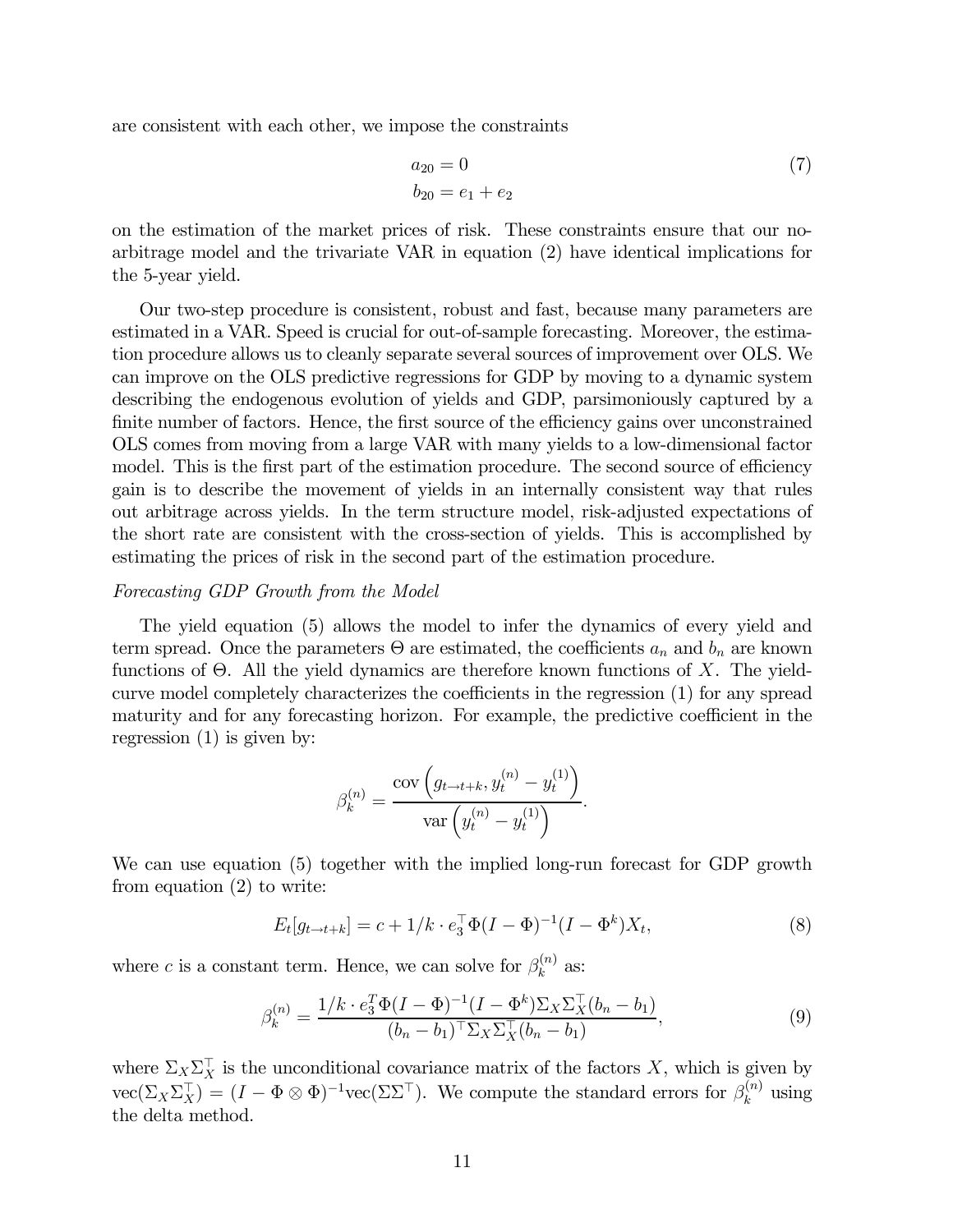are consistent with each other, we impose the constraints

$$
\begin{aligned}
a_{20} &= 0 \\
b_{20} &= e_1 + e_2
\end{aligned}
\tag{7}
$$

on the estimation of the market prices of risk. These constraints ensure that our no-arbitrage model and the trivariate VAR in equation (2) have identical implications for the 5-year yield.

Our two-step procedure is consistent, robust and fast, because many parameters are estimated in a VAR. Speed is crucial for out-of-sample forecasting. Moreover, the estimation procedure allows us to cleanly separate several sources of improvement over OLS. We can improve on the OLS predictive regressions for GDP by moving to a dynamic system describing the endogenous evolution of yields and GDP, parsimoniously captured by a finite number of factors. Hence, the first source of the efficiency gains over unconstrained OLS comes from moving from a large VAR with many yields to a low-dimensional factor model. This is the first part of the estimation procedure. The second source of efficiency gain is to describe the movement of yields in an internally consistent way that rules out arbitrage across yields. In the term structure model, risk-adjusted expectations of the short rate are consistent with the cross-section of yields. This is accomplished by estimating the prices of risk in the second part of the estimation procedure.

*Forecasting GDP Growth from the Model*

The yield equation (5) allows the model to infer the dynamics of every yield and term spread. Once the parameters $\Theta$ are estimated, the coefficients $a_n$ and $b_n$ are known functions of $\Theta$. All the yield dynamics are therefore known functions of $X$. The yield-curve model completely characterizes the coefficients in the regression (1) for any spread maturity and for any forecasting horizon. For example, the predictive coefficient in the regression (1) is given by:

$$
\beta_k^{(n)} = \frac{\operatorname{cov}\left(g_{t\to t+k}, y_t^{(n)} - y_t^{(1)}\right)}{\operatorname{var}\left(y_t^{(n)} - y_t^{(1)}\right)}.
$$

We can use equation (5) together with the implied long-run forecast for GDP growth from equation (2) to write:

$$
E_t[g_{t\to t+k}] = c + 1/k \cdot e_3^\top \Phi (I - \Phi)^{-1} (I - \Phi^k) X_t,
\tag{8}
$$

where $c$ is a constant term. Hence, we can solve for $\beta_k^{(n)}$ as:

$$
\beta_k^{(n)} = \frac{1/k \cdot e_3^T \Phi (I - \Phi)^{-1} (I - \Phi^k) \Sigma_X \Sigma_X^\top (b_n - b_1)}{(b_n - b_1)^\top \Sigma_X \Sigma_X^\top (b_n - b_1)},
\tag{9}
$$

where $\Sigma_X \Sigma_X^\top$ is the unconditional covariance matrix of the factors $X$, which is given by $\operatorname{vec}(\Sigma_X \Sigma_X^\top) = (I - \Phi \otimes \Phi)^{-1} \operatorname{vec}(\Sigma \Sigma^\top)$. We compute the standard errors for $\beta_k^{(n)}$ using the delta method.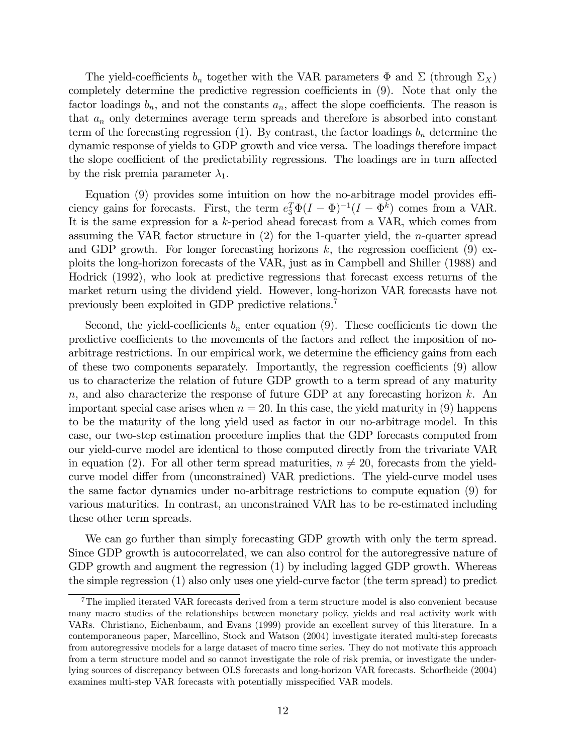The yield-coefficients $b_n$ together with the VAR parameters $\Phi$ and $\Sigma$ (through $\Sigma_X$) completely determine the predictive regression coefficients in (9). Note that only the factor loadings $b_n$, and not the constants $a_n$, affect the slope coefficients. The reason is that $a_n$ only determines average term spreads and therefore is absorbed into constant term of the forecasting regression (1). By contrast, the factor loadings $b_n$ determine the dynamic response of yields to GDP growth and vice versa. The loadings therefore impact the slope coefficient of the predictability regressions. The loadings are in turn affected by the risk premia parameter $\lambda_1$.

Equation (9) provides some intuition on how the no-arbitrage model provides efficiency gains for forecasts. First, the term $e_3^T \Phi (I - \Phi)^{-1} (I - \Phi^k)$ comes from a VAR. It is the same expression for a $k$-period ahead forecast from a VAR, which comes from assuming the VAR factor structure in (2) for the 1-quarter yield, the $n$-quarter spread and GDP growth. For longer forecasting horizons $k$, the regression coefficient (9) exploits the long-horizon forecasts of the VAR, just as in Campbell and Shiller (1988) and Hodrick (1992), who look at predictive regressions that forecast excess returns of the market return using the dividend yield. However, long-horizon VAR forecasts have not previously been exploited in GDP predictive relations.[7]

Second, the yield-coefficients $b_n$ enter equation (9). These coefficients tie down the predictive coefficients to the movements of the factors and reflect the imposition of no-arbitrage restrictions. In our empirical work, we determine the efficiency gains from each of these two components separately. Importantly, the regression coefficients (9) allow us to characterize the relation of future GDP growth to a term spread of any maturity $n$, and also characterize the response of future GDP at any forecasting horizon $k$. An important special case arises when $n = 20$. In this case, the yield maturity in (9) happens to be the maturity of the long yield used as factor in our no-arbitrage model. In this case, our two-step estimation procedure implies that the GDP forecasts computed from our yield-curve model are identical to those computed directly from the trivariate VAR in equation (2). For all other term spread maturities, $n \neq 20$, forecasts from the yield-curve model differ from (unconstrained) VAR predictions. The yield-curve model uses the same factor dynamics under no-arbitrage restrictions to compute equation (9) for various maturities. In contrast, an unconstrained VAR has to be re-estimated including these other term spreads.

We can go further than simply forecasting GDP growth with only the term spread. Since GDP growth is autocorrelated, we can also control for the autoregressive nature of GDP growth and augment the regression (1) by including lagged GDP growth. Whereas the simple regression (1) also only uses one yield-curve factor (the term spread) to predict

---

[7] The implied iterated VAR forecasts derived from a term structure model is also convenient because many macro studies of the relationships between monetary policy, yields and real activity work with VARs. Christiano, Eichenbaum, and Evans (1999) provide an excellent survey of this literature. In a contemporaneous paper, Marcellino, Stock and Watson (2004) investigate iterated multi-step forecasts from autoregressive models for a large dataset of macro time series. They do not motivate this approach from a term structure model and so cannot investigate the role of risk premia, or investigate the underlying sources of discrepancy between OLS forecasts and long-horizon VAR forecasts. Schorfheide (2004) examines multi-step VAR forecasts with potentially misspecified VAR models.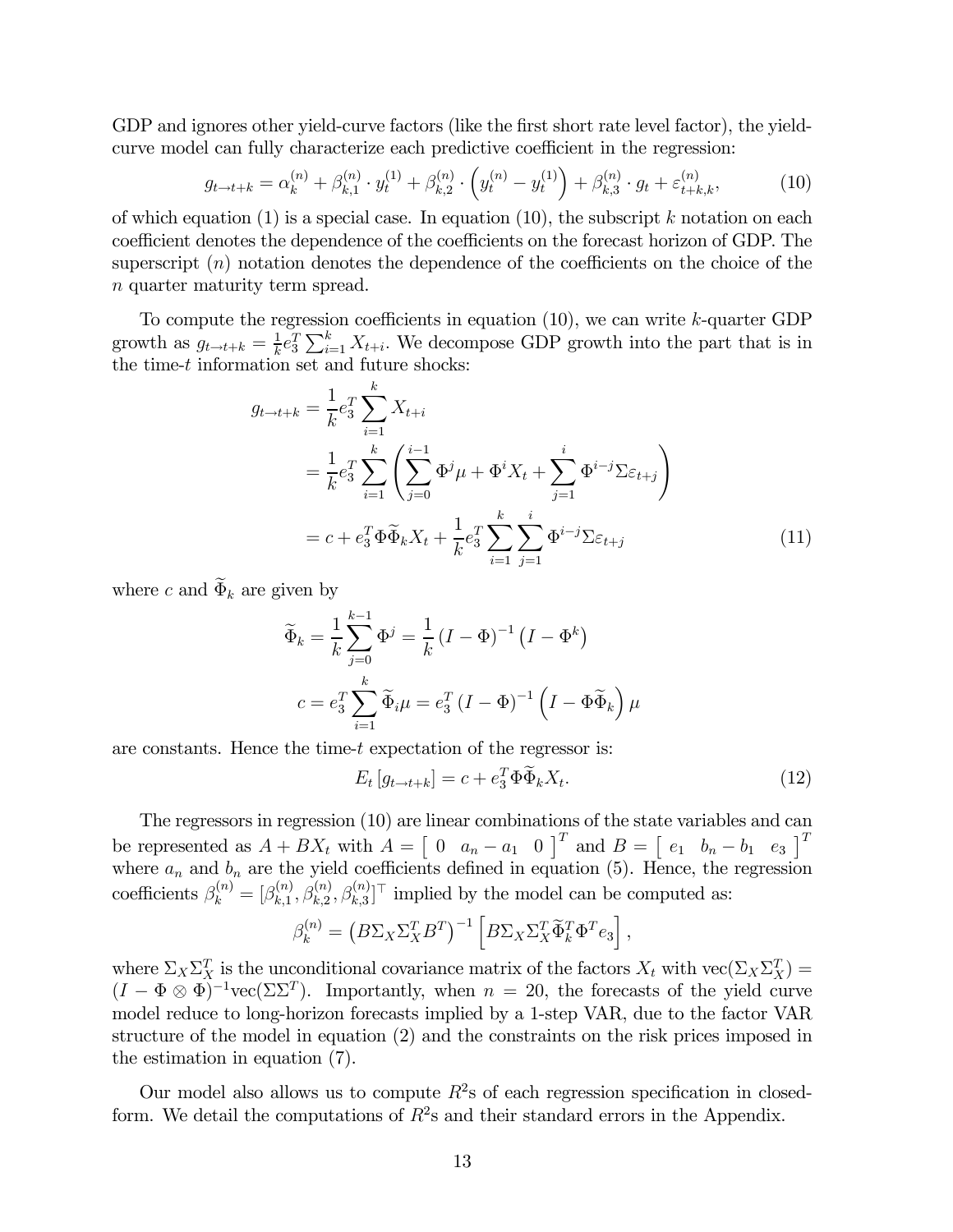GDP and ignores other yield-curve factors (like the first short rate level factor), the yield-curve model can fully characterize each predictive coefficient in the regression:

$$g_{t\to t+k} = \alpha_k^{(n)} + \beta_{k,1}^{(n)} \cdot y_t^{(1)} + \beta_{k,2}^{(n)} \cdot \left(y_t^{(n)} - y_t^{(1)}\right) + \beta_{k,3}^{(n)} \cdot g_t + \varepsilon_{t+k,k}^{(n)}, \tag{10}$$

of which equation (1) is a special case. In equation (10), the subscript $k$ notation on each coefficient denotes the dependence of the coefficients on the forecast horizon of GDP. The superscript $(n)$ notation denotes the dependence of the coefficients on the choice of the $n$ quarter maturity term spread.

To compute the regression coefficients in equation (10), we can write $k$-quarter GDP growth as $g_{t\to t+k} = \frac{1}{k} e_3^T \sum_{i=1}^k X_{t+i}$. We decompose GDP growth into the part that is in the time-$t$ information set and future shocks:

$$\begin{aligned}
g_{t\to t+k} &= \frac{1}{k} e_3^T \sum_{i=1}^k X_{t+i} \\
&= \frac{1}{k} e_3^T \sum_{i=1}^k \left( \sum_{j=0}^{i-1} \Phi^j \mu + \Phi^i X_t + \sum_{j=1}^{i} \Phi^{i-j} \Sigma \varepsilon_{t+j} \right) \\
&= c + e_3^T \Phi \widetilde{\Phi}_k X_t + \frac{1}{k} e_3^T \sum_{i=1}^k \sum_{j=1}^i \Phi^{i-j} \Sigma \varepsilon_{t+j}
\end{aligned} \tag{11}$$

where $c$ and $\widetilde{\Phi}_k$ are given by

$$\widetilde{\Phi}_k = \frac{1}{k} \sum_{j=0}^{k-1} \Phi^j = \frac{1}{k} \left(I - \Phi\right)^{-1} \left(I - \Phi^k\right)$$

$$c = e_3^T \sum_{i=1}^k \widetilde{\Phi}_i \mu = e_3^T \left(I - \Phi\right)^{-1} \left(I - \Phi \widetilde{\Phi}_k\right) \mu$$

are constants. Hence the time-$t$ expectation of the regressor is:

$$E_t\left[g_{t\to t+k}\right] = c + e_3^T \Phi \widetilde{\Phi}_k X_t. \tag{12}$$

The regressors in regression (10) are linear combinations of the state variables and can be represented as $A + BX_t$ with $A = \begin{bmatrix} 0 & a_n - a_1 & 0 \end{bmatrix}^T$ and $B = \begin{bmatrix} e_1 & b_n - b_1 & e_3 \end{bmatrix}^T$ where $a_n$ and $b_n$ are the yield coefficients defined in equation (5). Hence, the regression coefficients $\beta_k^{(n)} = [\beta_{k,1}^{(n)}, \beta_{k,2}^{(n)}, \beta_{k,3}^{(n)}]^\top$ implied by the model can be computed as:

$$\beta_k^{(n)} = \left(B \Sigma_X \Sigma_X^T B^T\right)^{-1} \left[B \Sigma_X \Sigma_X^T \widetilde{\Phi}_k^T \Phi^T e_3\right],$$

where $\Sigma_X \Sigma_X^T$ is the unconditional covariance matrix of the factors $X_t$ with $\text{vec}(\Sigma_X \Sigma_X^T) = (I - \Phi \otimes \Phi)^{-1} \text{vec}(\Sigma \Sigma^T)$. Importantly, when $n = 20$, the forecasts of the yield curve model reduce to long-horizon forecasts implied by a 1-step VAR, due to the factor VAR structure of the model in equation (2) and the constraints on the risk prices imposed in the estimation in equation (7).

Our model also allows us to compute $R^2$s of each regression specification in closed-form. We detail the computations of $R^2$s and their standard errors in the Appendix.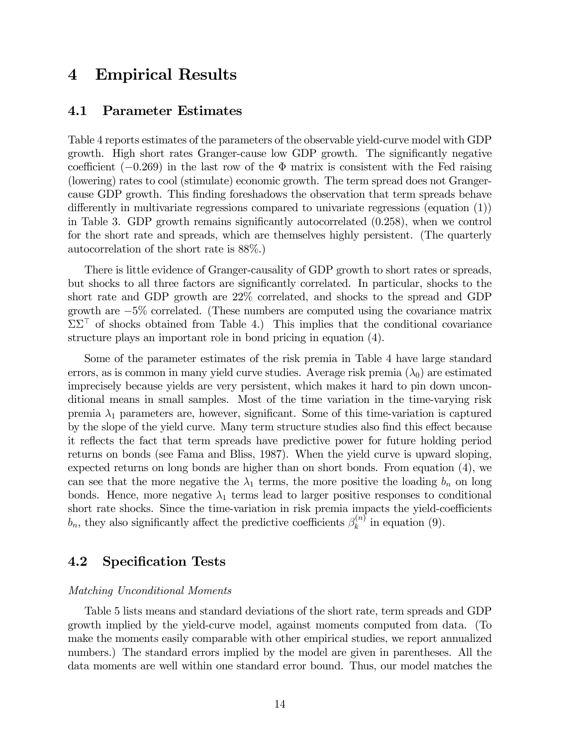# 4 Empirical Results

## 4.1 Parameter Estimates

Table 4 reports estimates of the parameters of the observable yield-curve model with GDP growth. High short rates Granger-cause low GDP growth. The significantly negative coefficient ($-0.269$) in the last row of the $\Phi$ matrix is consistent with the Fed raising (lowering) rates to cool (stimulate) economic growth. The term spread does not Granger-cause GDP growth. This finding foreshadows the observation that term spreads behave differently in multivariate regressions compared to univariate regressions (equation (1)) in Table 3. GDP growth remains significantly autocorrelated (0.258), when we control for the short rate and spreads, which are themselves highly persistent. (The quarterly autocorrelation of the short rate is 88%.)

There is little evidence of Granger-causality of GDP growth to short rates or spreads, but shocks to all three factors are significantly correlated. In particular, shocks to the short rate and GDP growth are 22% correlated, and shocks to the spread and GDP growth are $-5\%$ correlated. (These numbers are computed using the covariance matrix $\Sigma\Sigma^{\top}$ of shocks obtained from Table 4.) This implies that the conditional covariance structure plays an important role in bond pricing in equation (4).

Some of the parameter estimates of the risk premia in Table 4 have large standard errors, as is common in many yield curve studies. Average risk premia ($\lambda_0$) are estimated imprecisely because yields are very persistent, which makes it hard to pin down unconditional means in small samples. Most of the time variation in the time-varying risk premia $\lambda_1$ parameters are, however, significant. Some of this time-variation is captured by the slope of the yield curve. Many term structure studies also find this effect because it reflects the fact that term spreads have predictive power for future holding period returns on bonds (see Fama and Bliss, 1987). When the yield curve is upward sloping, expected returns on long bonds are higher than on short bonds. From equation (4), we can see that the more negative the $\lambda_1$ terms, the more positive the loading $b_n$ on long bonds. Hence, more negative $\lambda_1$ terms lead to larger positive responses to conditional short rate shocks. Since the time-variation in risk premia impacts the yield-coefficients $b_n$, they also significantly affect the predictive coefficients $\beta_k^{(n)}$ in equation (9).

## 4.2 Specification Tests

*Matching Unconditional Moments*

Table 5 lists means and standard deviations of the short rate, term spreads and GDP growth implied by the yield-curve model, against moments computed from data. (To make the moments easily comparable with other empirical studies, we report annualized numbers.) The standard errors implied by the model are given in parentheses. All the data moments are well within one standard error bound. Thus, our model matches the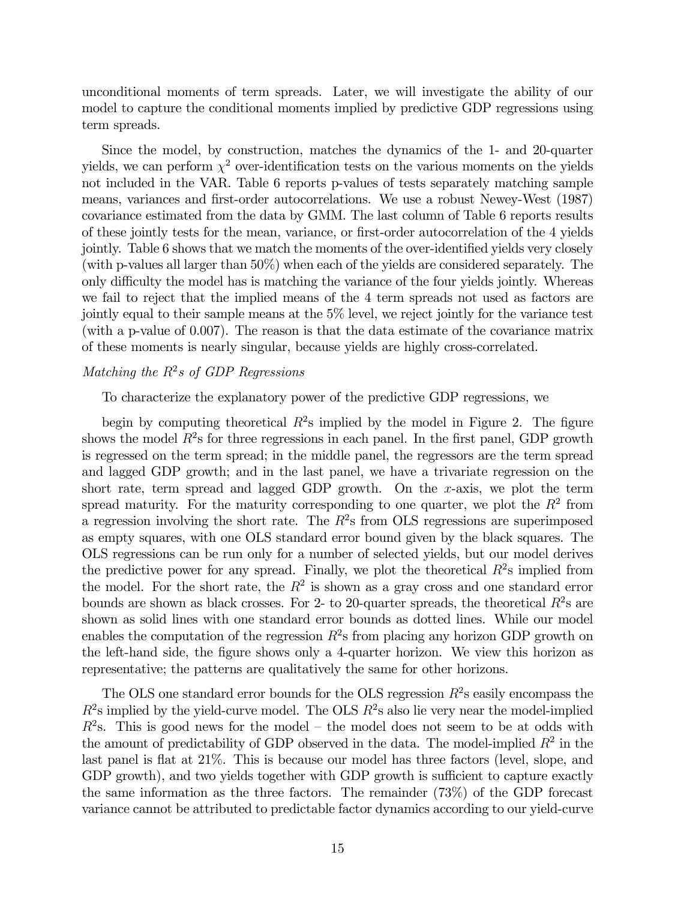unconditional moments of term spreads. Later, we will investigate the ability of our model to capture the conditional moments implied by predictive GDP regressions using term spreads.

Since the model, by construction, matches the dynamics of the 1- and 20-quarter yields, we can perform $\chi^2$ over-identification tests on the various moments on the yields not included in the VAR. Table 6 reports p-values of tests separately matching sample means, variances and first-order autocorrelations. We use a robust Newey-West (1987) covariance estimated from the data by GMM. The last column of Table 6 reports results of these jointly tests for the mean, variance, or first-order autocorrelation of the 4 yields jointly. Table 6 shows that we match the moments of the over-identified yields very closely (with p-values all larger than 50%) when each of the yields are considered separately. The only difficulty the model has is matching the variance of the four yields jointly. Whereas we fail to reject that the implied means of the 4 term spreads not used as factors are jointly equal to their sample means at the 5% level, we reject jointly for the variance test (with a p-value of 0.007). The reason is that the data estimate of the covariance matrix of these moments is nearly singular, because yields are highly cross-correlated.

*Matching the $R^2$s of GDP Regressions*

To characterize the explanatory power of the predictive GDP regressions, we

begin by computing theoretical $R^2$s implied by the model in Figure 2. The figure shows the model $R^2$s for three regressions in each panel. In the first panel, GDP growth is regressed on the term spread; in the middle panel, the regressors are the term spread and lagged GDP growth; and in the last panel, we have a trivariate regression on the short rate, term spread and lagged GDP growth. On the $x$-axis, we plot the term spread maturity. For the maturity corresponding to one quarter, we plot the $R^2$ from a regression involving the short rate. The $R^2$s from OLS regressions are superimposed as empty squares, with one OLS standard error bound given by the black squares. The OLS regressions can be run only for a number of selected yields, but our model derives the predictive power for any spread. Finally, we plot the theoretical $R^2$s implied from the model. For the short rate, the $R^2$ is shown as a gray cross and one standard error bounds are shown as black crosses. For 2- to 20-quarter spreads, the theoretical $R^2$s are shown as solid lines with one standard error bounds as dotted lines. While our model enables the computation of the regression $R^2$s from placing any horizon GDP growth on the left-hand side, the figure shows only a 4-quarter horizon. We view this horizon as representative; the patterns are qualitatively the same for other horizons.

The OLS one standard error bounds for the OLS regression $R^2$s easily encompass the $R^2$s implied by the yield-curve model. The OLS $R^2$s also lie very near the model-implied $R^2$s. This is good news for the model – the model does not seem to be at odds with the amount of predictability of GDP observed in the data. The model-implied $R^2$ in the last panel is flat at 21%. This is because our model has three factors (level, slope, and GDP growth), and two yields together with GDP growth is sufficient to capture exactly the same information as the three factors. The remainder (73%) of the GDP forecast variance cannot be attributed to predictable factor dynamics according to our yield-curve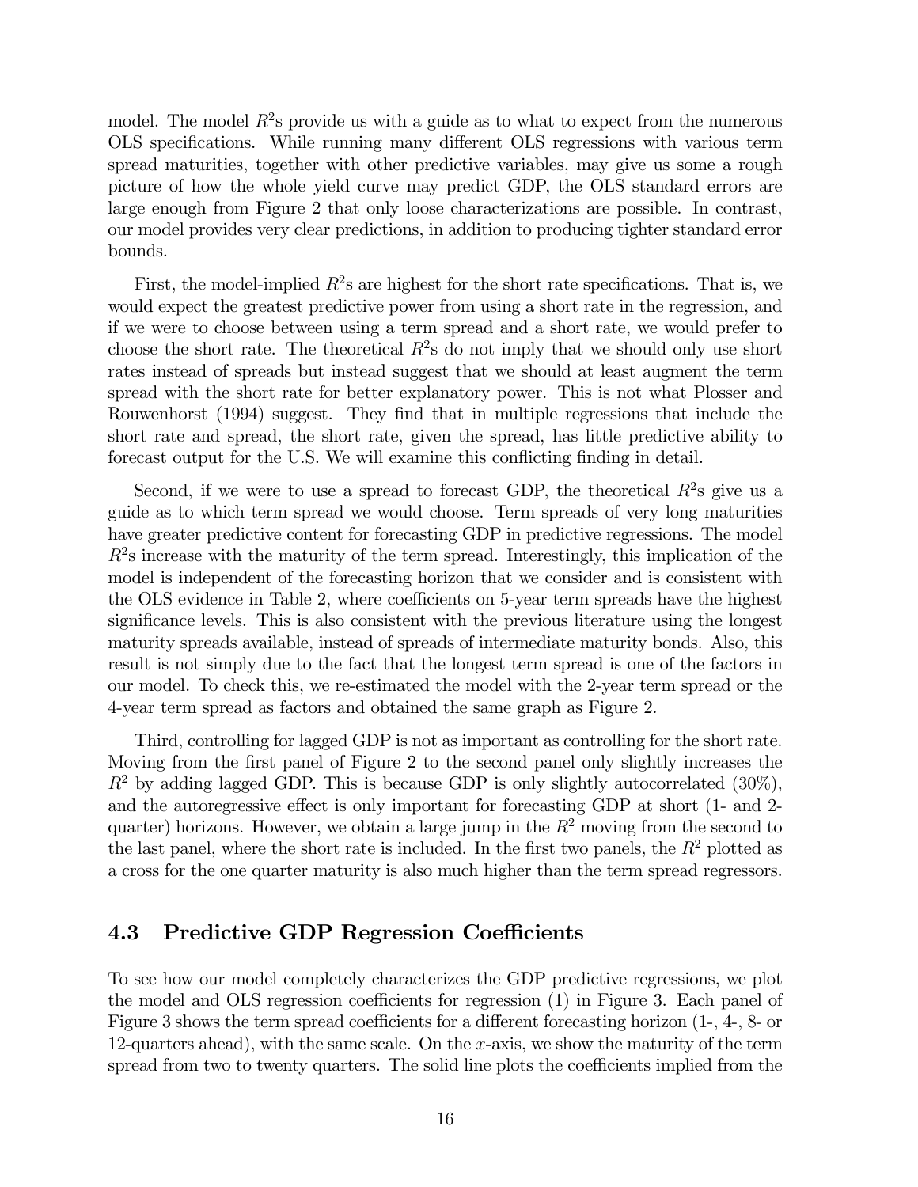model. The model $R^2$s provide us with a guide as to what to expect from the numerous OLS specifications. While running many different OLS regressions with various term spread maturities, together with other predictive variables, may give us some a rough picture of how the whole yield curve may predict GDP, the OLS standard errors are large enough from Figure 2 that only loose characterizations are possible. In contrast, our model provides very clear predictions, in addition to producing tighter standard error bounds.

First, the model-implied $R^2$s are highest for the short rate specifications. That is, we would expect the greatest predictive power from using a short rate in the regression, and if we were to choose between using a term spread and a short rate, we would prefer to choose the short rate. The theoretical $R^2$s do not imply that we should only use short rates instead of spreads but instead suggest that we should at least augment the term spread with the short rate for better explanatory power. This is not what Plosser and Rouwenhorst (1994) suggest. They find that in multiple regressions that include the short rate and spread, the short rate, given the spread, has little predictive ability to forecast output for the U.S. We will examine this conflicting finding in detail.

Second, if we were to use a spread to forecast GDP, the theoretical $R^2$s give us a guide as to which term spread we would choose. Term spreads of very long maturities have greater predictive content for forecasting GDP in predictive regressions. The model $R^2$s increase with the maturity of the term spread. Interestingly, this implication of the model is independent of the forecasting horizon that we consider and is consistent with the OLS evidence in Table 2, where coefficients on 5-year term spreads have the highest significance levels. This is also consistent with the previous literature using the longest maturity spreads available, instead of spreads of intermediate maturity bonds. Also, this result is not simply due to the fact that the longest term spread is one of the factors in our model. To check this, we re-estimated the model with the 2-year term spread or the 4-year term spread as factors and obtained the same graph as Figure 2.

Third, controlling for lagged GDP is not as important as controlling for the short rate. Moving from the first panel of Figure 2 to the second panel only slightly increases the $R^2$ by adding lagged GDP. This is because GDP is only slightly autocorrelated (30%), and the autoregressive effect is only important for forecasting GDP at short (1- and 2-quarter) horizons. However, we obtain a large jump in the $R^2$ moving from the second to the last panel, where the short rate is included. In the first two panels, the $R^2$ plotted as a cross for the one quarter maturity is also much higher than the term spread regressors.

## 4.3 Predictive GDP Regression Coefficients

To see how our model completely characterizes the GDP predictive regressions, we plot the model and OLS regression coefficients for regression (1) in Figure 3. Each panel of Figure 3 shows the term spread coefficients for a different forecasting horizon (1-, 4-, 8- or 12-quarters ahead), with the same scale. On the $x$-axis, we show the maturity of the term spread from two to twenty quarters. The solid line plots the coefficients implied from the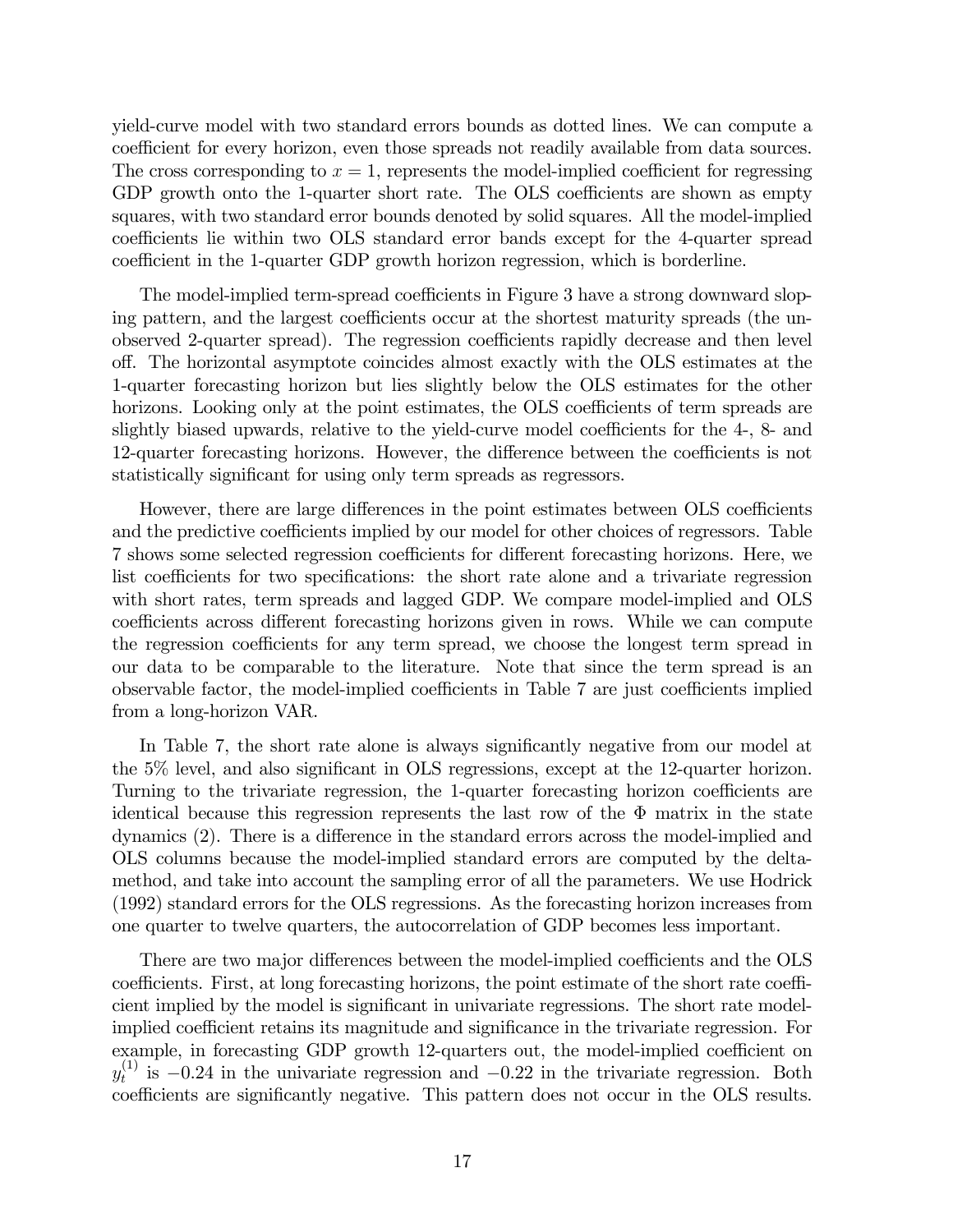yield-curve model with two standard errors bounds as dotted lines. We can compute a coefficient for every horizon, even those spreads not readily available from data sources. The cross corresponding to $x = 1$, represents the model-implied coefficient for regressing GDP growth onto the 1-quarter short rate. The OLS coefficients are shown as empty squares, with two standard error bounds denoted by solid squares. All the model-implied coefficients lie within two OLS standard error bands except for the 4-quarter spread coefficient in the 1-quarter GDP growth horizon regression, which is borderline.

The model-implied term-spread coefficients in Figure 3 have a strong downward sloping pattern, and the largest coefficients occur at the shortest maturity spreads (the unobserved 2-quarter spread). The regression coefficients rapidly decrease and then level off. The horizontal asymptote coincides almost exactly with the OLS estimates at the 1-quarter forecasting horizon but lies slightly below the OLS estimates for the other horizons. Looking only at the point estimates, the OLS coefficients of term spreads are slightly biased upwards, relative to the yield-curve model coefficients for the 4-, 8- and 12-quarter forecasting horizons. However, the difference between the coefficients is not statistically significant for using only term spreads as regressors.

However, there are large differences in the point estimates between OLS coefficients and the predictive coefficients implied by our model for other choices of regressors. Table 7 shows some selected regression coefficients for different forecasting horizons. Here, we list coefficients for two specifications: the short rate alone and a trivariate regression with short rates, term spreads and lagged GDP. We compare model-implied and OLS coefficients across different forecasting horizons given in rows. While we can compute the regression coefficients for any term spread, we choose the longest term spread in our data to be comparable to the literature. Note that since the term spread is an observable factor, the model-implied coefficients in Table 7 are just coefficients implied from a long-horizon VAR.

In Table 7, the short rate alone is always significantly negative from our model at the 5% level, and also significant in OLS regressions, except at the 12-quarter horizon. Turning to the trivariate regression, the 1-quarter forecasting horizon coefficients are identical because this regression represents the last row of the $\Phi$ matrix in the state dynamics (2). There is a difference in the standard errors across the model-implied and OLS columns because the model-implied standard errors are computed by the delta-method, and take into account the sampling error of all the parameters. We use Hodrick (1992) standard errors for the OLS regressions. As the forecasting horizon increases from one quarter to twelve quarters, the autocorrelation of GDP becomes less important.

There are two major differences between the model-implied coefficients and the OLS coefficients. First, at long forecasting horizons, the point estimate of the short rate coefficient implied by the model is significant in univariate regressions. The short rate model-implied coefficient retains its magnitude and significance in the trivariate regression. For example, in forecasting GDP growth 12-quarters out, the model-implied coefficient on $y_t^{(1)}$ is $-0.24$ in the univariate regression and $-0.22$ in the trivariate regression. Both coefficients are significantly negative. This pattern does not occur in the OLS results.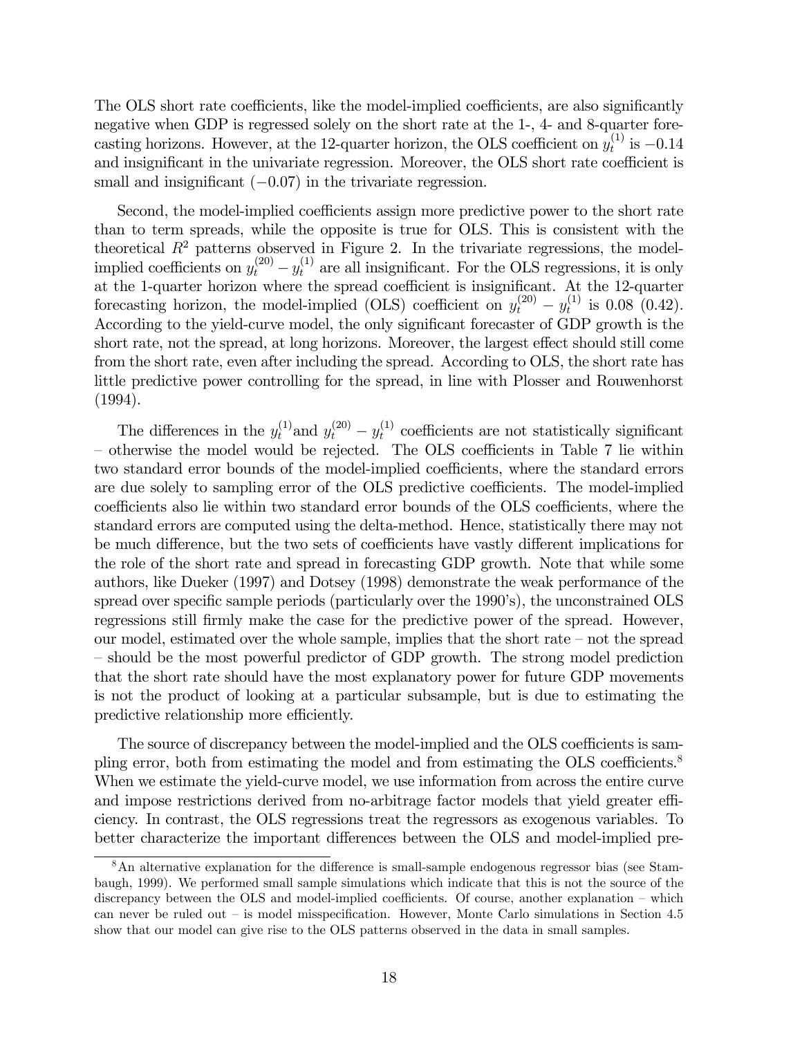The OLS short rate coefficients, like the model-implied coefficients, are also significantly negative when GDP is regressed solely on the short rate at the 1-, 4- and 8-quarter forecasting horizons. However, at the 12-quarter horizon, the OLS coefficient on $y_t^{(1)}$ is $-0.14$ and insignificant in the univariate regression. Moreover, the OLS short rate coefficient is small and insignificant ($-0.07$) in the trivariate regression.

Second, the model-implied coefficients assign more predictive power to the short rate than to term spreads, while the opposite is true for OLS. This is consistent with the theoretical $R^2$ patterns observed in Figure 2. In the trivariate regressions, the model-implied coefficients on $y_t^{(20)} - y_t^{(1)}$ are all insignificant. For the OLS regressions, it is only at the 1-quarter horizon where the spread coefficient is insignificant. At the 12-quarter forecasting horizon, the model-implied (OLS) coefficient on $y_t^{(20)} - y_t^{(1)}$ is 0.08 (0.42). According to the yield-curve model, the only significant forecaster of GDP growth is the short rate, not the spread, at long horizons. Moreover, the largest effect should still come from the short rate, even after including the spread. According to OLS, the short rate has little predictive power controlling for the spread, in line with Plosser and Rouwenhorst (1994).

The differences in the $y_t^{(1)}$ and $y_t^{(20)} - y_t^{(1)}$ coefficients are not statistically significant – otherwise the model would be rejected. The OLS coefficients in Table 7 lie within two standard error bounds of the model-implied coefficients, where the standard errors are due solely to sampling error of the OLS predictive coefficients. The model-implied coefficients also lie within two standard error bounds of the OLS coefficients, where the standard errors are computed using the delta-method. Hence, statistically there may not be much difference, but the two sets of coefficients have vastly different implications for the role of the short rate and spread in forecasting GDP growth. Note that while some authors, like Dueker (1997) and Dotsey (1998) demonstrate the weak performance of the spread over specific sample periods (particularly over the 1990's), the unconstrained OLS regressions still firmly make the case for the predictive power of the spread. However, our model, estimated over the whole sample, implies that the short rate – not the spread – should be the most powerful predictor of GDP growth. The strong model prediction that the short rate should have the most explanatory power for future GDP movements is not the product of looking at a particular subsample, but is due to estimating the predictive relationship more efficiently.

The source of discrepancy between the model-implied and the OLS coefficients is sampling error, both from estimating the model and from estimating the OLS coefficients.[8] When we estimate the yield-curve model, we use information from across the entire curve and impose restrictions derived from no-arbitrage factor models that yield greater efficiency. In contrast, the OLS regressions treat the regressors as exogenous variables. To better characterize the important differences between the OLS and model-implied pre-

[8] An alternative explanation for the difference is small-sample endogenous regressor bias (see Stambaugh, 1999). We performed small sample simulations which indicate that this is not the source of the discrepancy between the OLS and model-implied coefficients. Of course, another explanation – which can never be ruled out – is model misspecification. However, Monte Carlo simulations in Section 4.5 show that our model can give rise to the OLS patterns observed in the data in small samples.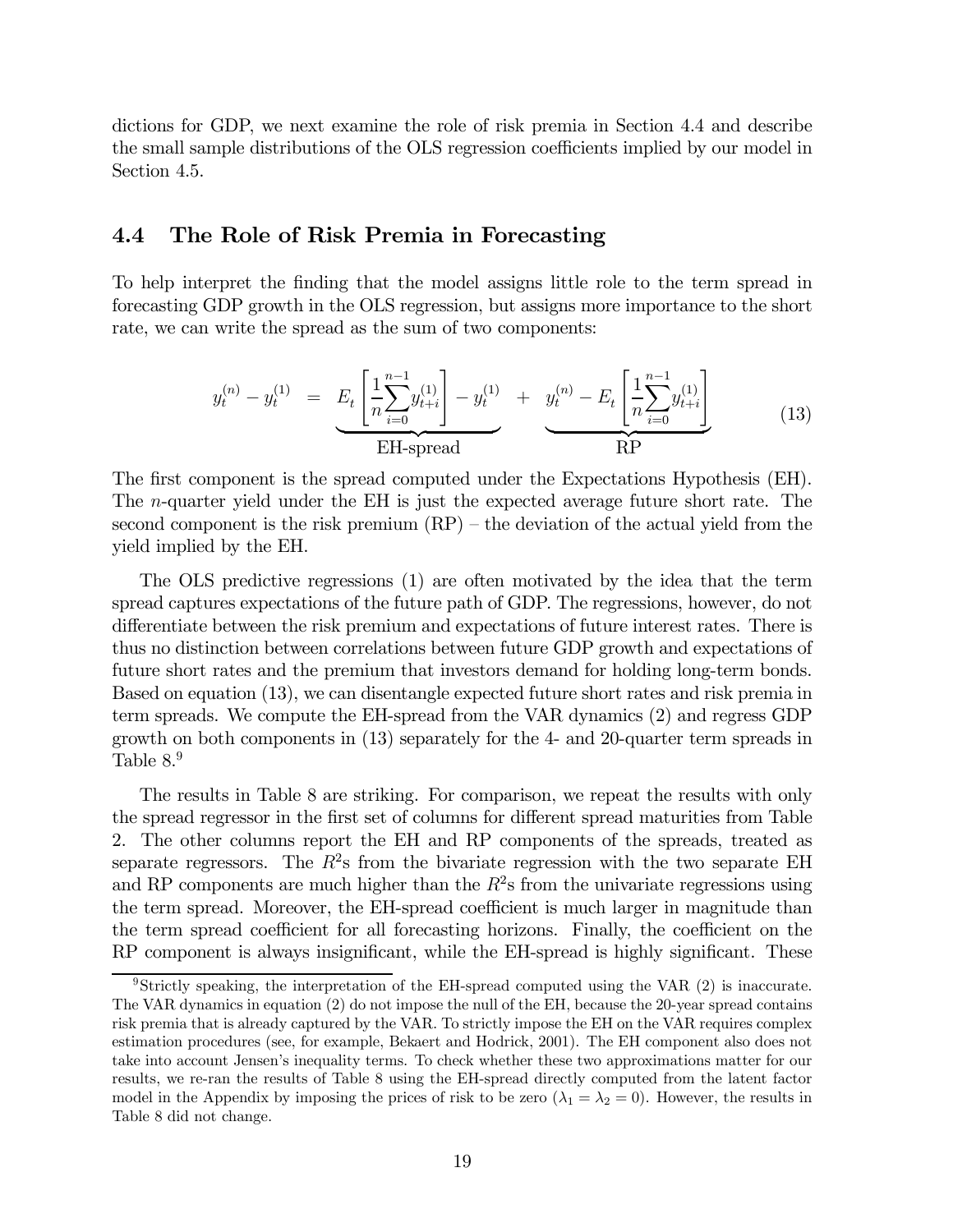dictions for GDP, we next examine the role of risk premia in Section 4.4 and describe the small sample distributions of the OLS regression coefficients implied by our model in Section 4.5.

### 4.4 The Role of Risk Premia in Forecasting

To help interpret the finding that the model assigns little role to the term spread in forecasting GDP growth in the OLS regression, but assigns more importance to the short rate, we can write the spread as the sum of two components:

$$y_t^{(n)} - y_t^{(1)} = \underbrace{E_t\left[\frac{1}{n}\sum_{i=0}^{n-1} y_{t+i}^{(1)}\right] - y_t^{(1)}}_{\text{EH-spread}} + \underbrace{y_t^{(n)} - E_t\left[\frac{1}{n}\sum_{i=0}^{n-1} y_{t+i}^{(1)}\right]}_{\text{RP}} \tag{13}$$

The first component is the spread computed under the Expectations Hypothesis (EH). The $n$-quarter yield under the EH is just the expected average future short rate. The second component is the risk premium (RP) – the deviation of the actual yield from the yield implied by the EH.

The OLS predictive regressions (1) are often motivated by the idea that the term spread captures expectations of the future path of GDP. The regressions, however, do not differentiate between the risk premium and expectations of future interest rates. There is thus no distinction between correlations between future GDP growth and expectations of future short rates and the premium that investors demand for holding long-term bonds. Based on equation (13), we can disentangle expected future short rates and risk premia in term spreads. We compute the EH-spread from the VAR dynamics (2) and regress GDP growth on both components in (13) separately for the 4- and 20-quarter term spreads in Table 8.[9]

The results in Table 8 are striking. For comparison, we repeat the results with only the spread regressor in the first set of columns for different spread maturities from Table 2. The other columns report the EH and RP components of the spreads, treated as separate regressors. The $R^2$s from the bivariate regression with the two separate EH and RP components are much higher than the $R^2$s from the univariate regressions using the term spread. Moreover, the EH-spread coefficient is much larger in magnitude than the term spread coefficient for all forecasting horizons. Finally, the coefficient on the RP component is always insignificant, while the EH-spread is highly significant. These

[9] Strictly speaking, the interpretation of the EH-spread computed using the VAR (2) is inaccurate. The VAR dynamics in equation (2) do not impose the null of the EH, because the 20-year spread contains risk premia that is already captured by the VAR. To strictly impose the EH on the VAR requires complex estimation procedures (see, for example, Bekaert and Hodrick, 2001). The EH component also does not take into account Jensen's inequality terms. To check whether these two approximations matter for our results, we re-ran the results of Table 8 using the EH-spread directly computed from the latent factor model in the Appendix by imposing the prices of risk to be zero ($\lambda_1 = \lambda_2 = 0$). However, the results in Table 8 did not change.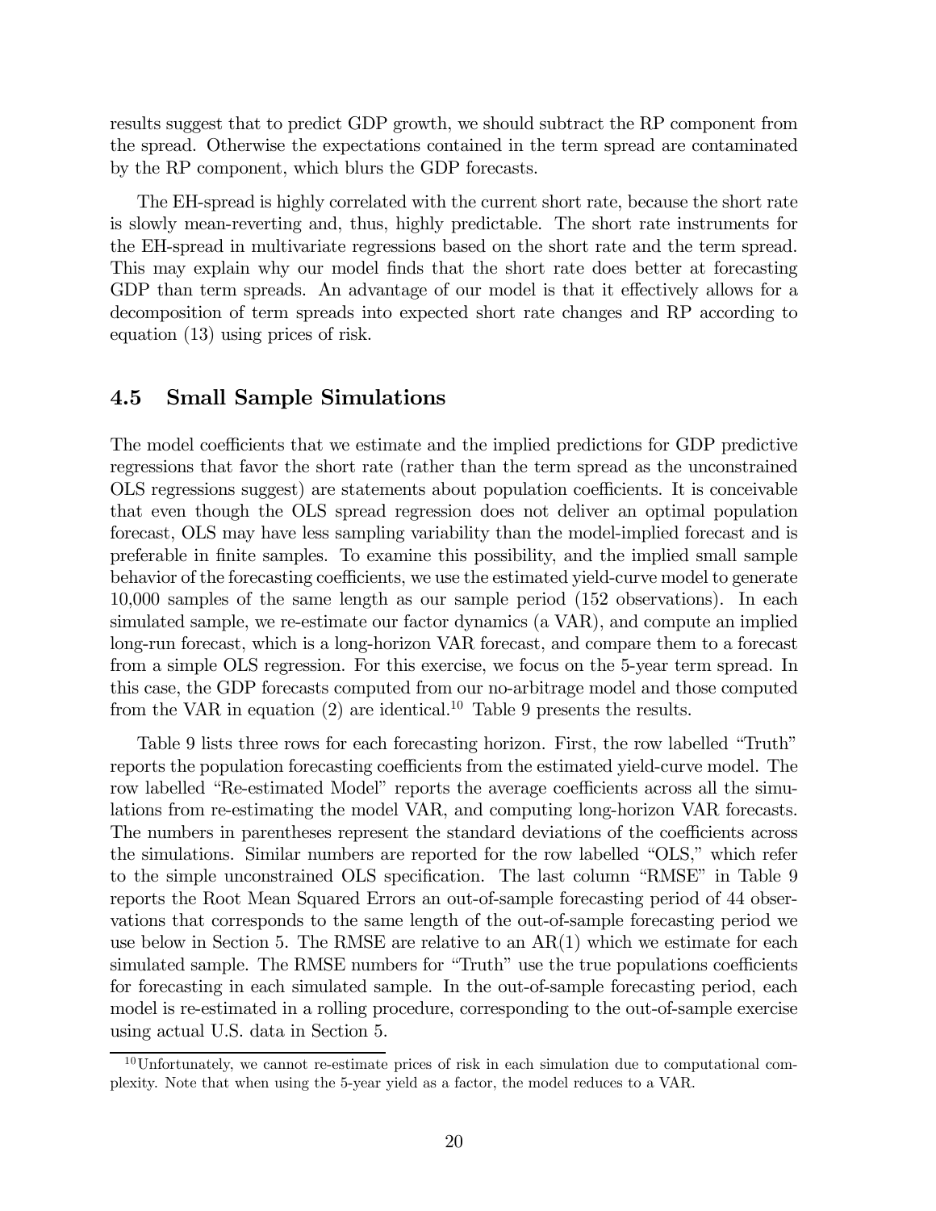results suggest that to predict GDP growth, we should subtract the RP component from the spread. Otherwise the expectations contained in the term spread are contaminated by the RP component, which blurs the GDP forecasts.

The EH-spread is highly correlated with the current short rate, because the short rate is slowly mean-reverting and, thus, highly predictable. The short rate instruments for the EH-spread in multivariate regressions based on the short rate and the term spread. This may explain why our model finds that the short rate does better at forecasting GDP than term spreads. An advantage of our model is that it effectively allows for a decomposition of term spreads into expected short rate changes and RP according to equation (13) using prices of risk.

## 4.5 Small Sample Simulations

The model coefficients that we estimate and the implied predictions for GDP predictive regressions that favor the short rate (rather than the term spread as the unconstrained OLS regressions suggest) are statements about population coefficients. It is conceivable that even though the OLS spread regression does not deliver an optimal population forecast, OLS may have less sampling variability than the model-implied forecast and is preferable in finite samples. To examine this possibility, and the implied small sample behavior of the forecasting coefficients, we use the estimated yield-curve model to generate 10,000 samples of the same length as our sample period (152 observations). In each simulated sample, we re-estimate our factor dynamics (a VAR), and compute an implied long-run forecast, which is a long-horizon VAR forecast, and compare them to a forecast from a simple OLS regression. For this exercise, we focus on the 5-year term spread. In this case, the GDP forecasts computed from our no-arbitrage model and those computed from the VAR in equation (2) are identical.[10] Table 9 presents the results.

Table 9 lists three rows for each forecasting horizon. First, the row labelled "Truth" reports the population forecasting coefficients from the estimated yield-curve model. The row labelled "Re-estimated Model" reports the average coefficients across all the simulations from re-estimating the model VAR, and computing long-horizon VAR forecasts. The numbers in parentheses represent the standard deviations of the coefficients across the simulations. Similar numbers are reported for the row labelled "OLS," which refer to the simple unconstrained OLS specification. The last column "RMSE" in Table 9 reports the Root Mean Squared Errors an out-of-sample forecasting period of 44 observations that corresponds to the same length of the out-of-sample forecasting period we use below in Section 5. The RMSE are relative to an AR(1) which we estimate for each simulated sample. The RMSE numbers for "Truth" use the true populations coefficients for forecasting in each simulated sample. In the out-of-sample forecasting period, each model is re-estimated in a rolling procedure, corresponding to the out-of-sample exercise using actual U.S. data in Section 5.

[10] Unfortunately, we cannot re-estimate prices of risk in each simulation due to computational complexity. Note that when using the 5-year yield as a factor, the model reduces to a VAR.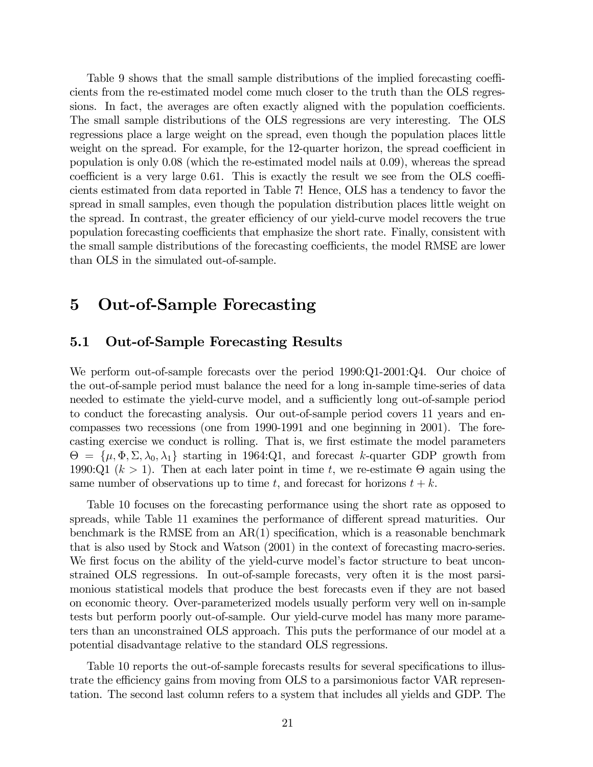Table 9 shows that the small sample distributions of the implied forecasting coefficients from the re-estimated model come much closer to the truth than the OLS regressions. In fact, the averages are often exactly aligned with the population coefficients. The small sample distributions of the OLS regressions are very interesting. The OLS regressions place a large weight on the spread, even though the population places little weight on the spread. For example, for the 12-quarter horizon, the spread coefficient in population is only 0.08 (which the re-estimated model nails at 0.09), whereas the spread coefficient is a very large 0.61. This is exactly the result we see from the OLS coefficients estimated from data reported in Table 7! Hence, OLS has a tendency to favor the spread in small samples, even though the population distribution places little weight on the spread. In contrast, the greater efficiency of our yield-curve model recovers the true population forecasting coefficients that emphasize the short rate. Finally, consistent with the small sample distributions of the forecasting coefficients, the model RMSE are lower than OLS in the simulated out-of-sample.

# 5 Out-of-Sample Forecasting

## 5.1 Out-of-Sample Forecasting Results

We perform out-of-sample forecasts over the period 1990:Q1-2001:Q4. Our choice of the out-of-sample period must balance the need for a long in-sample time-series of data needed to estimate the yield-curve model, and a sufficiently long out-of-sample period to conduct the forecasting analysis. Our out-of-sample period covers 11 years and encompasses two recessions (one from 1990-1991 and one beginning in 2001). The forecasting exercise we conduct is rolling. That is, we first estimate the model parameters $\Theta = \{\mu, \Phi, \Sigma, \lambda_0, \lambda_1\}$ starting in 1964:Q1, and forecast $k$-quarter GDP growth from 1990:Q1 ($k > 1$). Then at each later point in time $t$, we re-estimate $\Theta$ again using the same number of observations up to time $t$, and forecast for horizons $t + k$.

Table 10 focuses on the forecasting performance using the short rate as opposed to spreads, while Table 11 examines the performance of different spread maturities. Our benchmark is the RMSE from an AR(1) specification, which is a reasonable benchmark that is also used by Stock and Watson (2001) in the context of forecasting macro-series. We first focus on the ability of the yield-curve model's factor structure to beat unconstrained OLS regressions. In out-of-sample forecasts, very often it is the most parsimonious statistical models that produce the best forecasts even if they are not based on economic theory. Over-parameterized models usually perform very well on in-sample tests but perform poorly out-of-sample. Our yield-curve model has many more parameters than an unconstrained OLS approach. This puts the performance of our model at a potential disadvantage relative to the standard OLS regressions.

Table 10 reports the out-of-sample forecasts results for several specifications to illustrate the efficiency gains from moving from OLS to a parsimonious factor VAR representation. The second last column refers to a system that includes all yields and GDP. The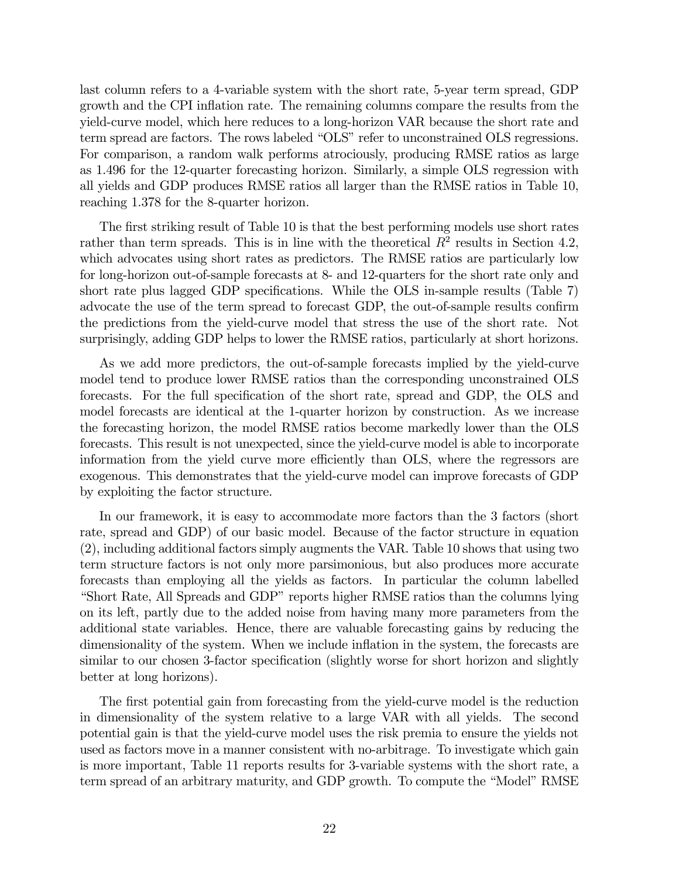last column refers to a 4-variable system with the short rate, 5-year term spread, GDP growth and the CPI inflation rate. The remaining columns compare the results from the yield-curve model, which here reduces to a long-horizon VAR because the short rate and term spread are factors. The rows labeled "OLS" refer to unconstrained OLS regressions. For comparison, a random walk performs atrociously, producing RMSE ratios as large as 1.496 for the 12-quarter forecasting horizon. Similarly, a simple OLS regression with all yields and GDP produces RMSE ratios all larger than the RMSE ratios in Table 10, reaching 1.378 for the 8-quarter horizon.

The first striking result of Table 10 is that the best performing models use short rates rather than term spreads. This is in line with the theoretical $R^2$ results in Section 4.2, which advocates using short rates as predictors. The RMSE ratios are particularly low for long-horizon out-of-sample forecasts at 8- and 12-quarters for the short rate only and short rate plus lagged GDP specifications. While the OLS in-sample results (Table 7) advocate the use of the term spread to forecast GDP, the out-of-sample results confirm the predictions from the yield-curve model that stress the use of the short rate. Not surprisingly, adding GDP helps to lower the RMSE ratios, particularly at short horizons.

As we add more predictors, the out-of-sample forecasts implied by the yield-curve model tend to produce lower RMSE ratios than the corresponding unconstrained OLS forecasts. For the full specification of the short rate, spread and GDP, the OLS and model forecasts are identical at the 1-quarter horizon by construction. As we increase the forecasting horizon, the model RMSE ratios become markedly lower than the OLS forecasts. This result is not unexpected, since the yield-curve model is able to incorporate information from the yield curve more efficiently than OLS, where the regressors are exogenous. This demonstrates that the yield-curve model can improve forecasts of GDP by exploiting the factor structure.

In our framework, it is easy to accommodate more factors than the 3 factors (short rate, spread and GDP) of our basic model. Because of the factor structure in equation (2), including additional factors simply augments the VAR. Table 10 shows that using two term structure factors is not only more parsimonious, but also produces more accurate forecasts than employing all the yields as factors. In particular the column labelled "Short Rate, All Spreads and GDP" reports higher RMSE ratios than the columns lying on its left, partly due to the added noise from having many more parameters from the additional state variables. Hence, there are valuable forecasting gains by reducing the dimensionality of the system. When we include inflation in the system, the forecasts are similar to our chosen 3-factor specification (slightly worse for short horizon and slightly better at long horizons).

The first potential gain from forecasting from the yield-curve model is the reduction in dimensionality of the system relative to a large VAR with all yields. The second potential gain is that the yield-curve model uses the risk premia to ensure the yields not used as factors move in a manner consistent with no-arbitrage. To investigate which gain is more important, Table 11 reports results for 3-variable systems with the short rate, a term spread of an arbitrary maturity, and GDP growth. To compute the "Model" RMSE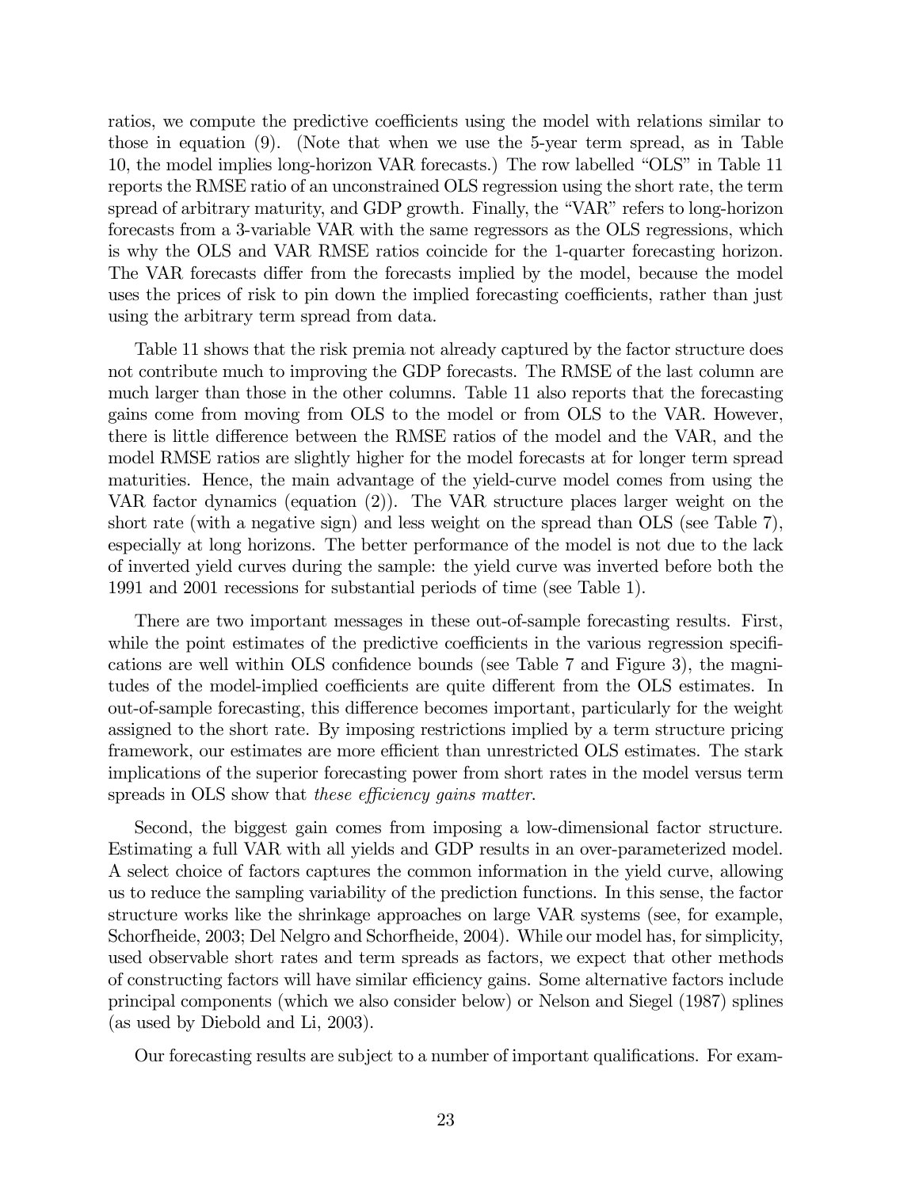ratios, we compute the predictive coefficients using the model with relations similar to those in equation (9). (Note that when we use the 5-year term spread, as in Table 10, the model implies long-horizon VAR forecasts.) The row labelled "OLS" in Table 11 reports the RMSE ratio of an unconstrained OLS regression using the short rate, the term spread of arbitrary maturity, and GDP growth. Finally, the "VAR" refers to long-horizon forecasts from a 3-variable VAR with the same regressors as the OLS regressions, which is why the OLS and VAR RMSE ratios coincide for the 1-quarter forecasting horizon. The VAR forecasts differ from the forecasts implied by the model, because the model uses the prices of risk to pin down the implied forecasting coefficients, rather than just using the arbitrary term spread from data.

Table 11 shows that the risk premia not already captured by the factor structure does not contribute much to improving the GDP forecasts. The RMSE of the last column are much larger than those in the other columns. Table 11 also reports that the forecasting gains come from moving from OLS to the model or from OLS to the VAR. However, there is little difference between the RMSE ratios of the model and the VAR, and the model RMSE ratios are slightly higher for the model forecasts at for longer term spread maturities. Hence, the main advantage of the yield-curve model comes from using the VAR factor dynamics (equation (2)). The VAR structure places larger weight on the short rate (with a negative sign) and less weight on the spread than OLS (see Table 7), especially at long horizons. The better performance of the model is not due to the lack of inverted yield curves during the sample: the yield curve was inverted before both the 1991 and 2001 recessions for substantial periods of time (see Table 1).

There are two important messages in these out-of-sample forecasting results. First, while the point estimates of the predictive coefficients in the various regression specifications are well within OLS confidence bounds (see Table 7 and Figure 3), the magnitudes of the model-implied coefficients are quite different from the OLS estimates. In out-of-sample forecasting, this difference becomes important, particularly for the weight assigned to the short rate. By imposing restrictions implied by a term structure pricing framework, our estimates are more efficient than unrestricted OLS estimates. The stark implications of the superior forecasting power from short rates in the model versus term spreads in OLS show that *these efficiency gains matter*.

Second, the biggest gain comes from imposing a low-dimensional factor structure. Estimating a full VAR with all yields and GDP results in an over-parameterized model. A select choice of factors captures the common information in the yield curve, allowing us to reduce the sampling variability of the prediction functions. In this sense, the factor structure works like the shrinkage approaches on large VAR systems (see, for example, Schorfheide, 2003; Del Nelgro and Schorfheide, 2004). While our model has, for simplicity, used observable short rates and term spreads as factors, we expect that other methods of constructing factors will have similar efficiency gains. Some alternative factors include principal components (which we also consider below) or Nelson and Siegel (1987) splines (as used by Diebold and Li, 2003).

Our forecasting results are subject to a number of important qualifications. For exam-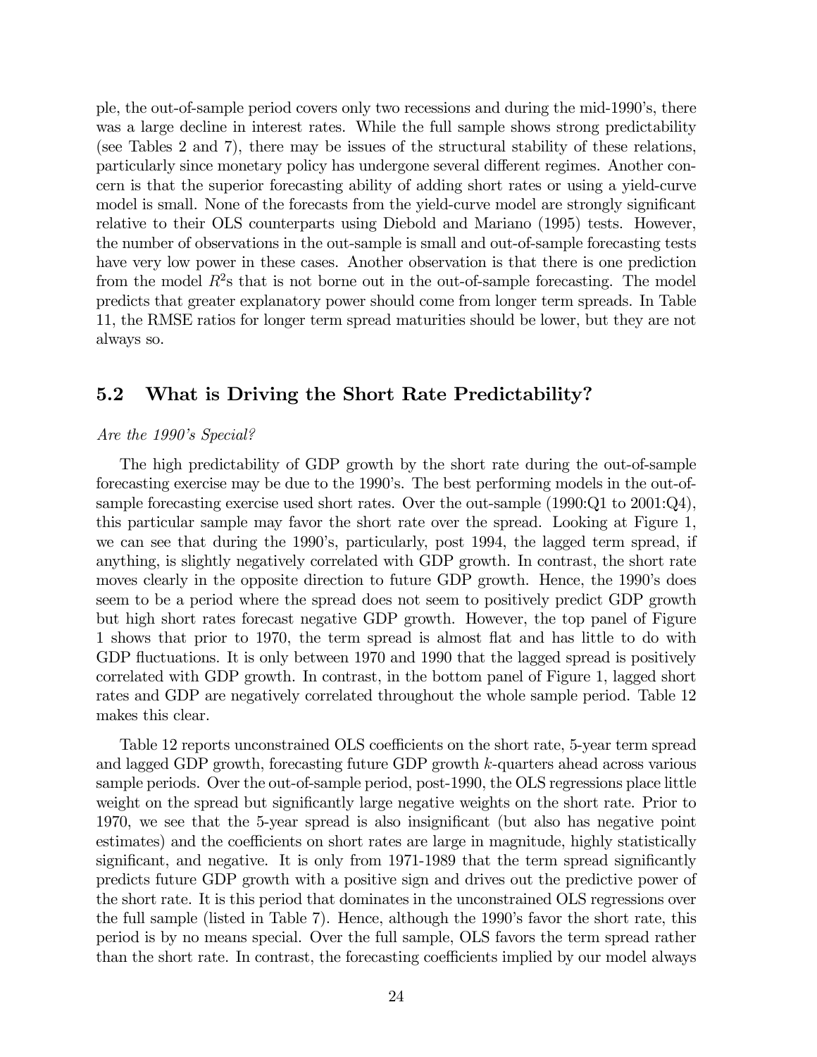ple, the out-of-sample period covers only two recessions and during the mid-1990's, there was a large decline in interest rates. While the full sample shows strong predictability (see Tables 2 and 7), there may be issues of the structural stability of these relations, particularly since monetary policy has undergone several different regimes. Another concern is that the superior forecasting ability of adding short rates or using a yield-curve model is small. None of the forecasts from the yield-curve model are strongly significant relative to their OLS counterparts using Diebold and Mariano (1995) tests. However, the number of observations in the out-sample is small and out-of-sample forecasting tests have very low power in these cases. Another observation is that there is one prediction from the model $R^2$s that is not borne out in the out-of-sample forecasting. The model predicts that greater explanatory power should come from longer term spreads. In Table 11, the RMSE ratios for longer term spread maturities should be lower, but they are not always so.

## 5.2 What is Driving the Short Rate Predictability?

*Are the 1990's Special?*

The high predictability of GDP growth by the short rate during the out-of-sample forecasting exercise may be due to the 1990's. The best performing models in the out-of-sample forecasting exercise used short rates. Over the out-sample (1990:Q1 to 2001:Q4), this particular sample may favor the short rate over the spread. Looking at Figure 1, we can see that during the 1990's, particularly, post 1994, the lagged term spread, if anything, is slightly negatively correlated with GDP growth. In contrast, the short rate moves clearly in the opposite direction to future GDP growth. Hence, the 1990's does seem to be a period where the spread does not seem to positively predict GDP growth but high short rates forecast negative GDP growth. However, the top panel of Figure 1 shows that prior to 1970, the term spread is almost flat and has little to do with GDP fluctuations. It is only between 1970 and 1990 that the lagged spread is positively correlated with GDP growth. In contrast, in the bottom panel of Figure 1, lagged short rates and GDP are negatively correlated throughout the whole sample period. Table 12 makes this clear.

Table 12 reports unconstrained OLS coefficients on the short rate, 5-year term spread and lagged GDP growth, forecasting future GDP growth $k$-quarters ahead across various sample periods. Over the out-of-sample period, post-1990, the OLS regressions place little weight on the spread but significantly large negative weights on the short rate. Prior to 1970, we see that the 5-year spread is also insignificant (but also has negative point estimates) and the coefficients on short rates are large in magnitude, highly statistically significant, and negative. It is only from 1971-1989 that the term spread significantly predicts future GDP growth with a positive sign and drives out the predictive power of the short rate. It is this period that dominates in the unconstrained OLS regressions over the full sample (listed in Table 7). Hence, although the 1990's favor the short rate, this period is by no means special. Over the full sample, OLS favors the term spread rather than the short rate. In contrast, the forecasting coefficients implied by our model always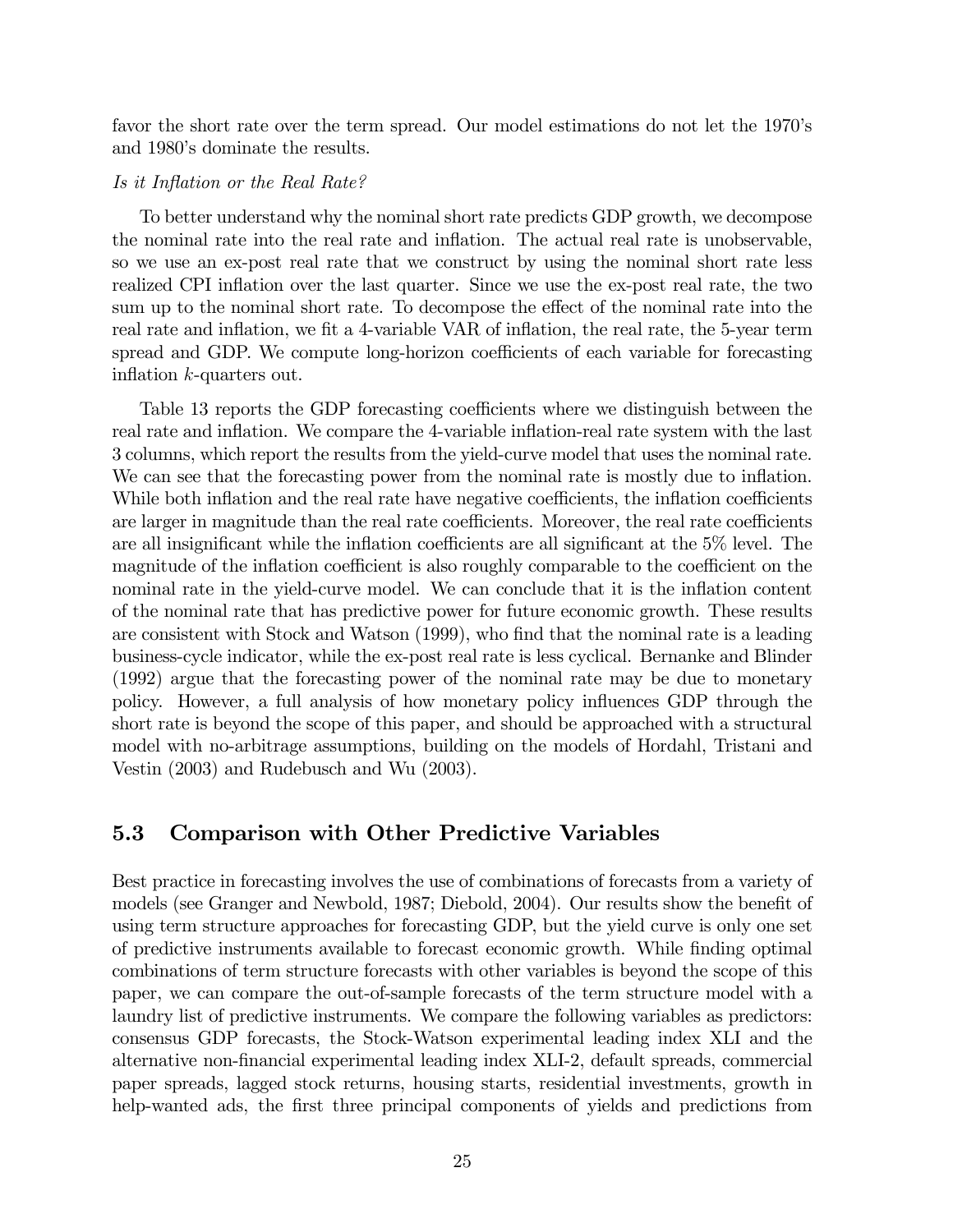favor the short rate over the term spread. Our model estimations do not let the 1970's and 1980's dominate the results.

*Is it Inflation or the Real Rate?*

To better understand why the nominal short rate predicts GDP growth, we decompose the nominal rate into the real rate and inflation. The actual real rate is unobservable, so we use an ex-post real rate that we construct by using the nominal short rate less realized CPI inflation over the last quarter. Since we use the ex-post real rate, the two sum up to the nominal short rate. To decompose the effect of the nominal rate into the real rate and inflation, we fit a 4-variable VAR of inflation, the real rate, the 5-year term spread and GDP. We compute long-horizon coefficients of each variable for forecasting inflation $k$-quarters out.

Table 13 reports the GDP forecasting coefficients where we distinguish between the real rate and inflation. We compare the 4-variable inflation-real rate system with the last 3 columns, which report the results from the yield-curve model that uses the nominal rate. We can see that the forecasting power from the nominal rate is mostly due to inflation. While both inflation and the real rate have negative coefficients, the inflation coefficients are larger in magnitude than the real rate coefficients. Moreover, the real rate coefficients are all insignificant while the inflation coefficients are all significant at the 5% level. The magnitude of the inflation coefficient is also roughly comparable to the coefficient on the nominal rate in the yield-curve model. We can conclude that it is the inflation content of the nominal rate that has predictive power for future economic growth. These results are consistent with Stock and Watson (1999), who find that the nominal rate is a leading business-cycle indicator, while the ex-post real rate is less cyclical. Bernanke and Blinder (1992) argue that the forecasting power of the nominal rate may be due to monetary policy. However, a full analysis of how monetary policy influences GDP through the short rate is beyond the scope of this paper, and should be approached with a structural model with no-arbitrage assumptions, building on the models of Hordahl, Tristani and Vestin (2003) and Rudebusch and Wu (2003).

## 5.3 Comparison with Other Predictive Variables

Best practice in forecasting involves the use of combinations of forecasts from a variety of models (see Granger and Newbold, 1987; Diebold, 2004). Our results show the benefit of using term structure approaches for forecasting GDP, but the yield curve is only one set of predictive instruments available to forecast economic growth. While finding optimal combinations of term structure forecasts with other variables is beyond the scope of this paper, we can compare the out-of-sample forecasts of the term structure model with a laundry list of predictive instruments. We compare the following variables as predictors: consensus GDP forecasts, the Stock-Watson experimental leading index XLI and the alternative non-financial experimental leading index XLI-2, default spreads, commercial paper spreads, lagged stock returns, housing starts, residential investments, growth in help-wanted ads, the first three principal components of yields and predictions from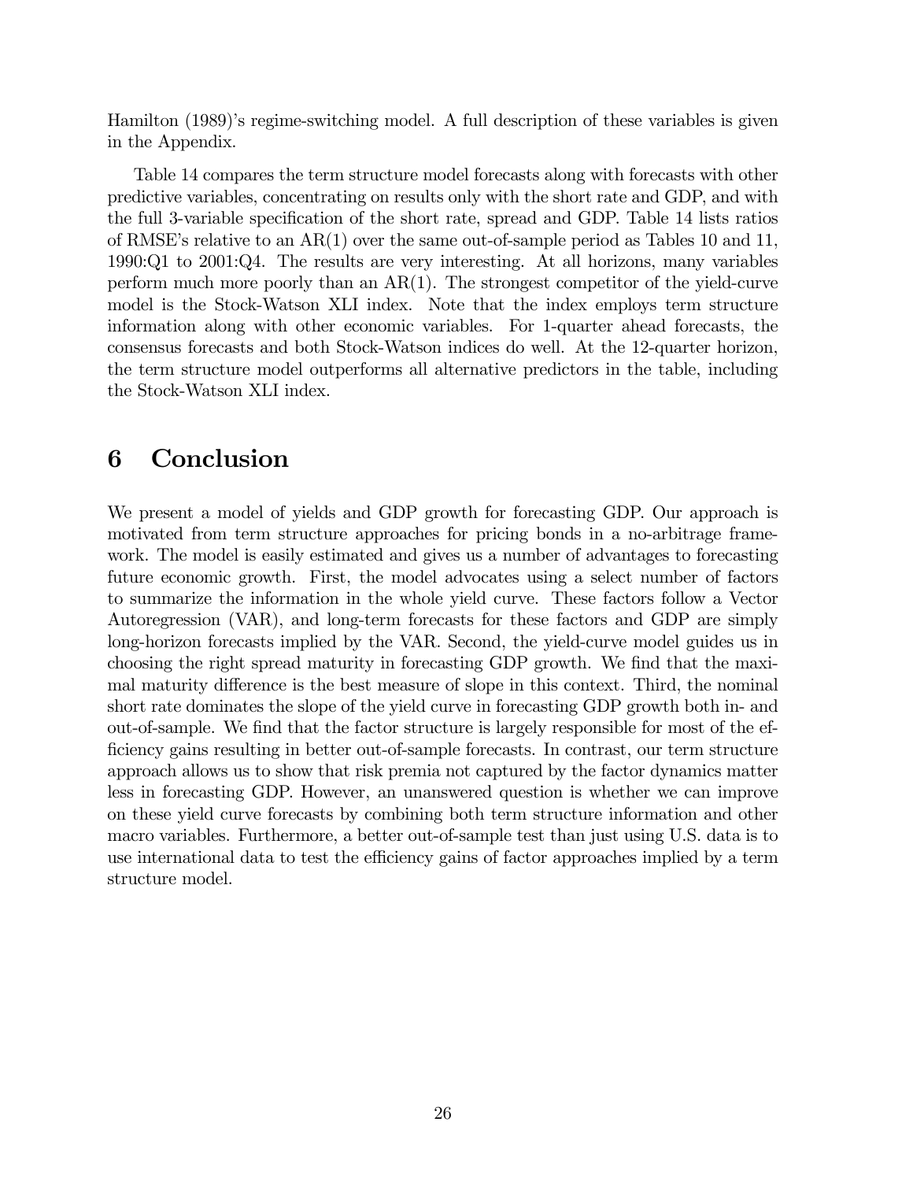Hamilton (1989)'s regime-switching model. A full description of these variables is given in the Appendix.

Table 14 compares the term structure model forecasts along with forecasts with other predictive variables, concentrating on results only with the short rate and GDP, and with the full 3-variable specification of the short rate, spread and GDP. Table 14 lists ratios of RMSE's relative to an AR(1) over the same out-of-sample period as Tables 10 and 11, 1990:Q1 to 2001:Q4. The results are very interesting. At all horizons, many variables perform much more poorly than an AR(1). The strongest competitor of the yield-curve model is the Stock-Watson XLI index. Note that the index employs term structure information along with other economic variables. For 1-quarter ahead forecasts, the consensus forecasts and both Stock-Watson indices do well. At the 12-quarter horizon, the term structure model outperforms all alternative predictors in the table, including the Stock-Watson XLI index.

# 6 Conclusion

We present a model of yields and GDP growth for forecasting GDP. Our approach is motivated from term structure approaches for pricing bonds in a no-arbitrage framework. The model is easily estimated and gives us a number of advantages to forecasting future economic growth. First, the model advocates using a select number of factors to summarize the information in the whole yield curve. These factors follow a Vector Autoregression (VAR), and long-term forecasts for these factors and GDP are simply long-horizon forecasts implied by the VAR. Second, the yield-curve model guides us in choosing the right spread maturity in forecasting GDP growth. We find that the maximal maturity difference is the best measure of slope in this context. Third, the nominal short rate dominates the slope of the yield curve in forecasting GDP growth both in- and out-of-sample. We find that the factor structure is largely responsible for most of the efficiency gains resulting in better out-of-sample forecasts. In contrast, our term structure approach allows us to show that risk premia not captured by the factor dynamics matter less in forecasting GDP. However, an unanswered question is whether we can improve on these yield curve forecasts by combining both term structure information and other macro variables. Furthermore, a better out-of-sample test than just using U.S. data is to use international data to test the efficiency gains of factor approaches implied by a term structure model.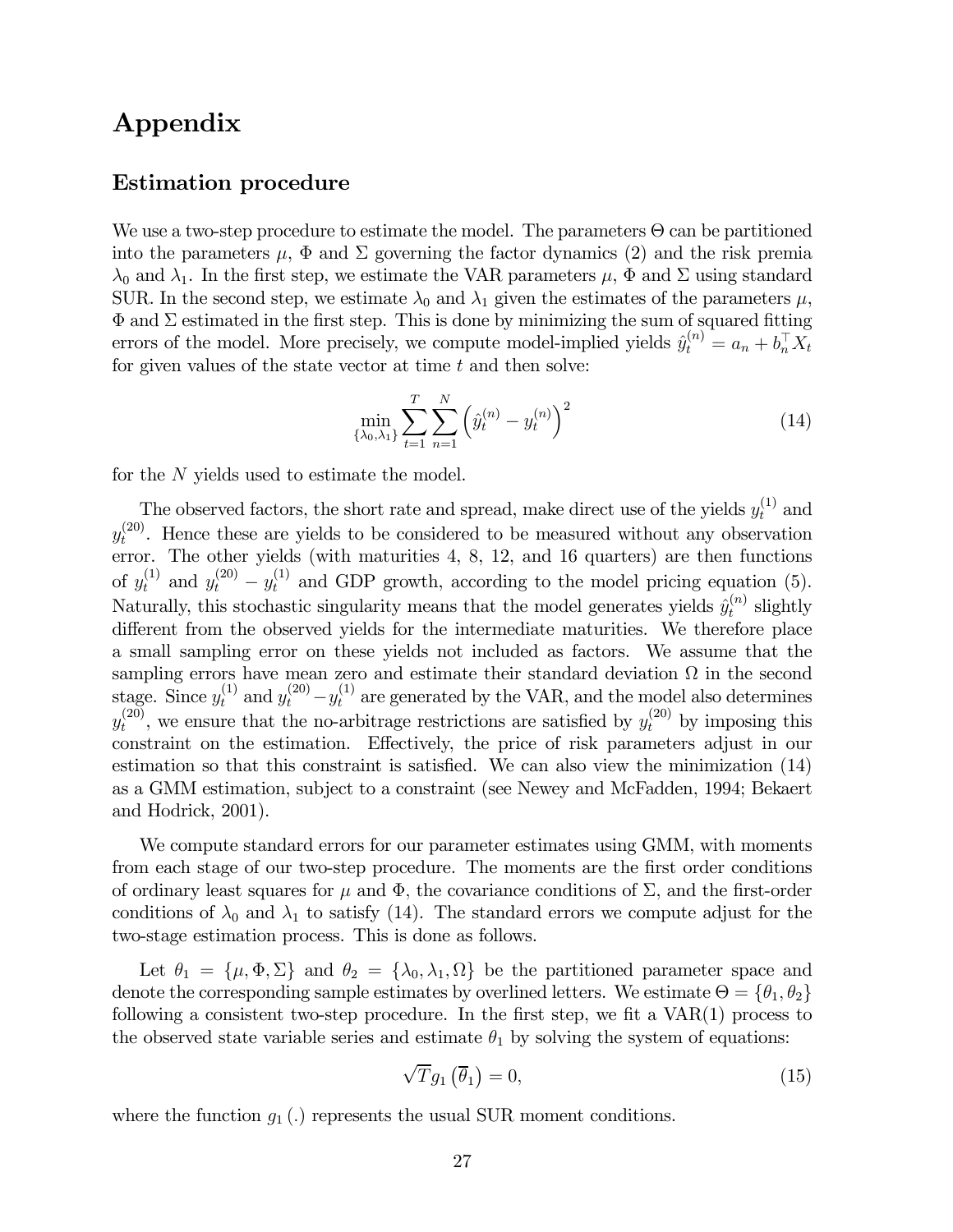# Appendix

## Estimation procedure

We use a two-step procedure to estimate the model. The parameters $\Theta$ can be partitioned into the parameters $\mu$, $\Phi$ and $\Sigma$ governing the factor dynamics (2) and the risk premia $\lambda_0$ and $\lambda_1$. In the first step, we estimate the VAR parameters $\mu$, $\Phi$ and $\Sigma$ using standard SUR. In the second step, we estimate $\lambda_0$ and $\lambda_1$ given the estimates of the parameters $\mu$, $\Phi$ and $\Sigma$ estimated in the first step. This is done by minimizing the sum of squared fitting errors of the model. More precisely, we compute model-implied yields $\hat{y}_t^{(n)} = a_n + b_n^\top X_t$ for given values of the state vector at time $t$ and then solve:

$$\min_{\{\lambda_0, \lambda_1\}} \sum_{t=1}^{T} \sum_{n=1}^{N} \left( \hat{y}_t^{(n)} - y_t^{(n)} \right)^2 \tag{14}$$

for the $N$ yields used to estimate the model.

The observed factors, the short rate and spread, make direct use of the yields $y_t^{(1)}$ and $y_t^{(20)}$. Hence these are yields to be considered to be measured without any observation error. The other yields (with maturities 4, 8, 12, and 16 quarters) are then functions of $y_t^{(1)}$ and $y_t^{(20)} - y_t^{(1)}$ and GDP growth, according to the model pricing equation (5). Naturally, this stochastic singularity means that the model generates yields $\hat{y}_t^{(n)}$ slightly different from the observed yields for the intermediate maturities. We therefore place a small sampling error on these yields not included as factors. We assume that the sampling errors have mean zero and estimate their standard deviation $\Omega$ in the second stage. Since $y_t^{(1)}$ and $y_t^{(20)} - y_t^{(1)}$ are generated by the VAR, and the model also determines $y_t^{(20)}$, we ensure that the no-arbitrage restrictions are satisfied by $y_t^{(20)}$ by imposing this constraint on the estimation. Effectively, the price of risk parameters adjust in our estimation so that this constraint is satisfied. We can also view the minimization (14) as a GMM estimation, subject to a constraint (see Newey and McFadden, 1994; Bekaert and Hodrick, 2001).

We compute standard errors for our parameter estimates using GMM, with moments from each stage of our two-step procedure. The moments are the first order conditions of ordinary least squares for $\mu$ and $\Phi$, the covariance conditions of $\Sigma$, and the first-order conditions of $\lambda_0$ and $\lambda_1$ to satisfy (14). The standard errors we compute adjust for the two-stage estimation process. This is done as follows.

Let $\theta_1 = \{\mu, \Phi, \Sigma\}$ and $\theta_2 = \{\lambda_0, \lambda_1, \Omega\}$ be the partitioned parameter space and denote the corresponding sample estimates by overlined letters. We estimate $\Theta = \{\theta_1, \theta_2\}$ following a consistent two-step procedure. In the first step, we fit a VAR(1) process to the observed state variable series and estimate $\theta_1$ by solving the system of equations:

$$\sqrt{T} g_1 \left( \overline{\theta}_1 \right) = 0, \tag{15}$$

where the function $g_1(.)$ represents the usual SUR moment conditions.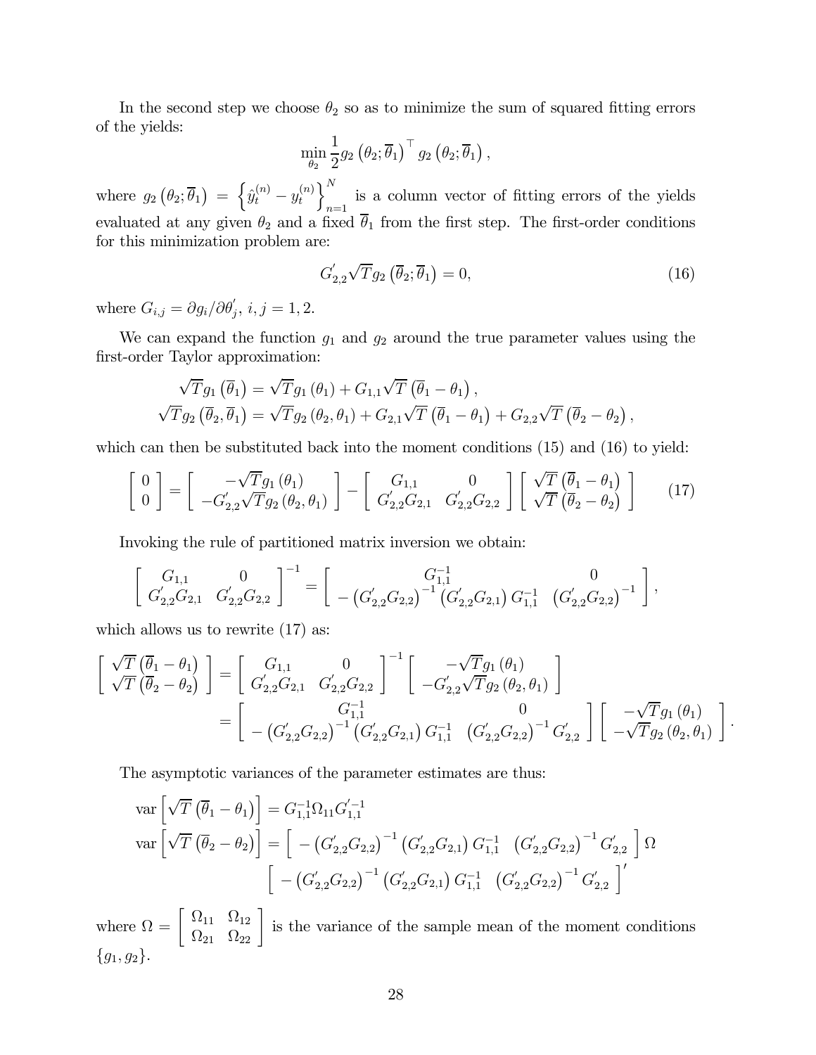In the second step we choose $\theta_2$ so as to minimize the sum of squared fitting errors of the yields:

$$\min_{\theta_2} \frac{1}{2} g_2\left(\theta_2; \overline{\theta}_1\right)^{\top} g_2\left(\theta_2; \overline{\theta}_1\right),$$

where $g_2\left(\theta_2; \overline{\theta}_1\right) = \left\{\hat{y}_t^{(n)} - y_t^{(n)}\right\}_{n=1}^{N}$ is a column vector of fitting errors of the yields evaluated at any given $\theta_2$ and a fixed $\overline{\theta}_1$ from the first step. The first-order conditions for this minimization problem are:

$$G_{2,2}^{'} \sqrt{T} g_2\left(\overline{\theta}_2; \overline{\theta}_1\right) = 0, \tag{16}$$

where $G_{i,j} = \partial g_i / \partial \theta_j^{'}$, $i, j = 1, 2$.

We can expand the function $g_1$ and $g_2$ around the true parameter values using the first-order Taylor approximation:

$$\sqrt{T} g_1\left(\overline{\theta}_1\right) = \sqrt{T} g_1\left(\theta_1\right) + G_{1,1} \sqrt{T}\left(\overline{\theta}_1 - \theta_1\right),$$
$$\sqrt{T} g_2\left(\overline{\theta}_2, \overline{\theta}_1\right) = \sqrt{T} g_2\left(\theta_2, \theta_1\right) + G_{2,1} \sqrt{T}\left(\overline{\theta}_1 - \theta_1\right) + G_{2,2} \sqrt{T}\left(\overline{\theta}_2 - \theta_2\right),$$

which can then be substituted back into the moment conditions (15) and (16) to yield:

$$\left[\begin{array}{c} 0 \\ 0 \end{array}\right] = \left[\begin{array}{c} -\sqrt{T} g_1\left(\theta_1\right) \\ -G_{2,2}^{'} \sqrt{T} g_2\left(\theta_2, \theta_1\right) \end{array}\right] - \left[\begin{array}{cc} G_{1,1} & 0 \\ G_{2,2}^{'} G_{2,1} & G_{2,2}^{'} G_{2,2} \end{array}\right] \left[\begin{array}{c} \sqrt{T}\left(\overline{\theta}_1 - \theta_1\right) \\ \sqrt{T}\left(\overline{\theta}_2 - \theta_2\right) \end{array}\right] \tag{17}$$

Invoking the rule of partitioned matrix inversion we obtain:

$$\left[\begin{array}{cc} G_{1,1} & 0 \\ G_{2,2}^{'} G_{2,1} & G_{2,2}^{'} G_{2,2} \end{array}\right]^{-1} = \left[\begin{array}{cc} G_{1,1}^{-1} & 0 \\ -\left(G_{2,2}^{'} G_{2,2}\right)^{-1}\left(G_{2,2}^{'} G_{2,1}\right) G_{1,1}^{-1} & \left(G_{2,2}^{'} G_{2,2}\right)^{-1} \end{array}\right],$$

which allows us to rewrite (17) as:

$$\begin{aligned}
\left[\begin{array}{c} \sqrt{T}\left(\overline{\theta}_1 - \theta_1\right) \\ \sqrt{T}\left(\overline{\theta}_2 - \theta_2\right) \end{array}\right] &= \left[\begin{array}{cc} G_{1,1} & 0 \\ G_{2,2}^{'} G_{2,1} & G_{2,2}^{'} G_{2,2} \end{array}\right]^{-1} \left[\begin{array}{c} -\sqrt{T} g_1\left(\theta_1\right) \\ -G_{2,2}^{'} \sqrt{T} g_2\left(\theta_2, \theta_1\right) \end{array}\right] \\
&= \left[\begin{array}{cc} G_{1,1}^{-1} & 0 \\ -\left(G_{2,2}^{'} G_{2,2}\right)^{-1}\left(G_{2,2}^{'} G_{2,1}\right) G_{1,1}^{-1} & \left(G_{2,2}^{'} G_{2,2}\right)^{-1} G_{2,2}^{'} \end{array}\right] \left[\begin{array}{c} -\sqrt{T} g_1\left(\theta_1\right) \\ -\sqrt{T} g_2\left(\theta_2, \theta_1\right) \end{array}\right].
\end{aligned}$$

The asymptotic variances of the parameter estimates are thus:

$$\begin{aligned}
\operatorname{var}\left[\sqrt{T}\left(\overline{\theta}_1 - \theta_1\right)\right] &= G_{1,1}^{-1} \Omega_{11} G_{1,1}^{'-1} \\
\operatorname{var}\left[\sqrt{T}\left(\overline{\theta}_2 - \theta_2\right)\right] &= \left[\begin{array}{cc} -\left(G_{2,2}^{'} G_{2,2}\right)^{-1}\left(G_{2,2}^{'} G_{2,1}\right) G_{1,1}^{-1} & \left(G_{2,2}^{'} G_{2,2}\right)^{-1} G_{2,2}^{'} \end{array}\right] \Omega \\
&\quad \left[\begin{array}{cc} -\left(G_{2,2}^{'} G_{2,2}\right)^{-1}\left(G_{2,2}^{'} G_{2,1}\right) G_{1,1}^{-1} & \left(G_{2,2}^{'} G_{2,2}\right)^{-1} G_{2,2}^{'} \end{array}\right]^{'}
\end{aligned}$$

where $\Omega = \left[\begin{array}{cc} \Omega_{11} & \Omega_{12} \\ \Omega_{21} & \Omega_{22} \end{array}\right]$ is the variance of the sample mean of the moment conditions $\{g_1, g_2\}$.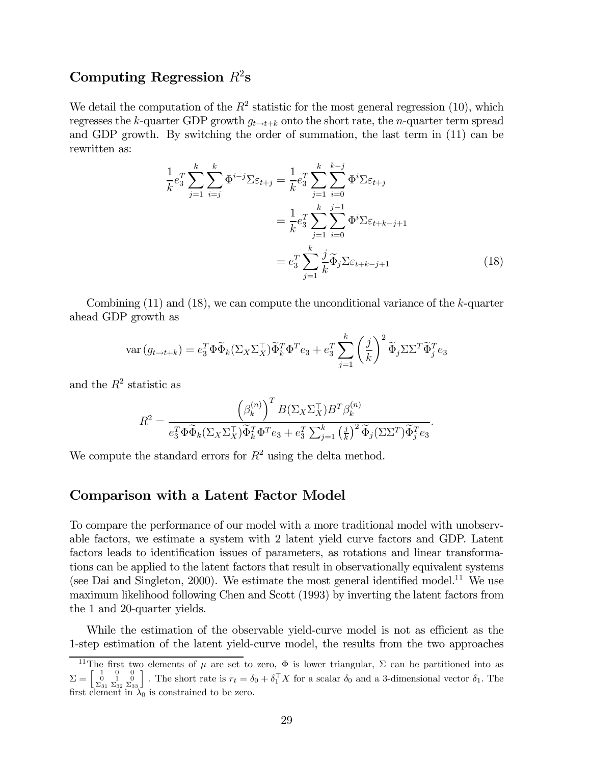### Computing Regression $R^2$s

We detail the computation of the $R^2$ statistic for the most general regression (10), which regresses the $k$-quarter GDP growth $g_{t\to t+k}$ onto the short rate, the $n$-quarter term spread and GDP growth. By switching the order of summation, the last term in (11) can be rewritten as:

$$
\begin{aligned}
\frac{1}{k}e_3^T \sum_{j=1}^{k}\sum_{i=j}^{k}\Phi^{i-j}\Sigma\varepsilon_{t+j} &= \frac{1}{k}e_3^T \sum_{j=1}^{k}\sum_{i=0}^{k-j}\Phi^{i}\Sigma\varepsilon_{t+j} \\
&= \frac{1}{k}e_3^T \sum_{j=1}^{k}\sum_{i=0}^{j-1}\Phi^{i}\Sigma\varepsilon_{t+k-j+1} \\
&= e_3^T \sum_{j=1}^{k}\frac{j}{k}\widetilde{\Phi}_j\Sigma\varepsilon_{t+k-j+1} \qquad (18)
\end{aligned}
$$

Combining (11) and (18), we can compute the unconditional variance of the $k$-quarter ahead GDP growth as

$$
\mathrm{var}\left(g_{t\to t+k}\right) = e_3^T\Phi\widetilde{\Phi}_k(\Sigma_X\Sigma_X^\top)\widetilde{\Phi}_k^T\Phi^T e_3 + e_3^T\sum_{j=1}^{k}\left(\frac{j}{k}\right)^2\widetilde{\Phi}_j\Sigma\Sigma^T\widetilde{\Phi}_j^T e_3
$$

and the $R^2$ statistic as

$$
R^2 = \frac{\left(\beta_k^{(n)}\right)^T B(\Sigma_X\Sigma_X^\top)B^T\beta_k^{(n)}}{e_3^T\Phi\widetilde{\Phi}_k(\Sigma_X\Sigma_X^\top)\widetilde{\Phi}_k^T\Phi^T e_3 + e_3^T\sum_{j=1}^{k}\left(\frac{j}{k}\right)^2\widetilde{\Phi}_j(\Sigma\Sigma^T)\widetilde{\Phi}_j^T e_3}.
$$

We compute the standard errors for $R^2$ using the delta method.

## Comparison with a Latent Factor Model

To compare the performance of our model with a more traditional model with unobservable factors, we estimate a system with 2 latent yield curve factors and GDP. Latent factors leads to identification issues of parameters, as rotations and linear transformations can be applied to the latent factors that result in observationally equivalent systems (see Dai and Singleton, 2000). We estimate the most general identified model.[11] We use maximum likelihood following Chen and Scott (1993) by inverting the latent factors from the 1 and 20-quarter yields.

While the estimation of the observable yield-curve model is not as efficient as the 1-step estimation of the latent yield-curve model, the results from the two approaches

[11] The first two elements of $\mu$ are set to zero, $\Phi$ is lower triangular, $\Sigma$ can be partitioned into as $\Sigma = \begin{bmatrix} 1 & 0 & 0 \\ 0 & 1 & 0 \\ \Sigma_{31} & \Sigma_{32} & \Sigma_{33} \end{bmatrix}$. The short rate is $r_t = \delta_0 + \delta_1^\top X$ for a scalar $\delta_0$ and a 3-dimensional vector $\delta_1$. The first element in $\lambda_0$ is constrained to be zero.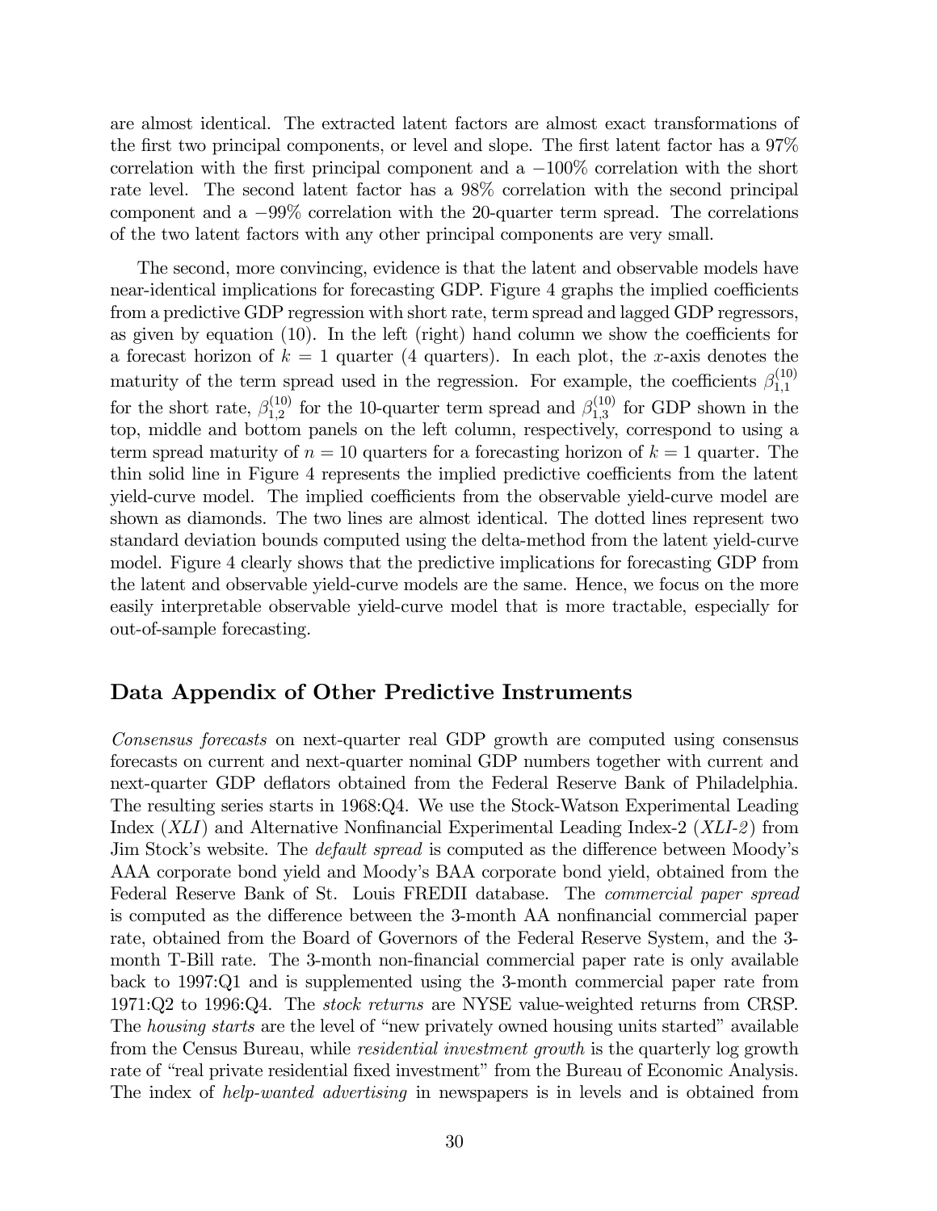are almost identical. The extracted latent factors are almost exact transformations of the first two principal components, or level and slope. The first latent factor has a 97% correlation with the first principal component and a −100% correlation with the short rate level. The second latent factor has a 98% correlation with the second principal component and a −99% correlation with the 20-quarter term spread. The correlations of the two latent factors with any other principal components are very small.

The second, more convincing, evidence is that the latent and observable models have near-identical implications for forecasting GDP. Figure 4 graphs the implied coefficients from a predictive GDP regression with short rate, term spread and lagged GDP regressors, as given by equation (10). In the left (right) hand column we show the coefficients for a forecast horizon of $k = 1$ quarter (4 quarters). In each plot, the $x$-axis denotes the maturity of the term spread used in the regression. For example, the coefficients $\beta_{1,1}^{(10)}$ for the short rate, $\beta_{1,2}^{(10)}$ for the 10-quarter term spread and $\beta_{1,3}^{(10)}$ for GDP shown in the top, middle and bottom panels on the left column, respectively, correspond to using a term spread maturity of $n = 10$ quarters for a forecasting horizon of $k = 1$ quarter. The thin solid line in Figure 4 represents the implied predictive coefficients from the latent yield-curve model. The implied coefficients from the observable yield-curve model are shown as diamonds. The two lines are almost identical. The dotted lines represent two standard deviation bounds computed using the delta-method from the latent yield-curve model. Figure 4 clearly shows that the predictive implications for forecasting GDP from the latent and observable yield-curve models are the same. Hence, we focus on the more easily interpretable observable yield-curve model that is more tractable, especially for out-of-sample forecasting.

## Data Appendix of Other Predictive Instruments

*Consensus forecasts* on next-quarter real GDP growth are computed using consensus forecasts on current and next-quarter nominal GDP numbers together with current and next-quarter GDP deflators obtained from the Federal Reserve Bank of Philadelphia. The resulting series starts in 1968:Q4. We use the Stock-Watson Experimental Leading Index (*XLI*) and Alternative Nonfinancial Experimental Leading Index-2 (*XLI-2*) from Jim Stock's website. The *default spread* is computed as the difference between Moody's AAA corporate bond yield and Moody's BAA corporate bond yield, obtained from the Federal Reserve Bank of St. Louis FREDII database. The *commercial paper spread* is computed as the difference between the 3-month AA nonfinancial commercial paper rate, obtained from the Board of Governors of the Federal Reserve System, and the 3-month T-Bill rate. The 3-month non-financial commercial paper rate is only available back to 1997:Q1 and is supplemented using the 3-month commercial paper rate from 1971:Q2 to 1996:Q4. The *stock returns* are NYSE value-weighted returns from CRSP. The *housing starts* are the level of "new privately owned housing units started" available from the Census Bureau, while *residential investment growth* is the quarterly log growth rate of "real private residential fixed investment" from the Bureau of Economic Analysis. The index of *help-wanted advertising* in newspapers is in levels and is obtained from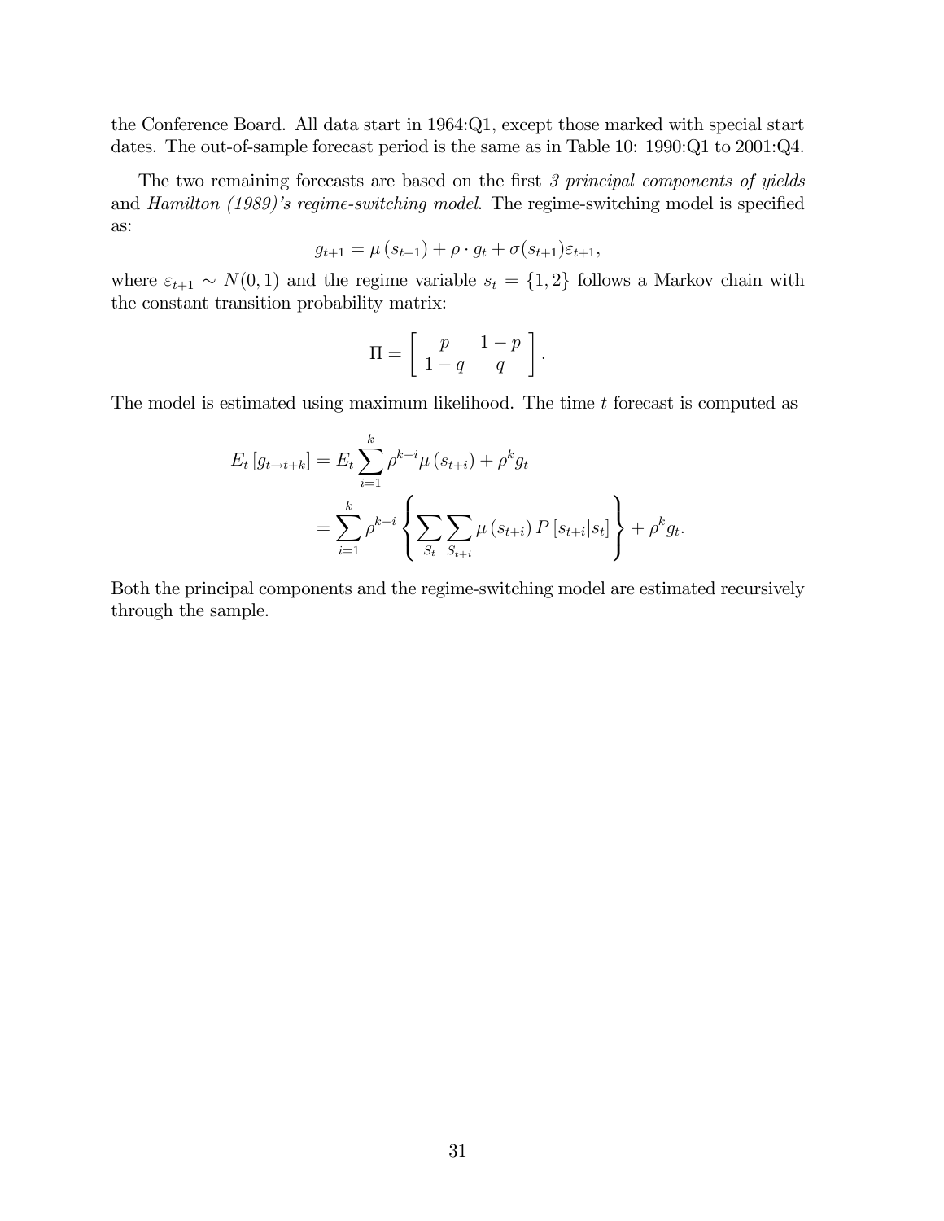the Conference Board. All data start in 1964:Q1, except those marked with special start dates. The out-of-sample forecast period is the same as in Table 10: 1990:Q1 to 2001:Q4.

The two remaining forecasts are based on the first *3 principal components of yields* and *Hamilton (1989)'s regime-switching model*. The regime-switching model is specified as:

$$g_{t+1} = \mu(s_{t+1}) + \rho \cdot g_t + \sigma(s_{t+1})\varepsilon_{t+1},$$

where $\varepsilon_{t+1} \sim N(0,1)$ and the regime variable $s_t = \{1,2\}$ follows a Markov chain with the constant transition probability matrix:

$$\Pi = \left[ \begin{array}{cc} p & 1-p \\ 1-q & q \end{array} \right].$$

The model is estimated using maximum likelihood. The time $t$ forecast is computed as

$$\begin{aligned} E_t\left[g_{t\to t+k}\right] &= E_t \sum_{i=1}^{k} \rho^{k-i} \mu(s_{t+i}) + \rho^k g_t \\ &= \sum_{i=1}^{k} \rho^{k-i} \left\{ \sum_{S_t} \sum_{S_{t+i}} \mu(s_{t+i}) P\left[s_{t+i}|s_t\right] \right\} + \rho^k g_t. \end{aligned}$$

Both the principal components and the regime-switching model are estimated recursively through the sample.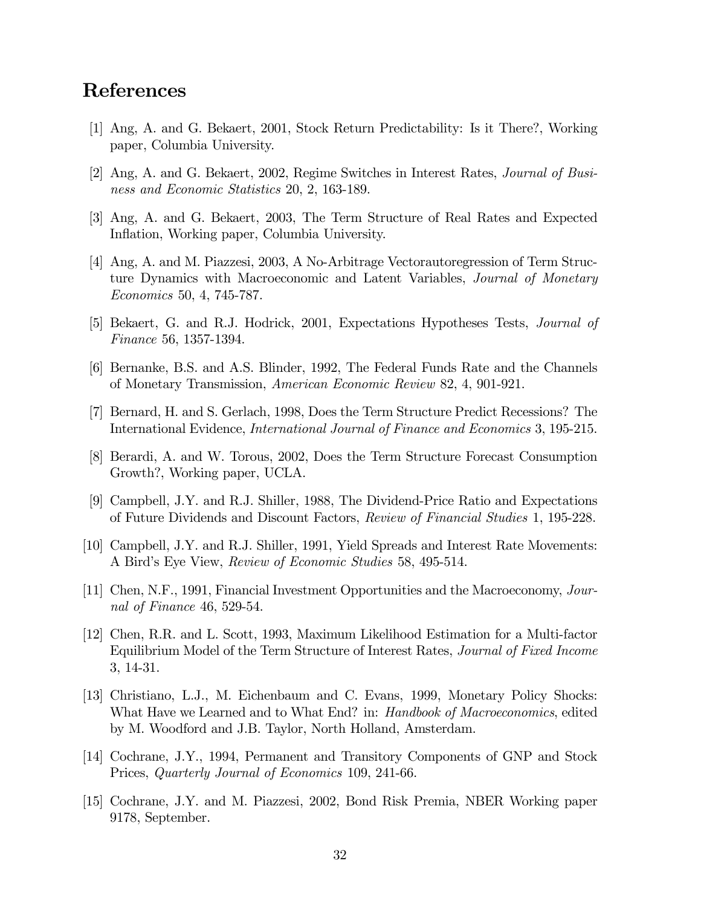# References

[1] Ang, A. and G. Bekaert, 2001, Stock Return Predictability: Is it There?, Working paper, Columbia University.

[2] Ang, A. and G. Bekaert, 2002, Regime Switches in Interest Rates, *Journal of Business and Economic Statistics* 20, 2, 163-189.

[3] Ang, A. and G. Bekaert, 2003, The Term Structure of Real Rates and Expected Inflation, Working paper, Columbia University.

[4] Ang, A. and M. Piazzesi, 2003, A No-Arbitrage Vectorautoregression of Term Structure Dynamics with Macroeconomic and Latent Variables, *Journal of Monetary Economics* 50, 4, 745-787.

[5] Bekaert, G. and R.J. Hodrick, 2001, Expectations Hypotheses Tests, *Journal of Finance* 56, 1357-1394.

[6] Bernanke, B.S. and A.S. Blinder, 1992, The Federal Funds Rate and the Channels of Monetary Transmission, *American Economic Review* 82, 4, 901-921.

[7] Bernard, H. and S. Gerlach, 1998, Does the Term Structure Predict Recessions? The International Evidence, *International Journal of Finance and Economics* 3, 195-215.

[8] Berardi, A. and W. Torous, 2002, Does the Term Structure Forecast Consumption Growth?, Working paper, UCLA.

[9] Campbell, J.Y. and R.J. Shiller, 1988, The Dividend-Price Ratio and Expectations of Future Dividends and Discount Factors, *Review of Financial Studies* 1, 195-228.

[10] Campbell, J.Y. and R.J. Shiller, 1991, Yield Spreads and Interest Rate Movements: A Bird's Eye View, *Review of Economic Studies* 58, 495-514.

[11] Chen, N.F., 1991, Financial Investment Opportunities and the Macroeconomy, *Journal of Finance* 46, 529-54.

[12] Chen, R.R. and L. Scott, 1993, Maximum Likelihood Estimation for a Multi-factor Equilibrium Model of the Term Structure of Interest Rates, *Journal of Fixed Income* 3, 14-31.

[13] Christiano, L.J., M. Eichenbaum and C. Evans, 1999, Monetary Policy Shocks: What Have we Learned and to What End? in: *Handbook of Macroeconomics*, edited by M. Woodford and J.B. Taylor, North Holland, Amsterdam.

[14] Cochrane, J.Y., 1994, Permanent and Transitory Components of GNP and Stock Prices, *Quarterly Journal of Economics* 109, 241-66.

[15] Cochrane, J.Y. and M. Piazzesi, 2002, Bond Risk Premia, NBER Working paper 9178, September.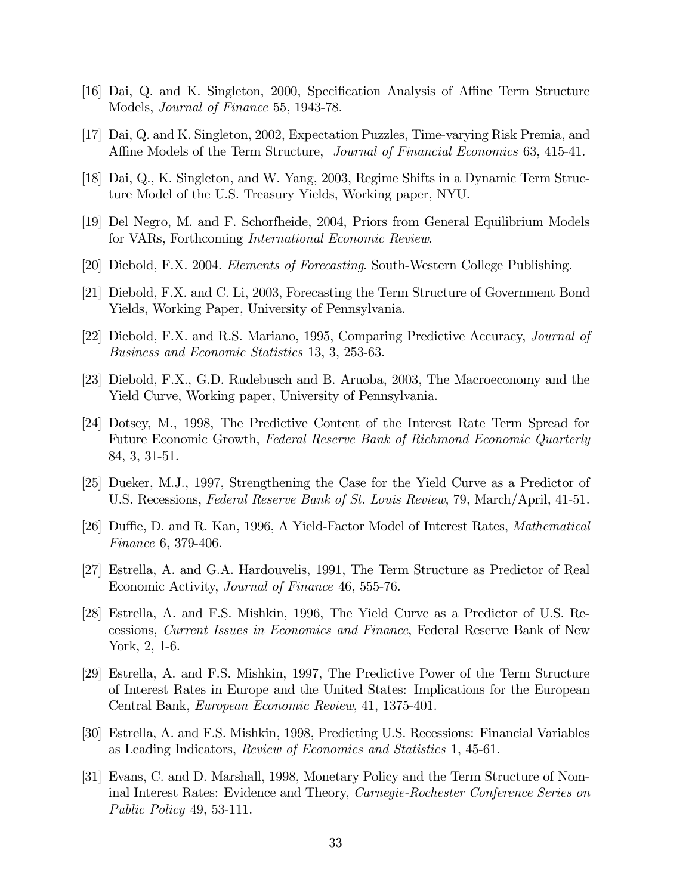[16] Dai, Q. and K. Singleton, 2000, Specification Analysis of Affine Term Structure Models, *Journal of Finance* 55, 1943-78.

[17] Dai, Q. and K. Singleton, 2002, Expectation Puzzles, Time-varying Risk Premia, and Affine Models of the Term Structure, *Journal of Financial Economics* 63, 415-41.

[18] Dai, Q., K. Singleton, and W. Yang, 2003, Regime Shifts in a Dynamic Term Structure Model of the U.S. Treasury Yields, Working paper, NYU.

[19] Del Negro, M. and F. Schorfheide, 2004, Priors from General Equilibrium Models for VARs, Forthcoming *International Economic Review*.

[20] Diebold, F.X. 2004. *Elements of Forecasting*. South-Western College Publishing.

[21] Diebold, F.X. and C. Li, 2003, Forecasting the Term Structure of Government Bond Yields, Working Paper, University of Pennsylvania.

[22] Diebold, F.X. and R.S. Mariano, 1995, Comparing Predictive Accuracy, *Journal of Business and Economic Statistics* 13, 3, 253-63.

[23] Diebold, F.X., G.D. Rudebusch and B. Aruoba, 2003, The Macroeconomy and the Yield Curve, Working paper, University of Pennsylvania.

[24] Dotsey, M., 1998, The Predictive Content of the Interest Rate Term Spread for Future Economic Growth, *Federal Reserve Bank of Richmond Economic Quarterly* 84, 3, 31-51.

[25] Dueker, M.J., 1997, Strengthening the Case for the Yield Curve as a Predictor of U.S. Recessions, *Federal Reserve Bank of St. Louis Review*, 79, March/April, 41-51.

[26] Duffie, D. and R. Kan, 1996, A Yield-Factor Model of Interest Rates, *Mathematical Finance* 6, 379-406.

[27] Estrella, A. and G.A. Hardouvelis, 1991, The Term Structure as Predictor of Real Economic Activity, *Journal of Finance* 46, 555-76.

[28] Estrella, A. and F.S. Mishkin, 1996, The Yield Curve as a Predictor of U.S. Recessions, *Current Issues in Economics and Finance*, Federal Reserve Bank of New York, 2, 1-6.

[29] Estrella, A. and F.S. Mishkin, 1997, The Predictive Power of the Term Structure of Interest Rates in Europe and the United States: Implications for the European Central Bank, *European Economic Review*, 41, 1375-401.

[30] Estrella, A. and F.S. Mishkin, 1998, Predicting U.S. Recessions: Financial Variables as Leading Indicators, *Review of Economics and Statistics* 1, 45-61.

[31] Evans, C. and D. Marshall, 1998, Monetary Policy and the Term Structure of Nominal Interest Rates: Evidence and Theory, *Carnegie-Rochester Conference Series on Public Policy* 49, 53-111.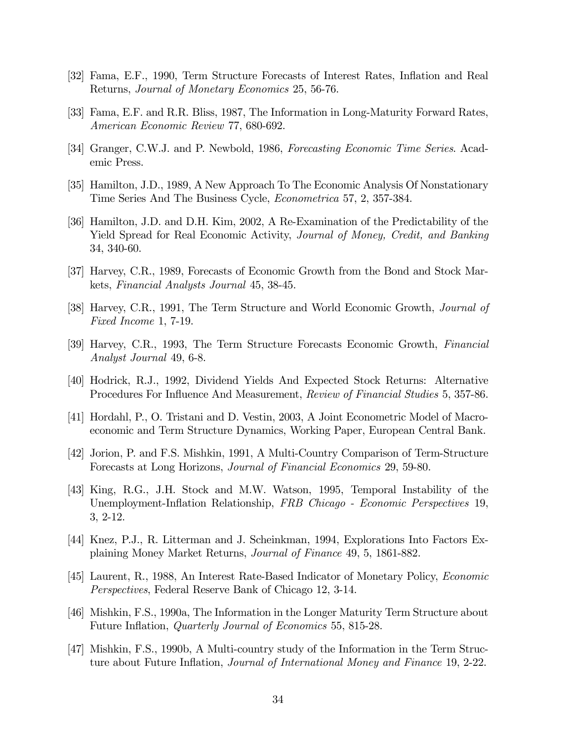[32] Fama, E.F., 1990, Term Structure Forecasts of Interest Rates, Inflation and Real Returns, *Journal of Monetary Economics* 25, 56-76.

[33] Fama, E.F. and R.R. Bliss, 1987, The Information in Long-Maturity Forward Rates, *American Economic Review* 77, 680-692.

[34] Granger, C.W.J. and P. Newbold, 1986, *Forecasting Economic Time Series*. Academic Press.

[35] Hamilton, J.D., 1989, A New Approach To The Economic Analysis Of Nonstationary Time Series And The Business Cycle, *Econometrica* 57, 2, 357-384.

[36] Hamilton, J.D. and D.H. Kim, 2002, A Re-Examination of the Predictability of the Yield Spread for Real Economic Activity, *Journal of Money, Credit, and Banking* 34, 340-60.

[37] Harvey, C.R., 1989, Forecasts of Economic Growth from the Bond and Stock Markets, *Financial Analysts Journal* 45, 38-45.

[38] Harvey, C.R., 1991, The Term Structure and World Economic Growth, *Journal of Fixed Income* 1, 7-19.

[39] Harvey, C.R., 1993, The Term Structure Forecasts Economic Growth, *Financial Analyst Journal* 49, 6-8.

[40] Hodrick, R.J., 1992, Dividend Yields And Expected Stock Returns: Alternative Procedures For Influence And Measurement, *Review of Financial Studies* 5, 357-86.

[41] Hordahl, P., O. Tristani and D. Vestin, 2003, A Joint Econometric Model of Macroeconomic and Term Structure Dynamics, Working Paper, European Central Bank.

[42] Jorion, P. and F.S. Mishkin, 1991, A Multi-Country Comparison of Term-Structure Forecasts at Long Horizons, *Journal of Financial Economics* 29, 59-80.

[43] King, R.G., J.H. Stock and M.W. Watson, 1995, Temporal Instability of the Unemployment-Inflation Relationship, *FRB Chicago - Economic Perspectives* 19, 3, 2-12.

[44] Knez, P.J., R. Litterman and J. Scheinkman, 1994, Explorations Into Factors Explaining Money Market Returns, *Journal of Finance* 49, 5, 1861-882.

[45] Laurent, R., 1988, An Interest Rate-Based Indicator of Monetary Policy, *Economic Perspectives*, Federal Reserve Bank of Chicago 12, 3-14.

[46] Mishkin, F.S., 1990a, The Information in the Longer Maturity Term Structure about Future Inflation, *Quarterly Journal of Economics* 55, 815-28.

[47] Mishkin, F.S., 1990b, A Multi-country study of the Information in the Term Structure about Future Inflation, *Journal of International Money and Finance* 19, 2-22.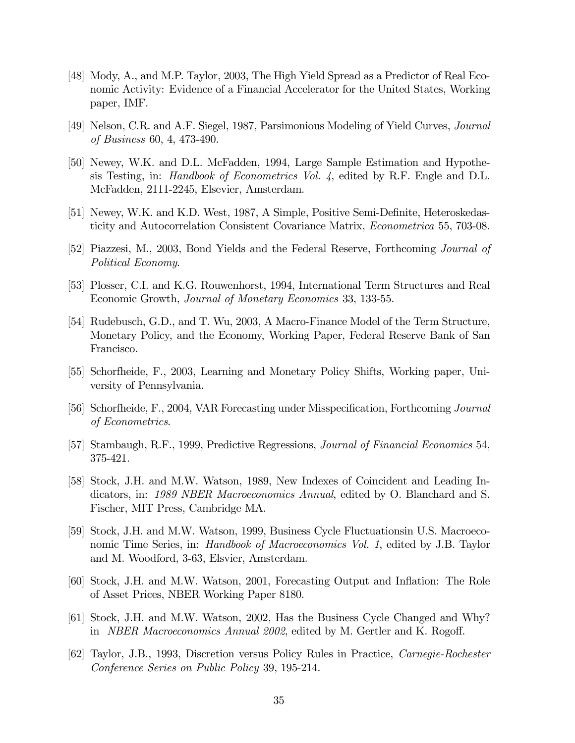[48] Mody, A., and M.P. Taylor, 2003, The High Yield Spread as a Predictor of Real Economic Activity: Evidence of a Financial Accelerator for the United States, Working paper, IMF.

[49] Nelson, C.R. and A.F. Siegel, 1987, Parsimonious Modeling of Yield Curves, *Journal of Business* 60, 4, 473-490.

[50] Newey, W.K. and D.L. McFadden, 1994, Large Sample Estimation and Hypothesis Testing, in: *Handbook of Econometrics Vol. 4*, edited by R.F. Engle and D.L. McFadden, 2111-2245, Elsevier, Amsterdam.

[51] Newey, W.K. and K.D. West, 1987, A Simple, Positive Semi-Definite, Heteroskedasticity and Autocorrelation Consistent Covariance Matrix, *Econometrica* 55, 703-08.

[52] Piazzesi, M., 2003, Bond Yields and the Federal Reserve, Forthcoming *Journal of Political Economy*.

[53] Plosser, C.I. and K.G. Rouwenhorst, 1994, International Term Structures and Real Economic Growth, *Journal of Monetary Economics* 33, 133-55.

[54] Rudebusch, G.D., and T. Wu, 2003, A Macro-Finance Model of the Term Structure, Monetary Policy, and the Economy, Working Paper, Federal Reserve Bank of San Francisco.

[55] Schorfheide, F., 2003, Learning and Monetary Policy Shifts, Working paper, University of Pennsylvania.

[56] Schorfheide, F., 2004, VAR Forecasting under Misspecification, Forthcoming *Journal of Econometrics*.

[57] Stambaugh, R.F., 1999, Predictive Regressions, *Journal of Financial Economics* 54, 375-421.

[58] Stock, J.H. and M.W. Watson, 1989, New Indexes of Coincident and Leading Indicators, in: *1989 NBER Macroeconomics Annual*, edited by O. Blanchard and S. Fischer, MIT Press, Cambridge MA.

[59] Stock, J.H. and M.W. Watson, 1999, Business Cycle Fluctuationsin U.S. Macroeconomic Time Series, in: *Handbook of Macroeconomics Vol. 1*, edited by J.B. Taylor and M. Woodford, 3-63, Elsvier, Amsterdam.

[60] Stock, J.H. and M.W. Watson, 2001, Forecasting Output and Inflation: The Role of Asset Prices, NBER Working Paper 8180.

[61] Stock, J.H. and M.W. Watson, 2002, Has the Business Cycle Changed and Why? in *NBER Macroeconomics Annual 2002*, edited by M. Gertler and K. Rogoff.

[62] Taylor, J.B., 1993, Discretion versus Policy Rules in Practice, *Carnegie-Rochester Conference Series on Public Policy* 39, 195-214.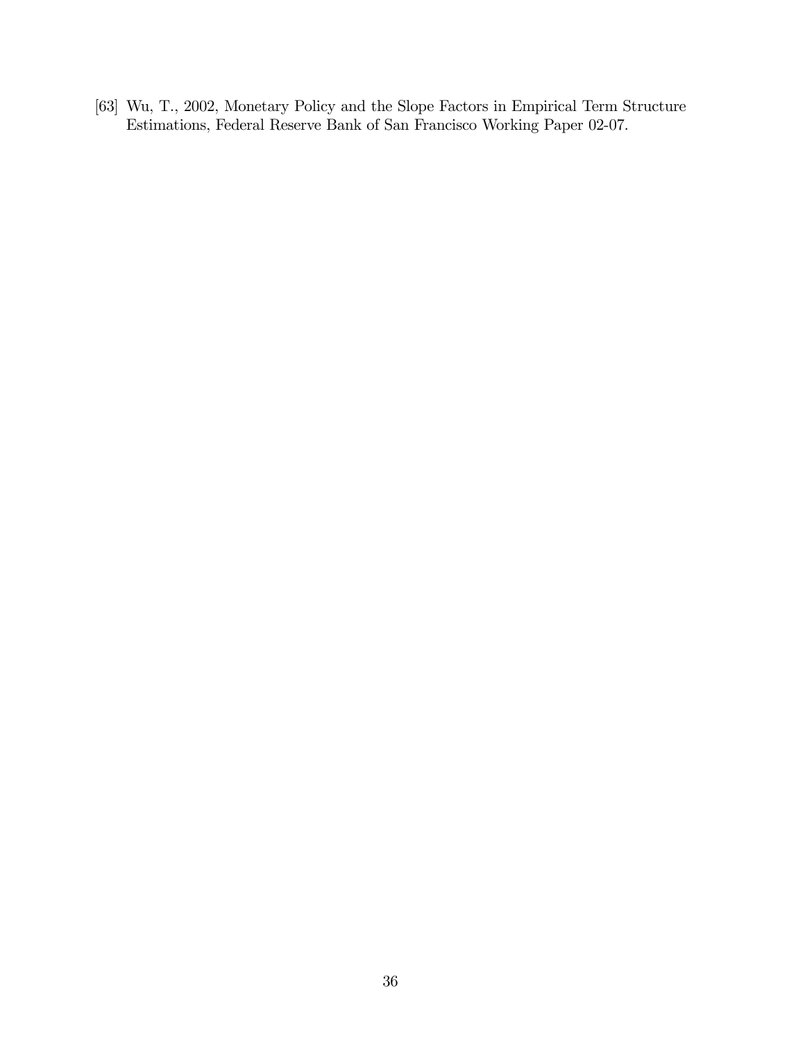[63] Wu, T., 2002, Monetary Policy and the Slope Factors in Empirical Term Structure Estimations, Federal Reserve Bank of San Francisco Working Paper 02-07.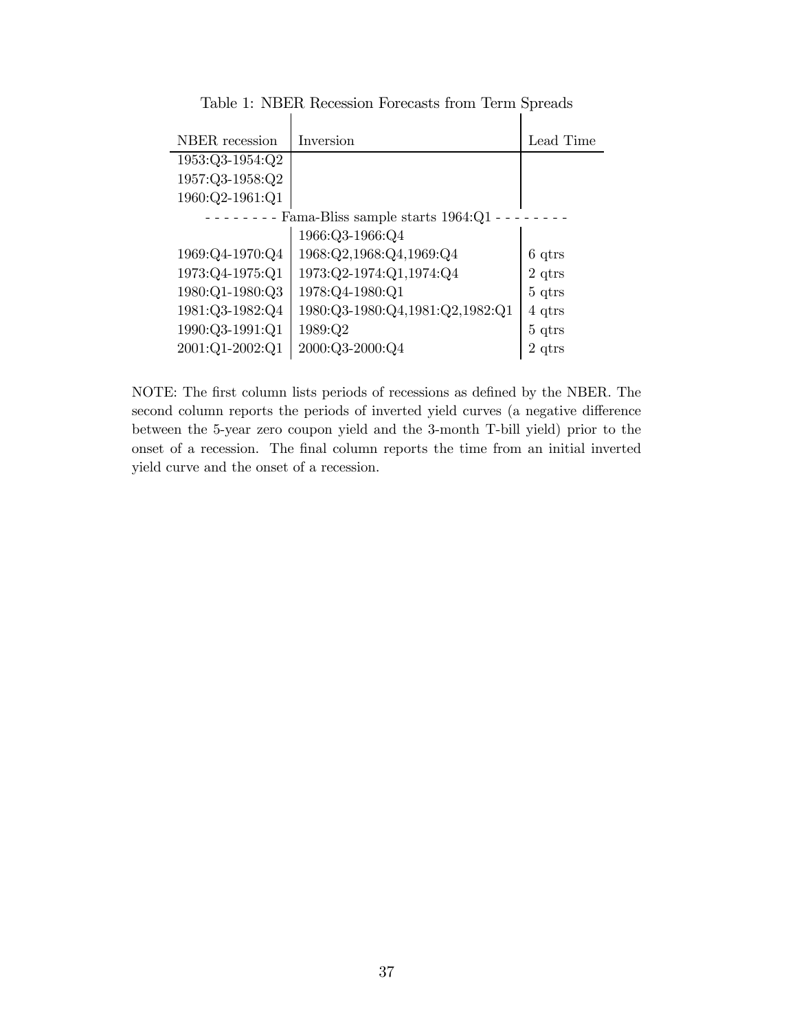Table 1: NBER Recession Forecasts from Term Spreads

| NBER recession | Inversion | Lead Time |
|---|---|---|
| 1953:Q3-1954:Q2 | | |
| 1957:Q3-1958:Q2 | | |
| 1960:Q2-1961:Q1 | | |
| - - - - - - - - Fama-Bliss sample starts 1964:Q1 - - - - - - - - | | |
| | 1966:Q3-1966:Q4 | |
| 1969:Q4-1970:Q4 | 1968:Q2,1968:Q4,1969:Q4 | 6 qtrs |
| 1973:Q4-1975:Q1 | 1973:Q2-1974:Q1,1974:Q4 | 2 qtrs |
| 1980:Q1-1980:Q3 | 1978:Q4-1980:Q1 | 5 qtrs |
| 1981:Q3-1982:Q4 | 1980:Q3-1980:Q4,1981:Q2,1982:Q1 | 4 qtrs |
| 1990:Q3-1991:Q1 | 1989:Q2 | 5 qtrs |
| 2001:Q1-2002:Q1 | 2000:Q3-2000:Q4 | 2 qtrs |

NOTE: The first column lists periods of recessions as defined by the NBER. The second column reports the periods of inverted yield curves (a negative difference between the 5-year zero coupon yield and the 3-month T-bill yield) prior to the onset of a recession. The final column reports the time from an initial inverted yield curve and the onset of a recession.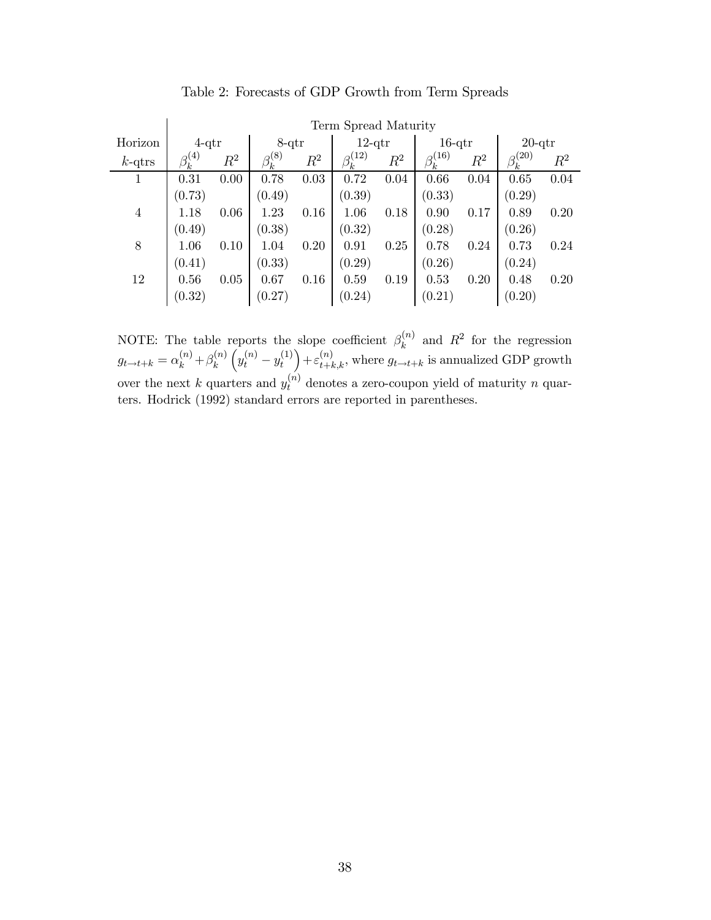Table 2: Forecasts of GDP Growth from Term Spreads

| | Term Spread Maturity | | | | | | | | | |
|---|---|---|---|---|---|---|---|---|---|---|
| Horizon | 4-qtr | | 8-qtr | | 12-qtr | | 16-qtr | | 20-qtr | |
| $k$-qtrs | $\beta_k^{(4)}$ | $R^2$ | $\beta_k^{(8)}$ | $R^2$ | $\beta_k^{(12)}$ | $R^2$ | $\beta_k^{(16)}$ | $R^2$ | $\beta_k^{(20)}$ | $R^2$ |
| 1 | 0.31 | 0.00 | 0.78 | 0.03 | 0.72 | 0.04 | 0.66 | 0.04 | 0.65 | 0.04 |
| | (0.73) | | (0.49) | | (0.39) | | (0.33) | | (0.29) | |
| 4 | 1.18 | 0.06 | 1.23 | 0.16 | 1.06 | 0.18 | 0.90 | 0.17 | 0.89 | 0.20 |
| | (0.49) | | (0.38) | | (0.32) | | (0.28) | | (0.26) | |
| 8 | 1.06 | 0.10 | 1.04 | 0.20 | 0.91 | 0.25 | 0.78 | 0.24 | 0.73 | 0.24 |
| | (0.41) | | (0.33) | | (0.29) | | (0.26) | | (0.24) | |
| 12 | 0.56 | 0.05 | 0.67 | 0.16 | 0.59 | 0.19 | 0.53 | 0.20 | 0.48 | 0.20 |
| | (0.32) | | (0.27) | | (0.24) | | (0.21) | | (0.20) | |

NOTE: The table reports the slope coefficient $\beta_k^{(n)}$ and $R^2$ for the regression $g_{t\to t+k} = \alpha_k^{(n)} + \beta_k^{(n)} \left( y_t^{(n)} - y_t^{(1)} \right) + \varepsilon_{t+k,k}^{(n)}$, where $g_{t\to t+k}$ is annualized GDP growth over the next $k$ quarters and $y_t^{(n)}$ denotes a zero-coupon yield of maturity $n$ quarters. Hodrick (1992) standard errors are reported in parentheses.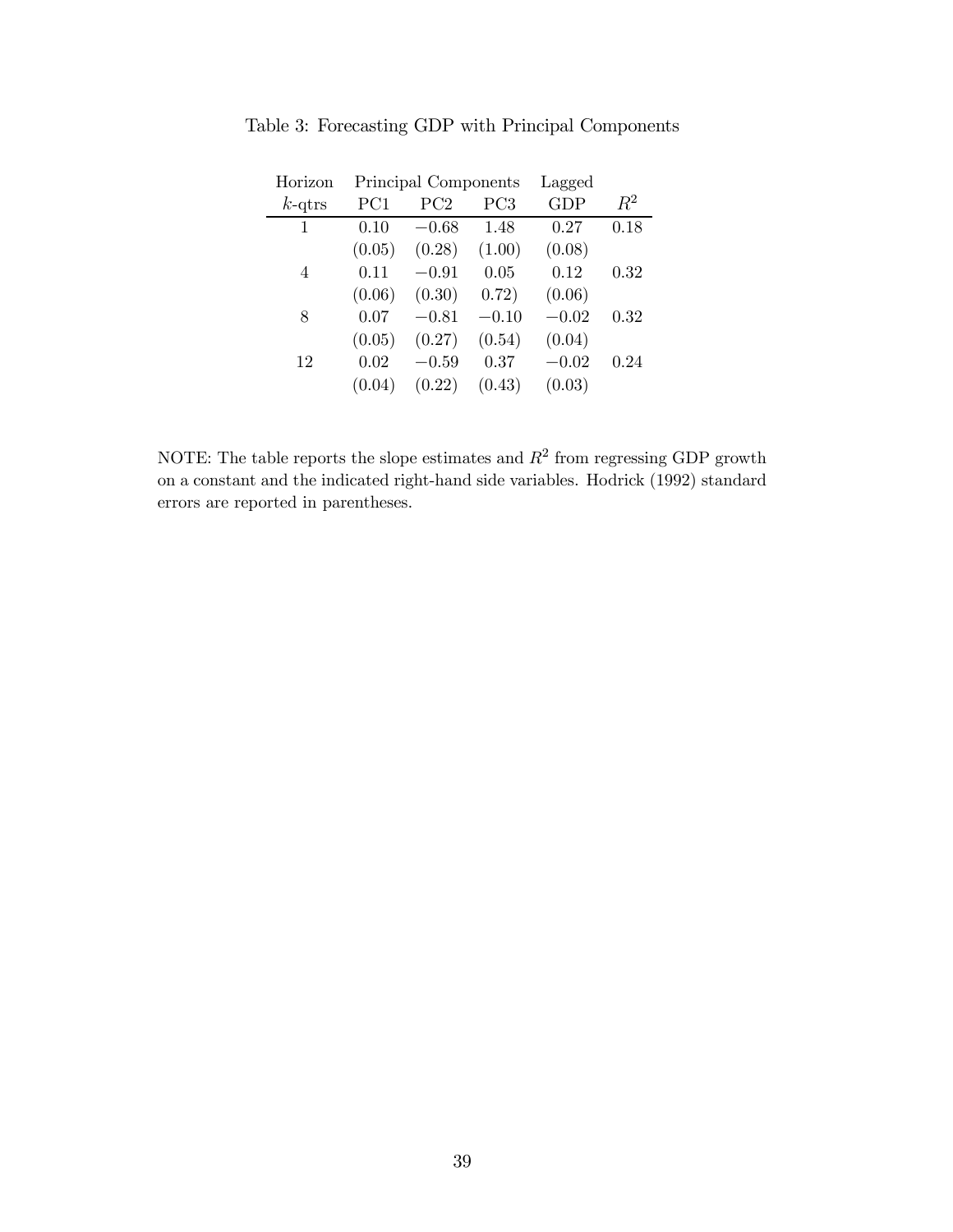Table 3: Forecasting GDP with Principal Components

| Horizon | Principal Components | | | Lagged | |
|---|---|---|---|---|---|
| $k$-qtrs | PC1 | PC2 | PC3 | GDP | $R^2$ |
| 1 | 0.10 | −0.68 | 1.48 | 0.27 | 0.18 |
| | (0.05) | (0.28) | (1.00) | (0.08) | |
| 4 | 0.11 | −0.91 | 0.05 | 0.12 | 0.32 |
| | (0.06) | (0.30) | 0.72) | (0.06) | |
| 8 | 0.07 | −0.81 | −0.10 | −0.02 | 0.32 |
| | (0.05) | (0.27) | (0.54) | (0.04) | |
| 12 | 0.02 | −0.59 | 0.37 | −0.02 | 0.24 |
| | (0.04) | (0.22) | (0.43) | (0.03) | |

NOTE: The table reports the slope estimates and $R^2$ from regressing GDP growth on a constant and the indicated right-hand side variables. Hodrick (1992) standard errors are reported in parentheses.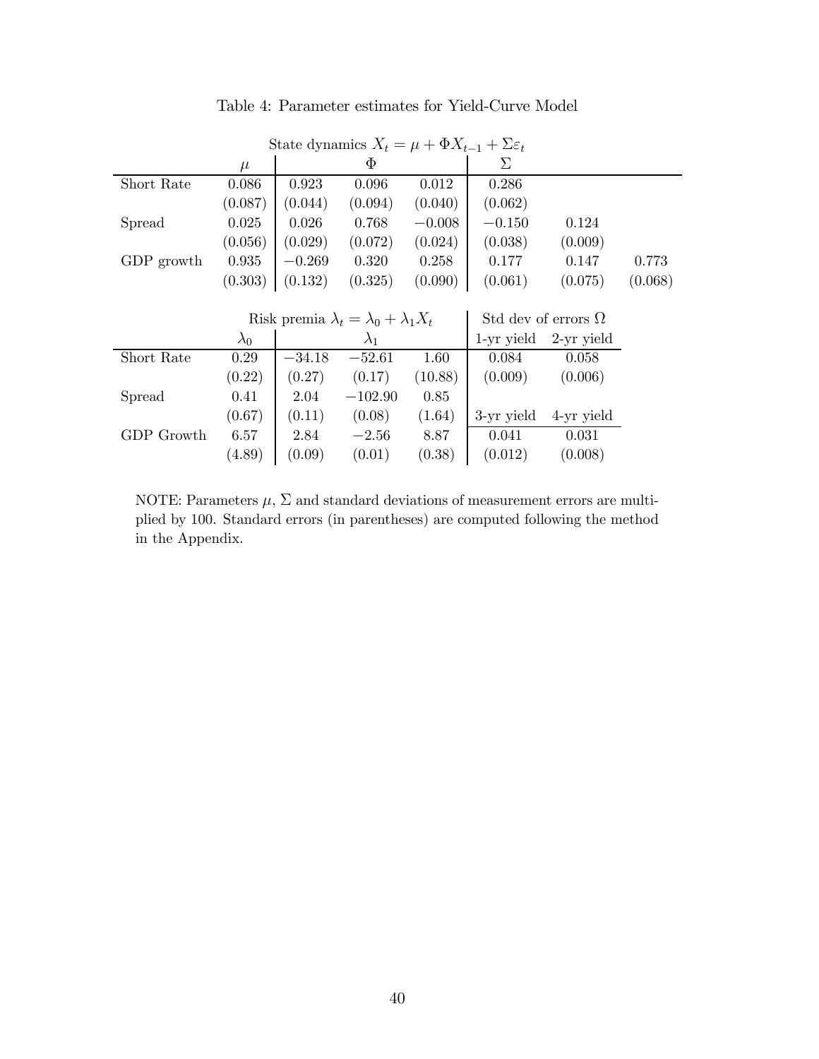Table 4: Parameter estimates for Yield-Curve Model

| | State dynamics $X_t = \mu + \Phi X_{t-1} + \Sigma \varepsilon_t$ | | | | | | |
|---|---|---|---|---|---|---|---|
| | $\mu$ | $\Phi$ | | | $\Sigma$ | | |
| Short Rate | 0.086 | 0.923 | 0.096 | 0.012 | 0.286 | | |
| | (0.087) | (0.044) | (0.094) | (0.040) | (0.062) | | |
| Spread | 0.025 | 0.026 | 0.768 | −0.008 | −0.150 | 0.124 | |
| | (0.056) | (0.029) | (0.072) | (0.024) | (0.038) | (0.009) | |
| GDP growth | 0.935 | −0.269 | 0.320 | 0.258 | 0.177 | 0.147 | 0.773 |
| | (0.303) | (0.132) | (0.325) | (0.090) | (0.061) | (0.075) | (0.068) |

| | Risk premia $\lambda_t = \lambda_0 + \lambda_1 X_t$ | | | | Std dev of errors $\Omega$ | |
|---|---|---|---|---|---|---|
| | $\lambda_0$ | $\lambda_1$ | | | 1-yr yield | 2-yr yield |
| Short Rate | 0.29 | −34.18 | −52.61 | 1.60 | 0.084 | 0.058 |
| | (0.22) | (0.27) | (0.17) | (10.88) | (0.009) | (0.006) |
| Spread | 0.41 | 2.04 | −102.90 | 0.85 | | |
| | (0.67) | (0.11) | (0.08) | (1.64) | 3-yr yield | 4-yr yield |
| GDP Growth | 6.57 | 2.84 | −2.56 | 8.87 | 0.041 | 0.031 |
| | (4.89) | (0.09) | (0.01) | (0.38) | (0.012) | (0.008) |

NOTE: Parameters $\mu$, $\Sigma$ and standard deviations of measurement errors are multiplied by 100. Standard errors (in parentheses) are computed following the method in the Appendix.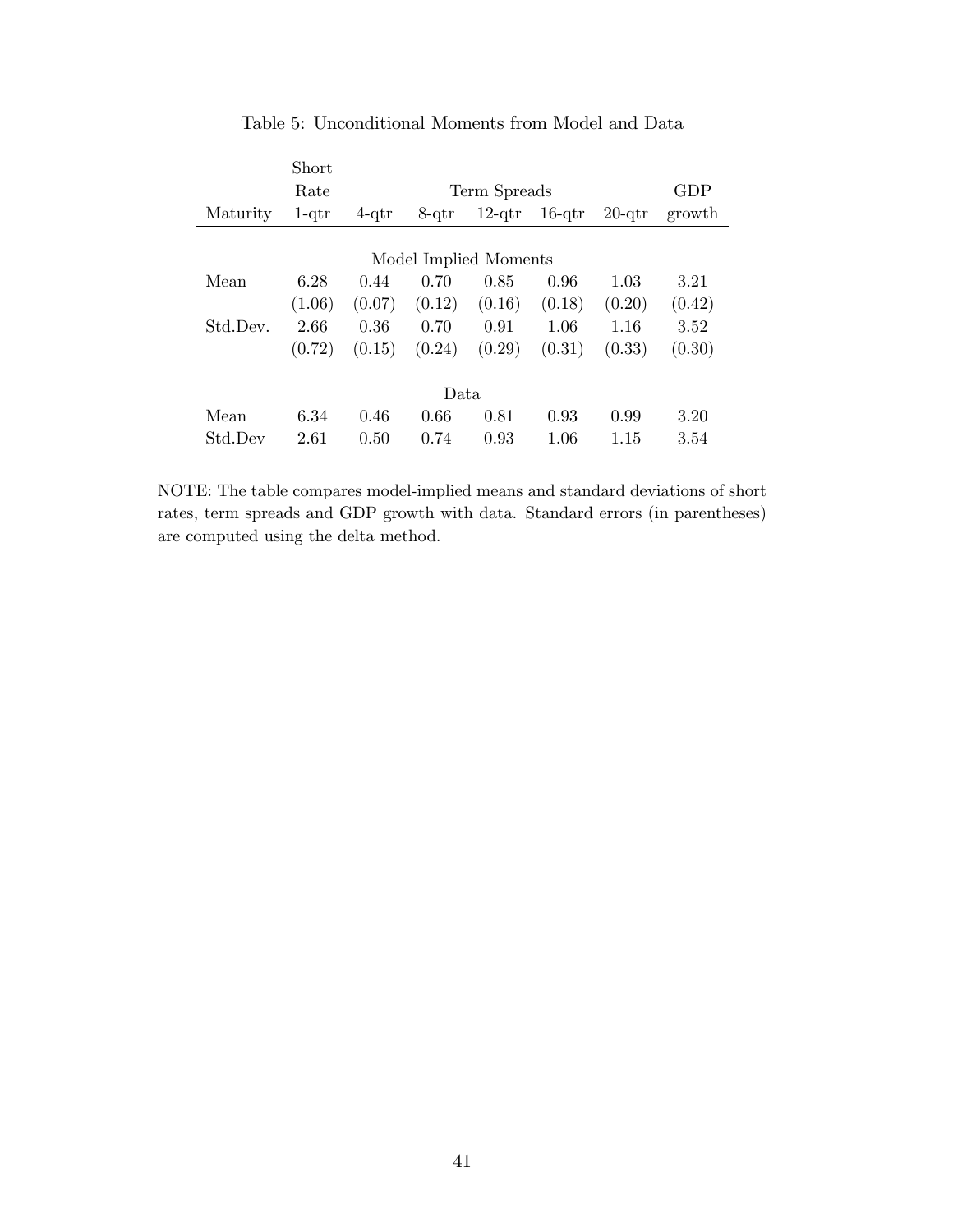Table 5: Unconditional Moments from Model and Data

| | Short Rate | | | Term Spreads | | | GDP |
|---|---|---|---|---|---|---|---|
| Maturity | 1-qtr | 4-qtr | 8-qtr | 12-qtr | 16-qtr | 20-qtr | growth |
| | | | | Model Implied Moments | | | |
| Mean | 6.28 | 0.44 | 0.70 | 0.85 | 0.96 | 1.03 | 3.21 |
| | (1.06) | (0.07) | (0.12) | (0.16) | (0.18) | (0.20) | (0.42) |
| Std.Dev. | 2.66 | 0.36 | 0.70 | 0.91 | 1.06 | 1.16 | 3.52 |
| | (0.72) | (0.15) | (0.24) | (0.29) | (0.31) | (0.33) | (0.30) |
| | | | | Data | | | |
| Mean | 6.34 | 0.46 | 0.66 | 0.81 | 0.93 | 0.99 | 3.20 |
| Std.Dev | 2.61 | 0.50 | 0.74 | 0.93 | 1.06 | 1.15 | 3.54 |

NOTE: The table compares model-implied means and standard deviations of short rates, term spreads and GDP growth with data. Standard errors (in parentheses) are computed using the delta method.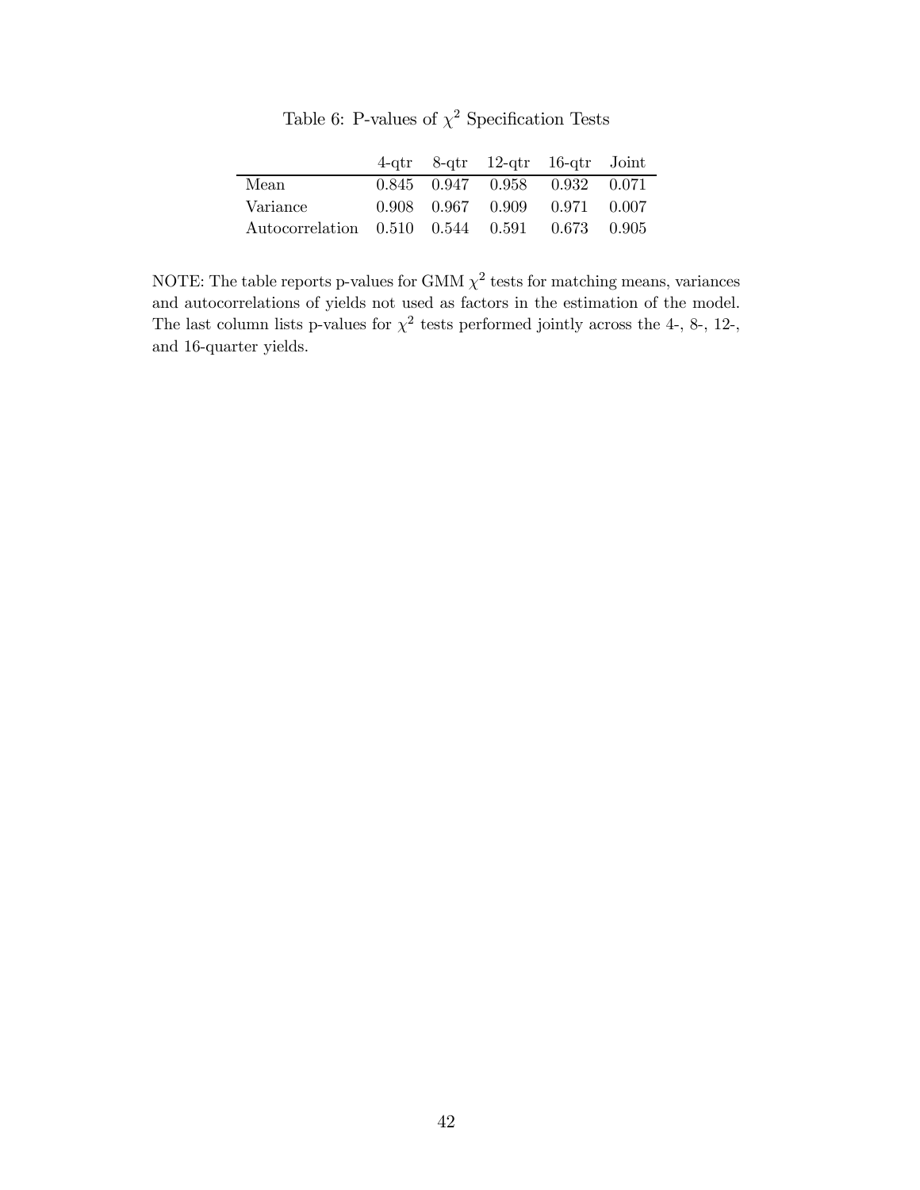Table 6: P-values of $\chi^2$ Specification Tests

| | 4-qtr | 8-qtr | 12-qtr | 16-qtr | Joint |
|---|---|---|---|---|---|
| Mean | 0.845 | 0.947 | 0.958 | 0.932 | 0.071 |
| Variance | 0.908 | 0.967 | 0.909 | 0.971 | 0.007 |
| Autocorrelation | 0.510 | 0.544 | 0.591 | 0.673 | 0.905 |

NOTE: The table reports p-values for GMM $\chi^2$ tests for matching means, variances and autocorrelations of yields not used as factors in the estimation of the model. The last column lists p-values for $\chi^2$ tests performed jointly across the 4-, 8-, 12-, and 16-quarter yields.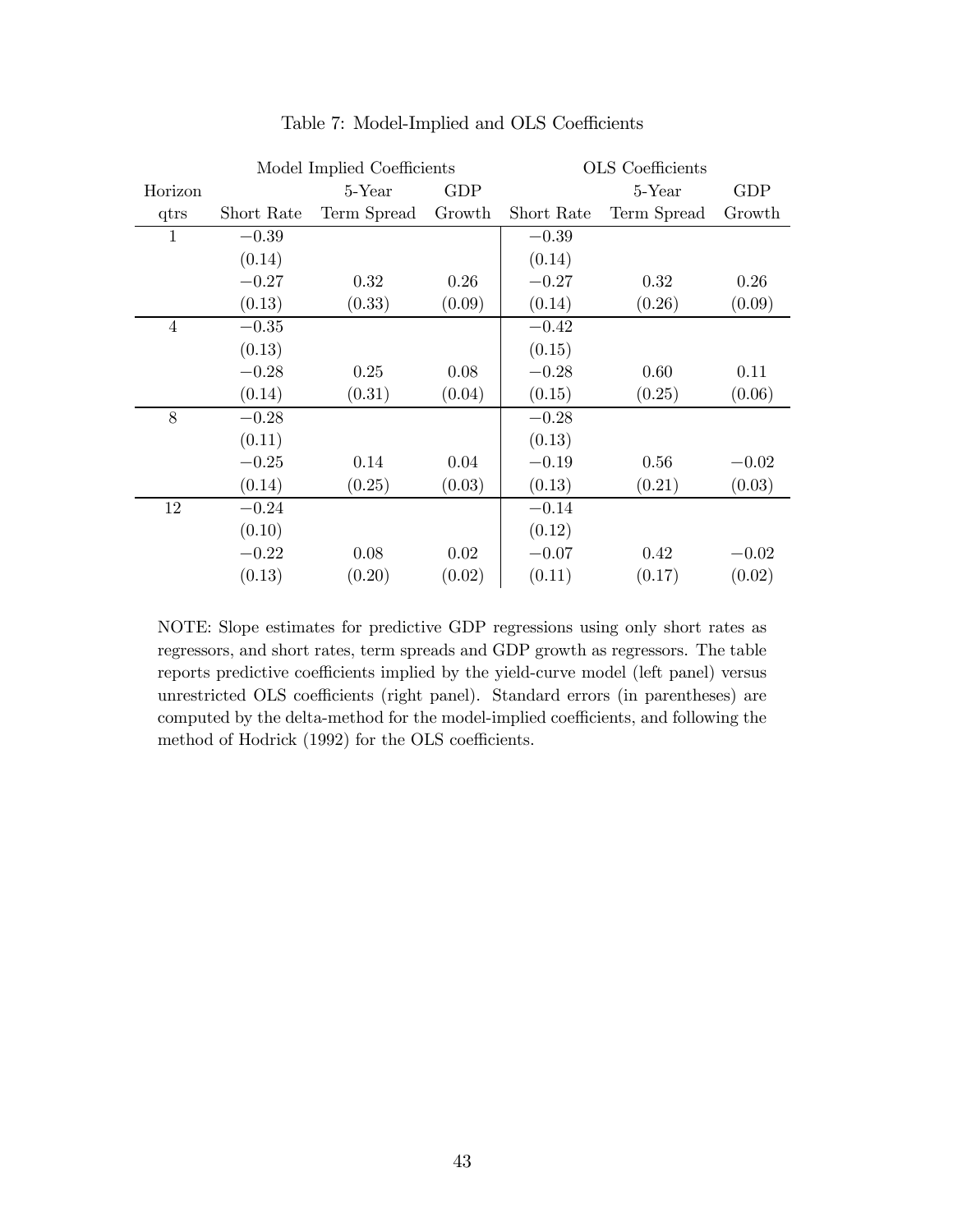Table 7: Model-Implied and OLS Coefficients

| Horizon | Model Implied Coefficients | | | OLS Coefficients | | |
|---|---|---|---|---|---|---|
| | | 5-Year | GDP | | 5-Year | GDP |
| qtrs | Short Rate | Term Spread | Growth | Short Rate | Term Spread | Growth |
| 1 | −0.39 | | | −0.39 | | |
| | (0.14) | | | (0.14) | | |
| | −0.27 | 0.32 | 0.26 | −0.27 | 0.32 | 0.26 |
| | (0.13) | (0.33) | (0.09) | (0.14) | (0.26) | (0.09) |
| 4 | −0.35 | | | −0.42 | | |
| | (0.13) | | | (0.15) | | |
| | −0.28 | 0.25 | 0.08 | −0.28 | 0.60 | 0.11 |
| | (0.14) | (0.31) | (0.04) | (0.15) | (0.25) | (0.06) |
| 8 | −0.28 | | | −0.28 | | |
| | (0.11) | | | (0.13) | | |
| | −0.25 | 0.14 | 0.04 | −0.19 | 0.56 | −0.02 |
| | (0.14) | (0.25) | (0.03) | (0.13) | (0.21) | (0.03) |
| 12 | −0.24 | | | −0.14 | | |
| | (0.10) | | | (0.12) | | |
| | −0.22 | 0.08 | 0.02 | −0.07 | 0.42 | −0.02 |
| | (0.13) | (0.20) | (0.02) | (0.11) | (0.17) | (0.02) |

NOTE: Slope estimates for predictive GDP regressions using only short rates as regressors, and short rates, term spreads and GDP growth as regressors. The table reports predictive coefficients implied by the yield-curve model (left panel) versus unrestricted OLS coefficients (right panel). Standard errors (in parentheses) are computed by the delta-method for the model-implied coefficients, and following the method of Hodrick (1992) for the OLS coefficients.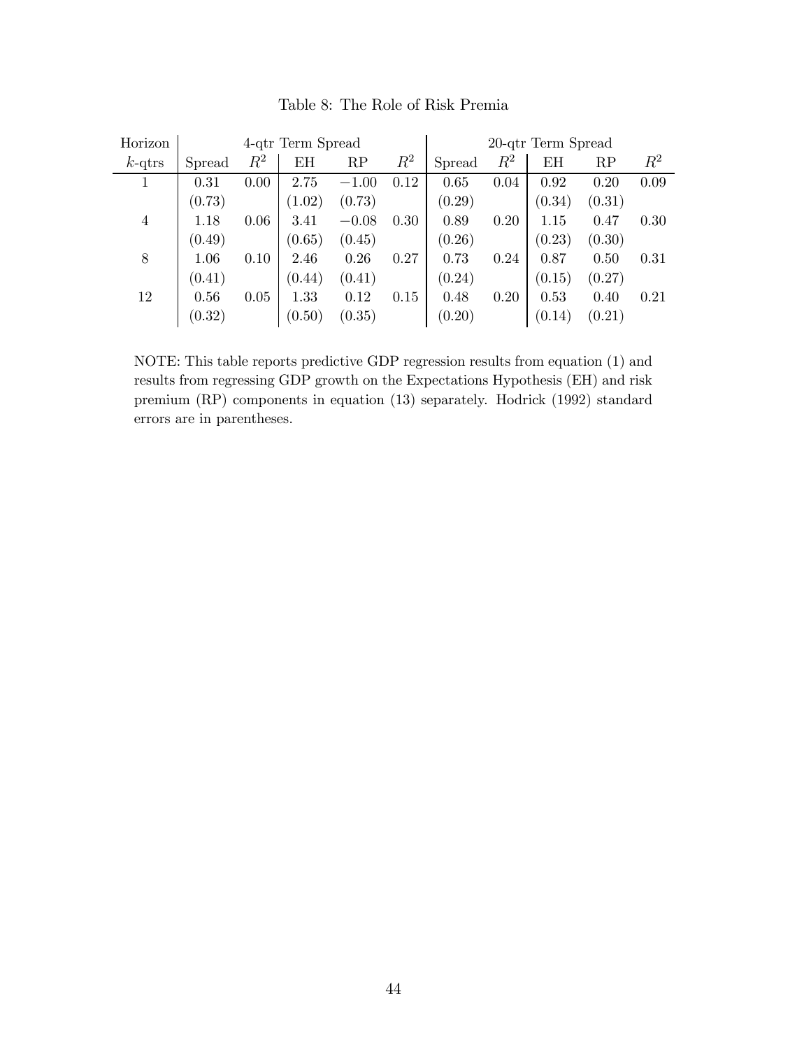Table 8: The Role of Risk Premia

| Horizon | 4-qtr Term Spread | | | | | 20-qtr Term Spread | | | | |
|---|---|---|---|---|---|---|---|---|---|---|
| $k$-qtrs | Spread | $R^2$ | EH | RP | $R^2$ | Spread | $R^2$ | EH | RP | $R^2$ |
| 1 | 0.31 | 0.00 | 2.75 | $-1.00$ | 0.12 | 0.65 | 0.04 | 0.92 | 0.20 | 0.09 |
| | (0.73) | | (1.02) | (0.73) | | (0.29) | | (0.34) | (0.31) | |
| 4 | 1.18 | 0.06 | 3.41 | $-0.08$ | 0.30 | 0.89 | 0.20 | 1.15 | 0.47 | 0.30 |
| | (0.49) | | (0.65) | (0.45) | | (0.26) | | (0.23) | (0.30) | |
| 8 | 1.06 | 0.10 | 2.46 | 0.26 | 0.27 | 0.73 | 0.24 | 0.87 | 0.50 | 0.31 |
| | (0.41) | | (0.44) | (0.41) | | (0.24) | | (0.15) | (0.27) | |
| 12 | 0.56 | 0.05 | 1.33 | 0.12 | 0.15 | 0.48 | 0.20 | 0.53 | 0.40 | 0.21 |
| | (0.32) | | (0.50) | (0.35) | | (0.20) | | (0.14) | (0.21) | |

NOTE: This table reports predictive GDP regression results from equation (1) and results from regressing GDP growth on the Expectations Hypothesis (EH) and risk premium (RP) components in equation (13) separately. Hodrick (1992) standard errors are in parentheses.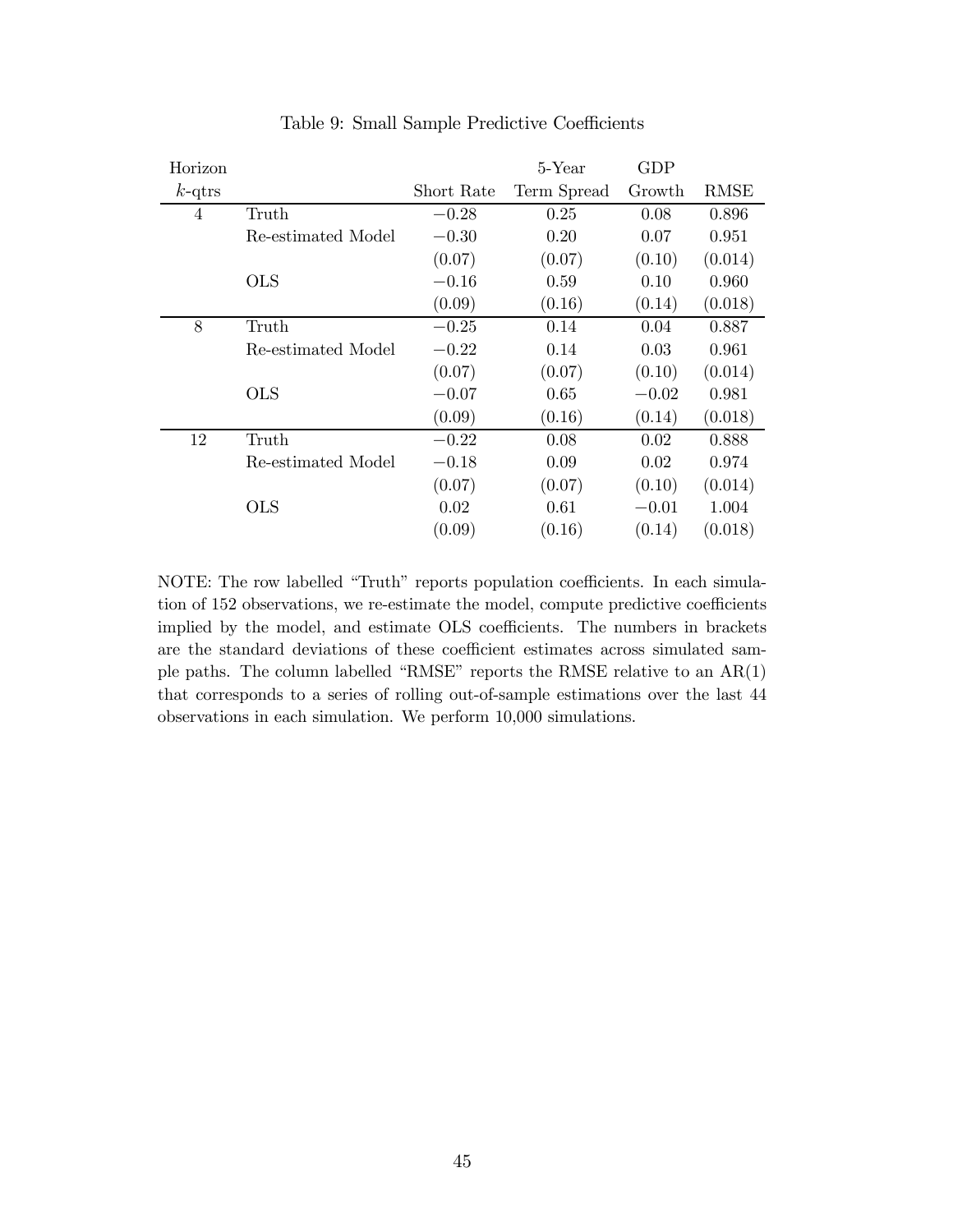Table 9: Small Sample Predictive Coefficients

| Horizon $k$-qtrs | | Short Rate | 5-Year Term Spread | GDP Growth | RMSE |
|---|---|---|---|---|---|
| 4 | Truth | $-0.28$ | 0.25 | 0.08 | 0.896 |
| | Re-estimated Model | $-0.30$ | 0.20 | 0.07 | 0.951 |
| | | (0.07) | (0.07) | (0.10) | (0.014) |
| | OLS | $-0.16$ | 0.59 | 0.10 | 0.960 |
| | | (0.09) | (0.16) | (0.14) | (0.018) |
| 8 | Truth | $-0.25$ | 0.14 | 0.04 | 0.887 |
| | Re-estimated Model | $-0.22$ | 0.14 | 0.03 | 0.961 |
| | | (0.07) | (0.07) | (0.10) | (0.014) |
| | OLS | $-0.07$ | 0.65 | $-0.02$ | 0.981 |
| | | (0.09) | (0.16) | (0.14) | (0.018) |
| 12 | Truth | $-0.22$ | 0.08 | 0.02 | 0.888 |
| | Re-estimated Model | $-0.18$ | 0.09 | 0.02 | 0.974 |
| | | (0.07) | (0.07) | (0.10) | (0.014) |
| | OLS | 0.02 | 0.61 | $-0.01$ | 1.004 |
| | | (0.09) | (0.16) | (0.14) | (0.018) |

NOTE: The row labelled "Truth" reports population coefficients. In each simulation of 152 observations, we re-estimate the model, compute predictive coefficients implied by the model, and estimate OLS coefficients. The numbers in brackets are the standard deviations of these coefficient estimates across simulated sample paths. The column labelled "RMSE" reports the RMSE relative to an AR(1) that corresponds to a series of rolling out-of-sample estimations over the last 44 observations in each simulation. We perform 10,000 simulations.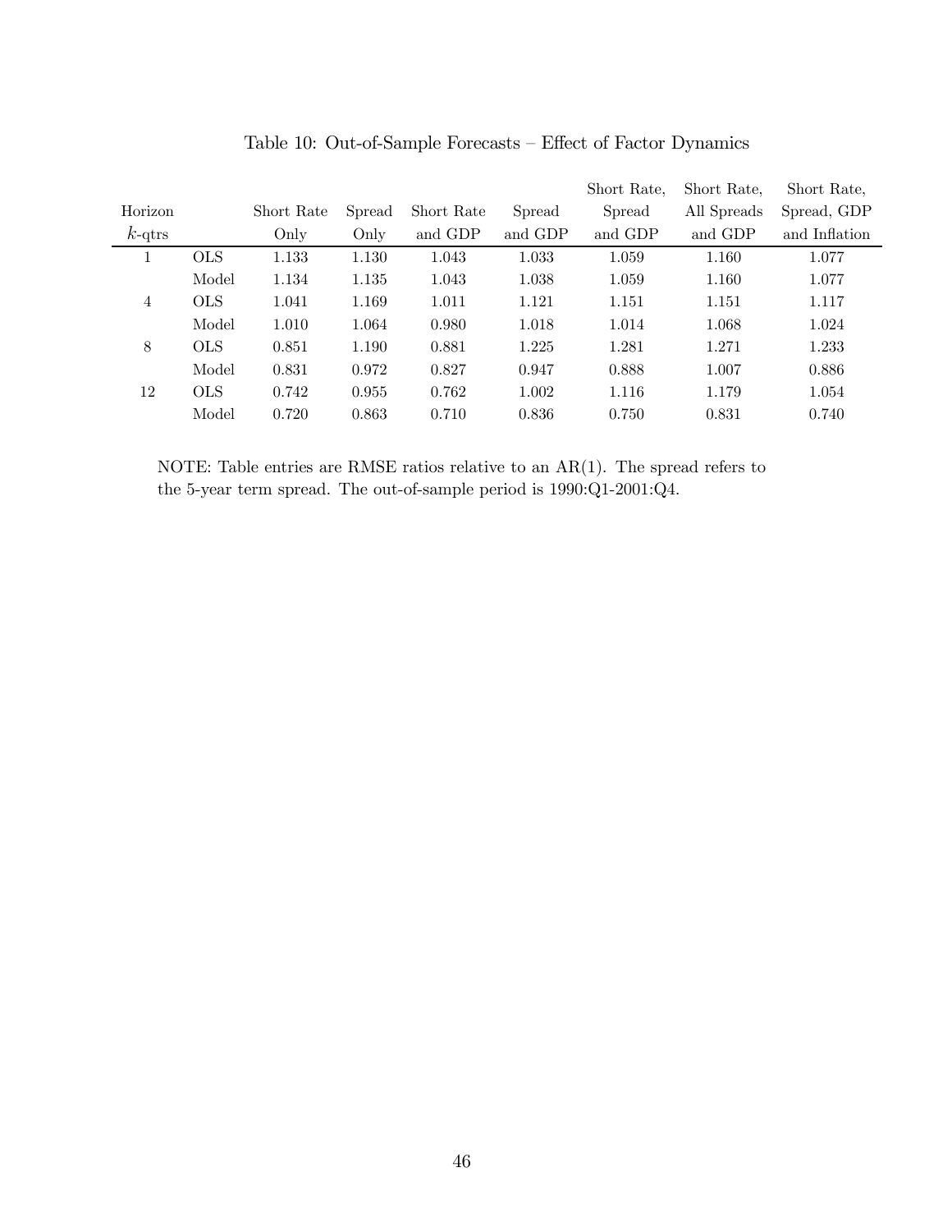Table 10: Out-of-Sample Forecasts – Effect of Factor Dynamics

| Horizon $k$-qtrs | | Short Rate Only | Spread Only | Short Rate and GDP | Spread and GDP | Short Rate, Spread and GDP | Short Rate, All Spreads and GDP | Short Rate, Spread, GDP and Inflation |
|---|---|---|---|---|---|---|---|---|
| 1 | OLS | 1.133 | 1.130 | 1.043 | 1.033 | 1.059 | 1.160 | 1.077 |
| | Model | 1.134 | 1.135 | 1.043 | 1.038 | 1.059 | 1.160 | 1.077 |
| 4 | OLS | 1.041 | 1.169 | 1.011 | 1.121 | 1.151 | 1.151 | 1.117 |
| | Model | 1.010 | 1.064 | 0.980 | 1.018 | 1.014 | 1.068 | 1.024 |
| 8 | OLS | 0.851 | 1.190 | 0.881 | 1.225 | 1.281 | 1.271 | 1.233 |
| | Model | 0.831 | 0.972 | 0.827 | 0.947 | 0.888 | 1.007 | 0.886 |
| 12 | OLS | 0.742 | 0.955 | 0.762 | 1.002 | 1.116 | 1.179 | 1.054 |
| | Model | 0.720 | 0.863 | 0.710 | 0.836 | 0.750 | 0.831 | 0.740 |

NOTE: Table entries are RMSE ratios relative to an AR(1). The spread refers to the 5-year term spread. The out-of-sample period is 1990:Q1-2001:Q4.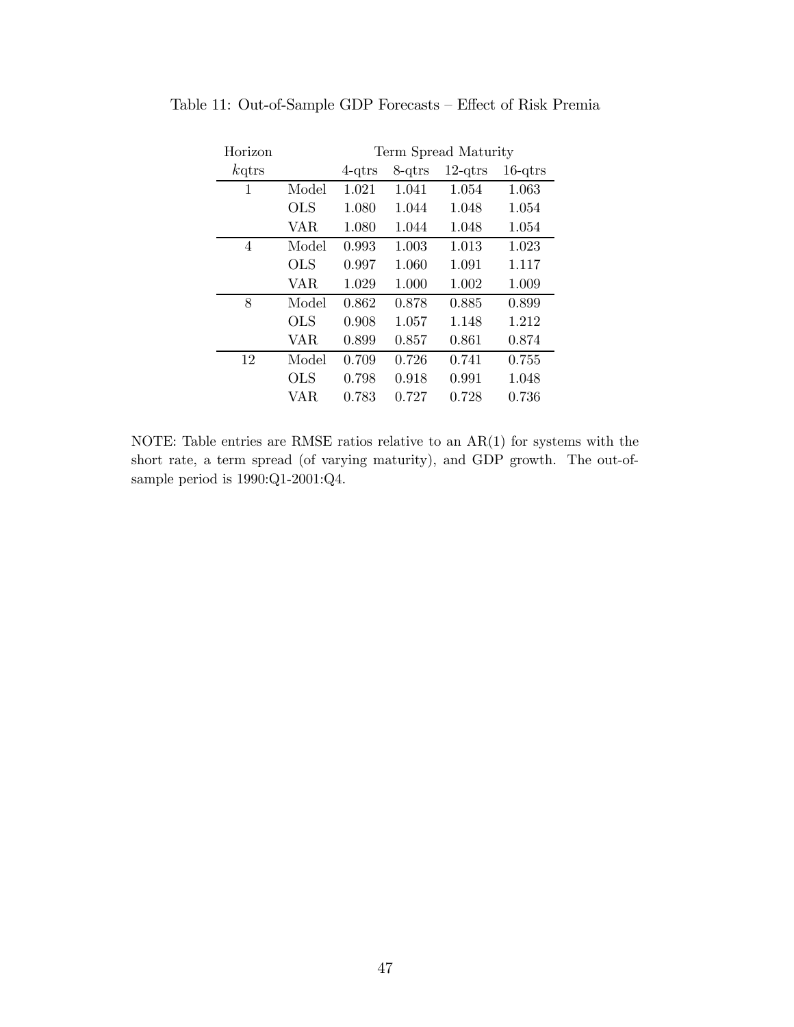Table 11: Out-of-Sample GDP Forecasts – Effect of Risk Premia

| Horizon | | Term Spread Maturity | | | |
|---|---|---|---|---|---|
| $k$qtrs | | 4-qtrs | 8-qtrs | 12-qtrs | 16-qtrs |
| 1 | Model | 1.021 | 1.041 | 1.054 | 1.063 |
| | OLS | 1.080 | 1.044 | 1.048 | 1.054 |
| | VAR | 1.080 | 1.044 | 1.048 | 1.054 |
| 4 | Model | 0.993 | 1.003 | 1.013 | 1.023 |
| | OLS | 0.997 | 1.060 | 1.091 | 1.117 |
| | VAR | 1.029 | 1.000 | 1.002 | 1.009 |
| 8 | Model | 0.862 | 0.878 | 0.885 | 0.899 |
| | OLS | 0.908 | 1.057 | 1.148 | 1.212 |
| | VAR | 0.899 | 0.857 | 0.861 | 0.874 |
| 12 | Model | 0.709 | 0.726 | 0.741 | 0.755 |
| | OLS | 0.798 | 0.918 | 0.991 | 1.048 |
| | VAR | 0.783 | 0.727 | 0.728 | 0.736 |

NOTE: Table entries are RMSE ratios relative to an AR(1) for systems with the short rate, a term spread (of varying maturity), and GDP growth. The out-of-sample period is 1990:Q1-2001:Q4.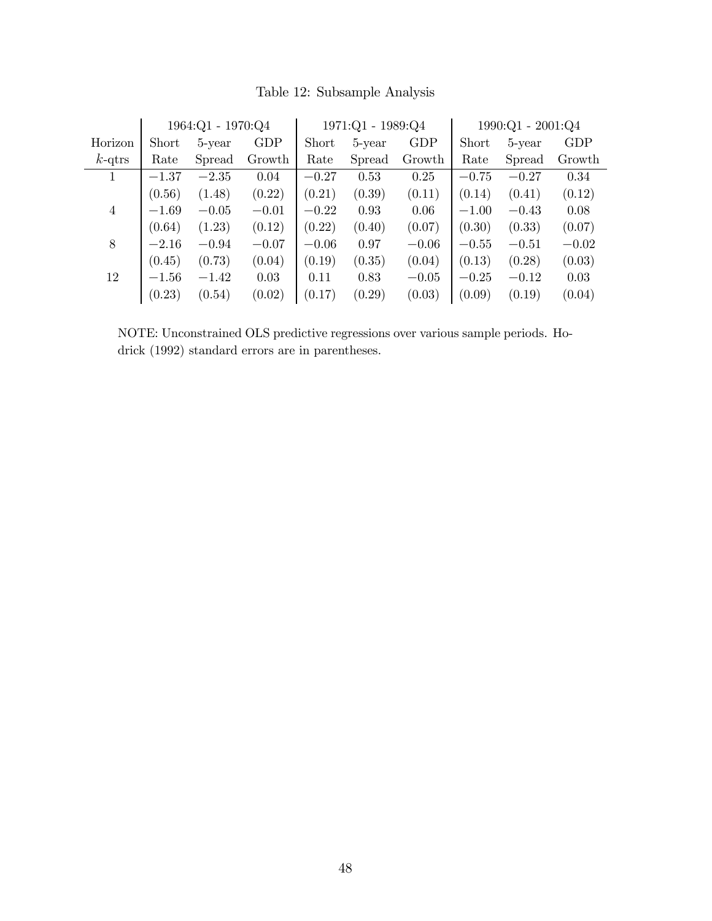Table 12: Subsample Analysis

| Horizon | 1964:Q1 - 1970:Q4 | | | 1971:Q1 - 1989:Q4 | | | 1990:Q1 - 2001:Q4 | | |
|---|---|---|---|---|---|---|---|---|---|
| $k$-qtrs | Short Rate | 5-year Spread | GDP Growth | Short Rate | 5-year Spread | GDP Growth | Short Rate | 5-year Spread | GDP Growth |
| 1 | $-1.37$ | $-2.35$ | 0.04 | $-0.27$ | 0.53 | 0.25 | $-0.75$ | $-0.27$ | 0.34 |
| | (0.56) | (1.48) | (0.22) | (0.21) | (0.39) | (0.11) | (0.14) | (0.41) | (0.12) |
| 4 | $-1.69$ | $-0.05$ | $-0.01$ | $-0.22$ | 0.93 | 0.06 | $-1.00$ | $-0.43$ | 0.08 |
| | (0.64) | (1.23) | (0.12) | (0.22) | (0.40) | (0.07) | (0.30) | (0.33) | (0.07) |
| 8 | $-2.16$ | $-0.94$ | $-0.07$ | $-0.06$ | 0.97 | $-0.06$ | $-0.55$ | $-0.51$ | $-0.02$ |
| | (0.45) | (0.73) | (0.04) | (0.19) | (0.35) | (0.04) | (0.13) | (0.28) | (0.03) |
| 12 | $-1.56$ | $-1.42$ | 0.03 | 0.11 | 0.83 | $-0.05$ | $-0.25$ | $-0.12$ | 0.03 |
| | (0.23) | (0.54) | (0.02) | (0.17) | (0.29) | (0.03) | (0.09) | (0.19) | (0.04) |

NOTE: Unconstrained OLS predictive regressions over various sample periods. Hodrick (1992) standard errors are in parentheses.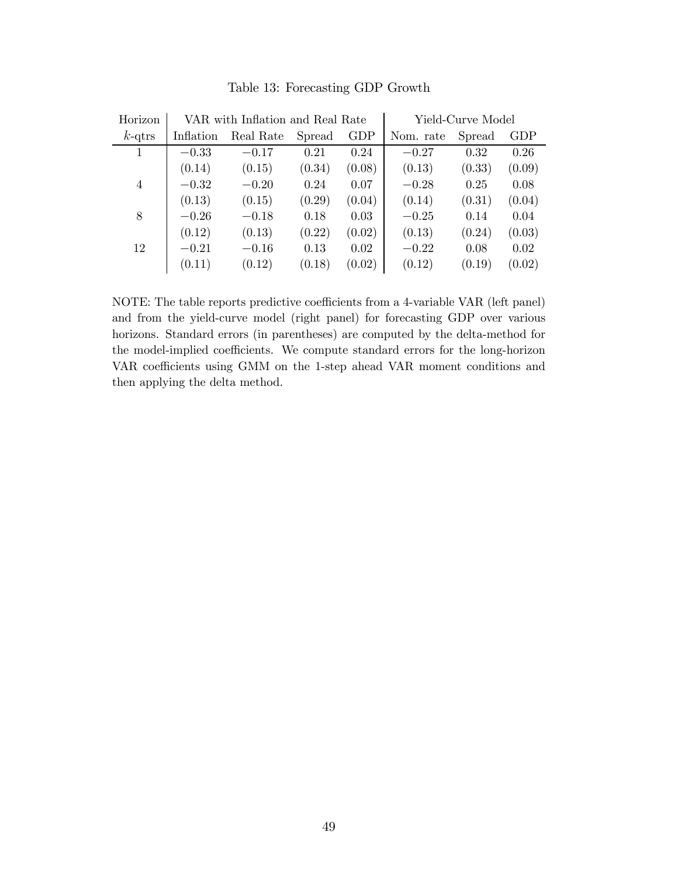Table 13: Forecasting GDP Growth

| Horizon | VAR with Inflation and Real Rate | | | | Yield-Curve Model | | |
|---|---|---|---|---|---|---|---|
| $k$-qtrs | Inflation | Real Rate | Spread | GDP | Nom. rate | Spread | GDP |
| 1 | $-0.33$ | $-0.17$ | 0.21 | 0.24 | $-0.27$ | 0.32 | 0.26 |
| | (0.14) | (0.15) | (0.34) | (0.08) | (0.13) | (0.33) | (0.09) |
| 4 | $-0.32$ | $-0.20$ | 0.24 | 0.07 | $-0.28$ | 0.25 | 0.08 |
| | (0.13) | (0.15) | (0.29) | (0.04) | (0.14) | (0.31) | (0.04) |
| 8 | $-0.26$ | $-0.18$ | 0.18 | 0.03 | $-0.25$ | 0.14 | 0.04 |
| | (0.12) | (0.13) | (0.22) | (0.02) | (0.13) | (0.24) | (0.03) |
| 12 | $-0.21$ | $-0.16$ | 0.13 | 0.02 | $-0.22$ | 0.08 | 0.02 |
| | (0.11) | (0.12) | (0.18) | (0.02) | (0.12) | (0.19) | (0.02) |

NOTE: The table reports predictive coefficients from a 4-variable VAR (left panel) and from the yield-curve model (right panel) for forecasting GDP over various horizons. Standard errors (in parentheses) are computed by the delta-method for the model-implied coefficients. We compute standard errors for the long-horizon VAR coefficients using GMM on the 1-step ahead VAR moment conditions and then applying the delta method.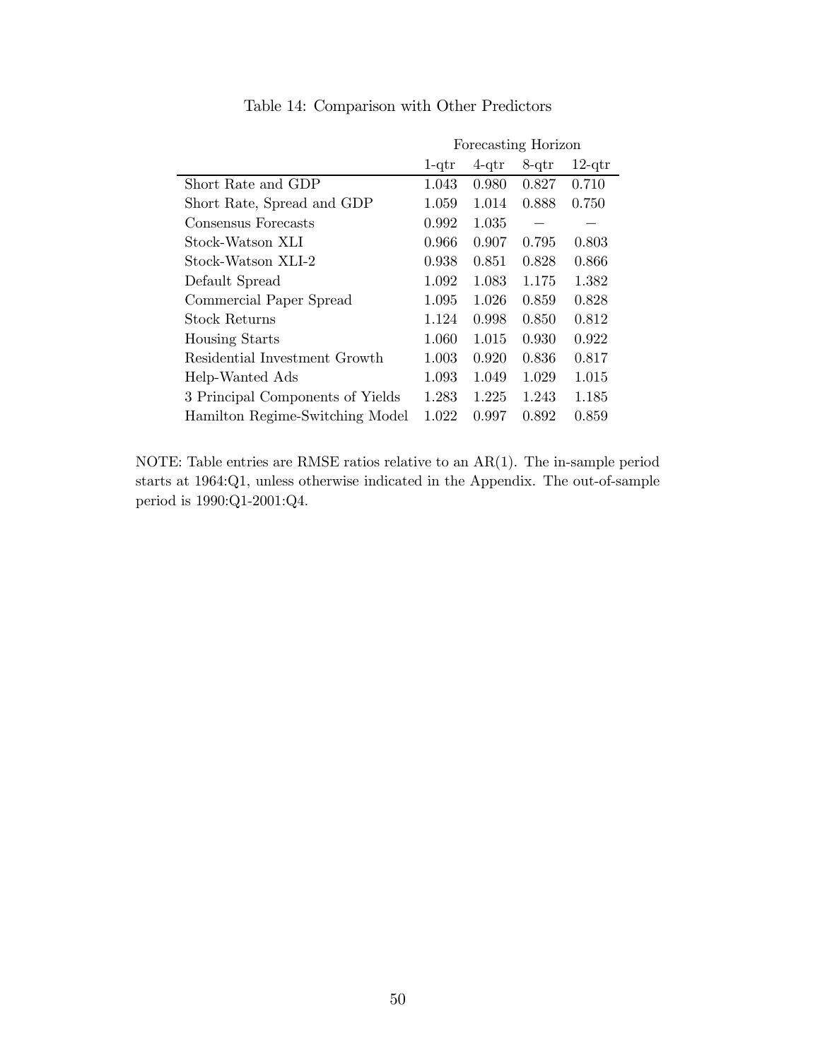Table 14: Comparison with Other Predictors

| | Forecasting Horizon | | | |
|---|---|---|---|---|
| | 1-qtr | 4-qtr | 8-qtr | 12-qtr |
| Short Rate and GDP | 1.043 | 0.980 | 0.827 | 0.710 |
| Short Rate, Spread and GDP | 1.059 | 1.014 | 0.888 | 0.750 |
| Consensus Forecasts | 0.992 | 1.035 | – | – |
| Stock-Watson XLI | 0.966 | 0.907 | 0.795 | 0.803 |
| Stock-Watson XLI-2 | 0.938 | 0.851 | 0.828 | 0.866 |
| Default Spread | 1.092 | 1.083 | 1.175 | 1.382 |
| Commercial Paper Spread | 1.095 | 1.026 | 0.859 | 0.828 |
| Stock Returns | 1.124 | 0.998 | 0.850 | 0.812 |
| Housing Starts | 1.060 | 1.015 | 0.930 | 0.922 |
| Residential Investment Growth | 1.003 | 0.920 | 0.836 | 0.817 |
| Help-Wanted Ads | 1.093 | 1.049 | 1.029 | 1.015 |
| 3 Principal Components of Yields | 1.283 | 1.225 | 1.243 | 1.185 |
| Hamilton Regime-Switching Model | 1.022 | 0.997 | 0.892 | 0.859 |

NOTE: Table entries are RMSE ratios relative to an AR(1). The in-sample period starts at 1964:Q1, unless otherwise indicated in the Appendix. The out-of-sample period is 1990:Q1-2001:Q4.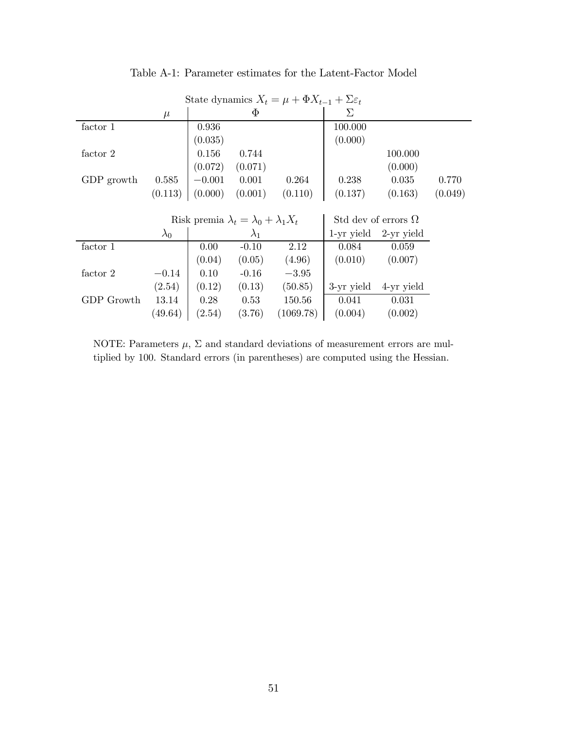Table A-1: Parameter estimates for the Latent-Factor Model

| | State dynamics $X_t = \mu + \Phi X_{t-1} + \Sigma\varepsilon_t$ | | | | | | |
|---|---|---|---|---|---|---|---|
| | $\mu$ | $\Phi$ | | | $\Sigma$ | | |
| factor 1 | | 0.936 | | | 100.000 | | |
| | | (0.035) | | | (0.000) | | |
| factor 2 | | 0.156 | 0.744 | | | 100.000 | |
| | | (0.072) | (0.071) | | | (0.000) | |
| GDP growth | 0.585 | $-0.001$ | 0.001 | 0.264 | 0.238 | 0.035 | 0.770 |
| | (0.113) | (0.000) | (0.001) | (0.110) | (0.137) | (0.163) | (0.049) |

| | Risk premia $\lambda_t = \lambda_0 + \lambda_1 X_t$ | | | | Std dev of errors $\Omega$ | |
|---|---|---|---|---|---|---|
| | $\lambda_0$ | $\lambda_1$ | | | 1-yr yield | 2-yr yield |
| factor 1 | | 0.00 | -0.10 | 2.12 | 0.084 | 0.059 |
| | | (0.04) | (0.05) | (4.96) | (0.010) | (0.007) |
| factor 2 | $-0.14$ | 0.10 | -0.16 | $-3.95$ | | |
| | (2.54) | (0.12) | (0.13) | (50.85) | 3-yr yield | 4-yr yield |
| GDP Growth | 13.14 | 0.28 | 0.53 | 150.56 | 0.041 | 0.031 |
| | (49.64) | (2.54) | (3.76) | (1069.78) | (0.004) | (0.002) |

NOTE: Parameters $\mu$, $\Sigma$ and standard deviations of measurement errors are multiplied by 100. Standard errors (in parentheses) are computed using the Hessian.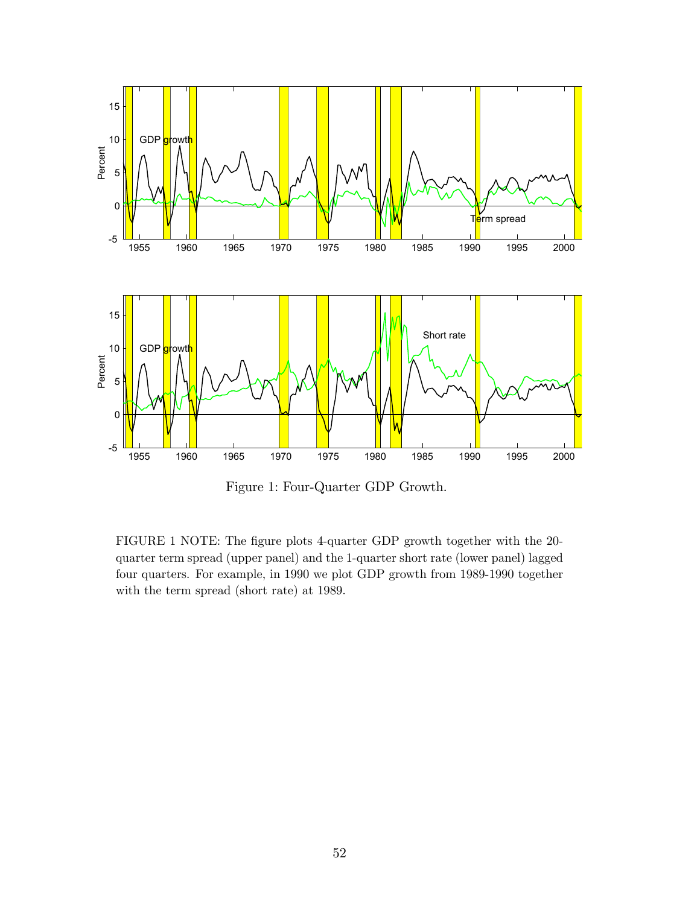Figure 1: Four-Quarter GDP Growth.

FIGURE 1 NOTE: The figure plots 4-quarter GDP growth together with the 20-quarter term spread (upper panel) and the 1-quarter short rate (lower panel) lagged four quarters. For example, in 1990 we plot GDP growth from 1989-1990 together with the term spread (short rate) at 1989.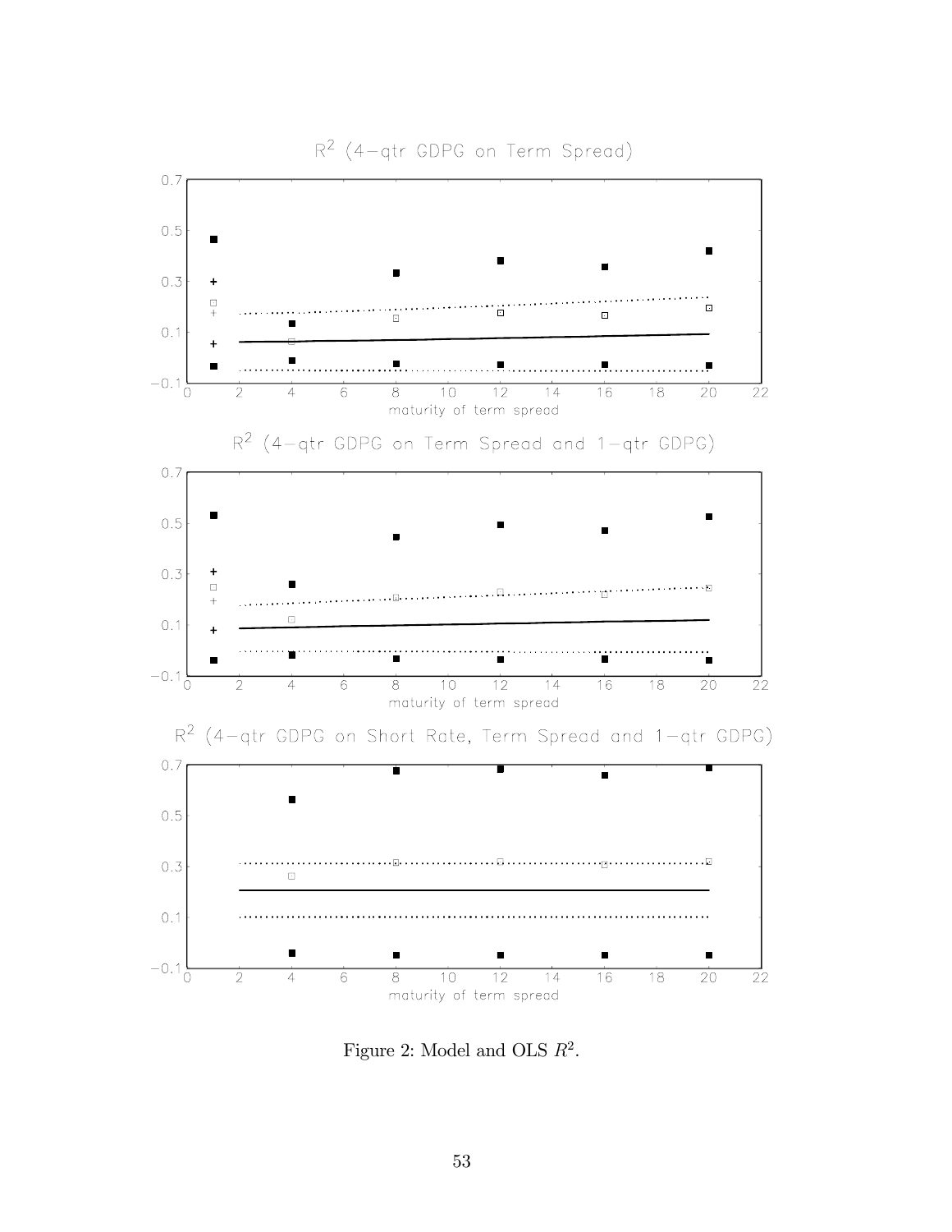R$^2$ (4−qtr GDPG on Term Spread)

R$^2$ (4−qtr GDPG on Term Spread and 1−qtr GDPG)

R$^2$ (4−qtr GDPG on Short Rate, Term Spread and 1−qtr GDPG)

Figure 2: Model and OLS $R^2$.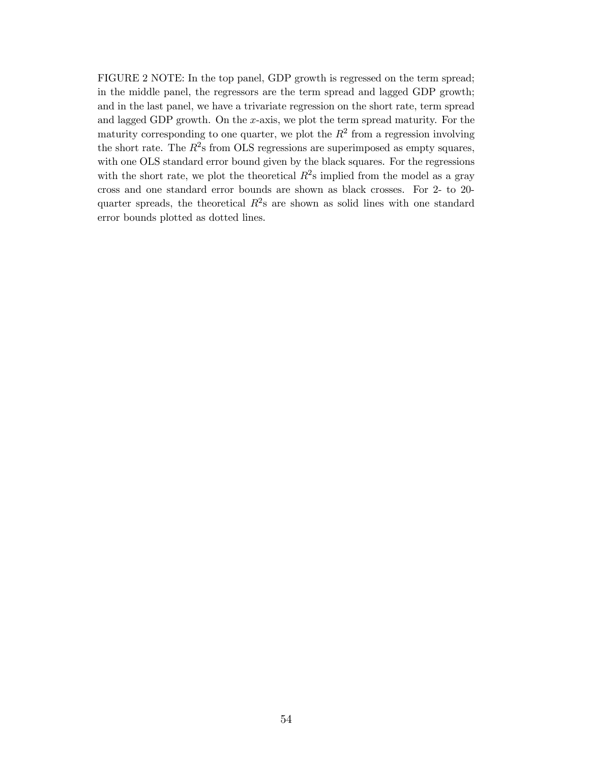FIGURE 2 NOTE: In the top panel, GDP growth is regressed on the term spread; in the middle panel, the regressors are the term spread and lagged GDP growth; and in the last panel, we have a trivariate regression on the short rate, term spread and lagged GDP growth. On the $x$-axis, we plot the term spread maturity. For the maturity corresponding to one quarter, we plot the $R^2$ from a regression involving the short rate. The $R^2$s from OLS regressions are superimposed as empty squares, with one OLS standard error bound given by the black squares. For the regressions with the short rate, we plot the theoretical $R^2$s implied from the model as a gray cross and one standard error bounds are shown as black crosses. For 2- to 20-quarter spreads, the theoretical $R^2$s are shown as solid lines with one standard error bounds plotted as dotted lines.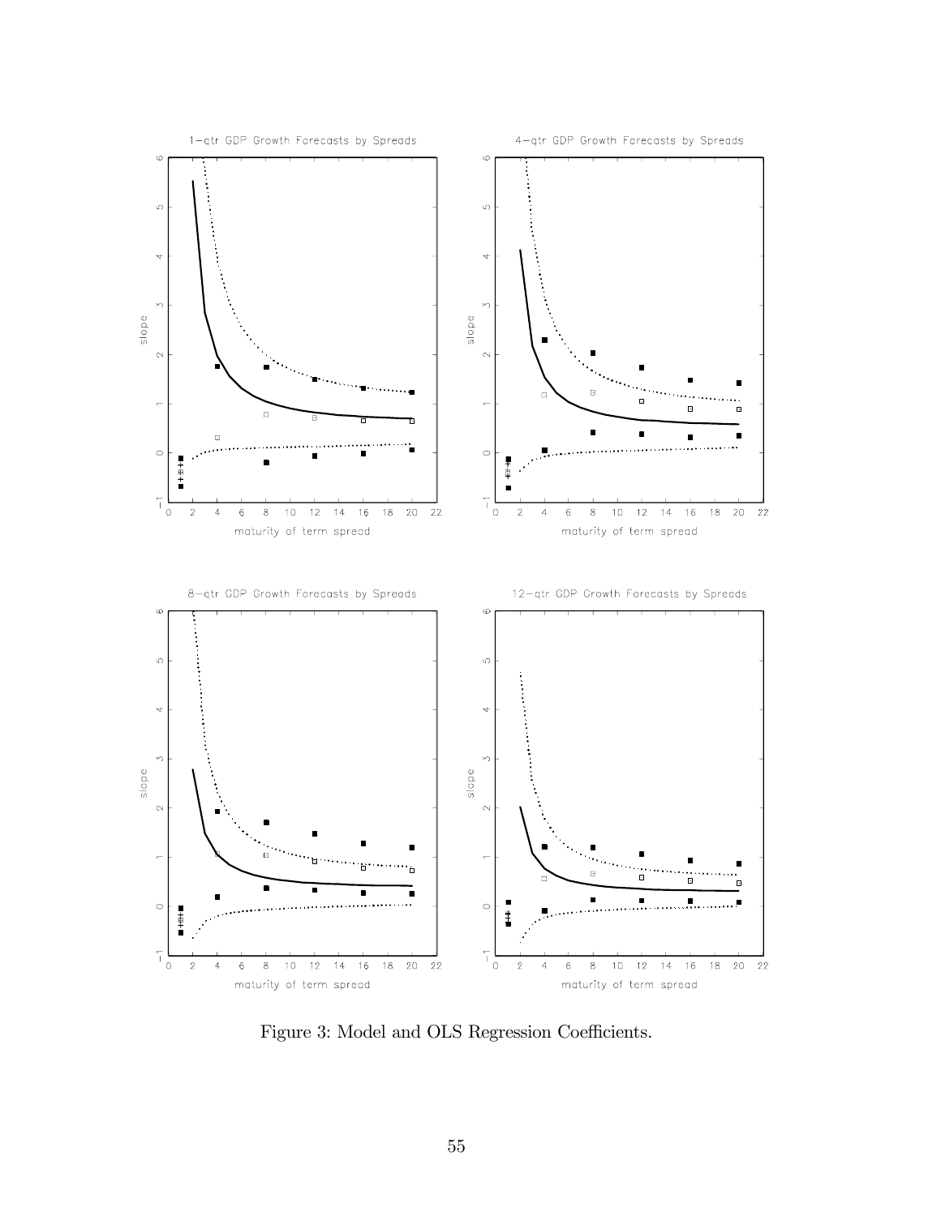1−qtr GDP Growth Forecasts by Spreads

4−qtr GDP Growth Forecasts by Spreads

8−qtr GDP Growth Forecasts by Spreads

12−qtr GDP Growth Forecasts by Spreads

Figure 3: Model and OLS Regression Coefficients.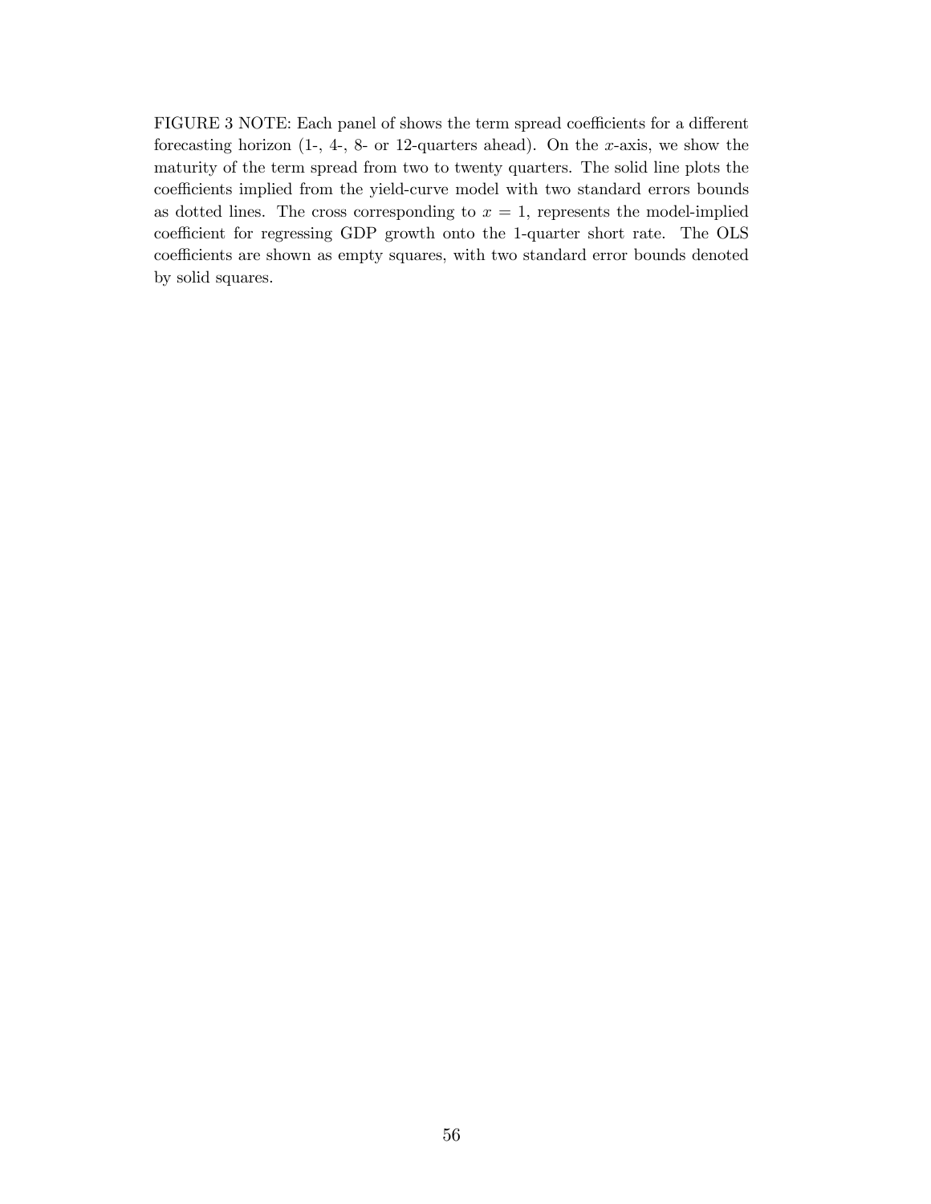FIGURE 3 NOTE: Each panel of shows the term spread coefficients for a different forecasting horizon (1-, 4-, 8- or 12-quarters ahead). On the $x$-axis, we show the maturity of the term spread from two to twenty quarters. The solid line plots the coefficients implied from the yield-curve model with two standard errors bounds as dotted lines. The cross corresponding to $x = 1$, represents the model-implied coefficient for regressing GDP growth onto the 1-quarter short rate. The OLS coefficients are shown as empty squares, with two standard error bounds denoted by solid squares.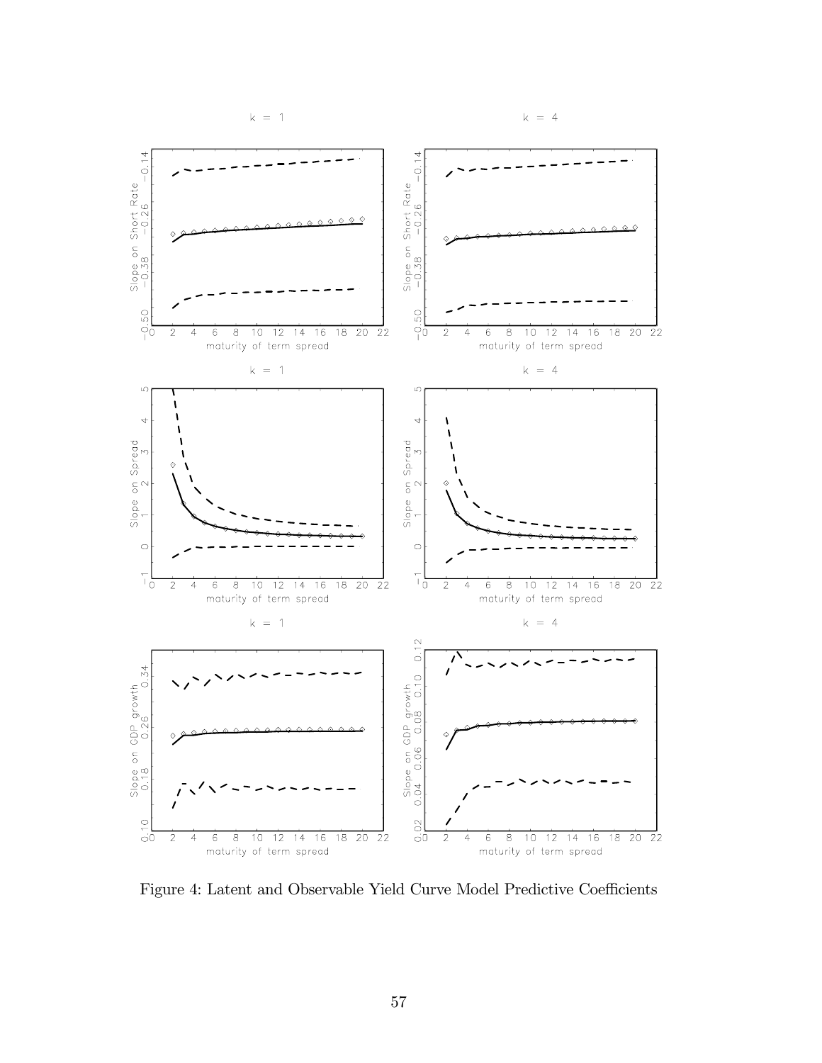Figure 4: Latent and Observable Yield Curve Model Predictive Coefficients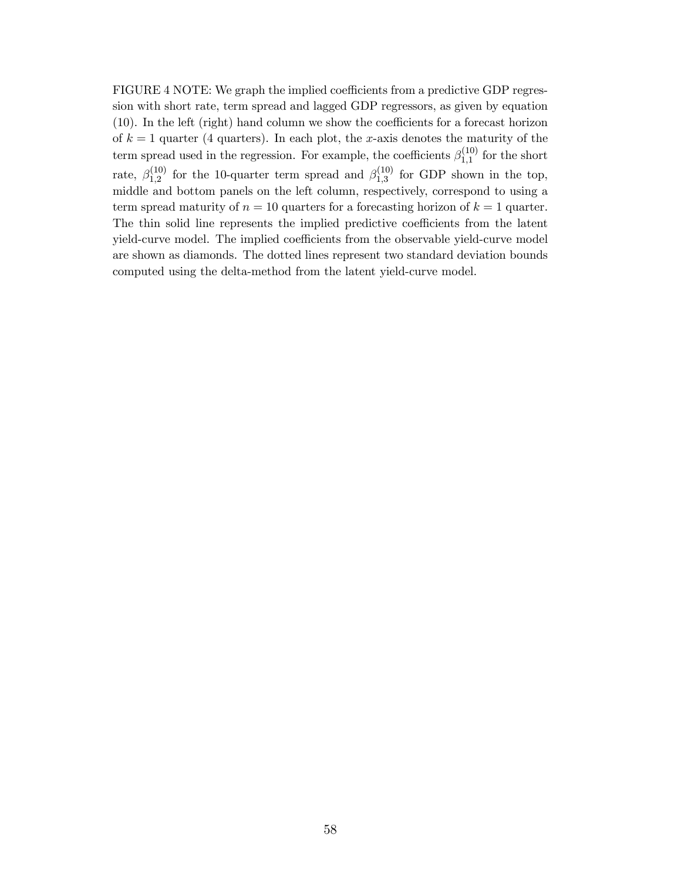FIGURE 4 NOTE: We graph the implied coefficients from a predictive GDP regression with short rate, term spread and lagged GDP regressors, as given by equation (10). In the left (right) hand column we show the coefficients for a forecast horizon of $k = 1$ quarter (4 quarters). In each plot, the $x$-axis denotes the maturity of the term spread used in the regression. For example, the coefficients $\beta_{1,1}^{(10)}$ for the short rate, $\beta_{1,2}^{(10)}$ for the 10-quarter term spread and $\beta_{1,3}^{(10)}$ for GDP shown in the top, middle and bottom panels on the left column, respectively, correspond to using a term spread maturity of $n = 10$ quarters for a forecasting horizon of $k = 1$ quarter. The thin solid line represents the implied predictive coefficients from the latent yield-curve model. The implied coefficients from the observable yield-curve model are shown as diamonds. The dotted lines represent two standard deviation bounds computed using the delta-method from the latent yield-curve model.